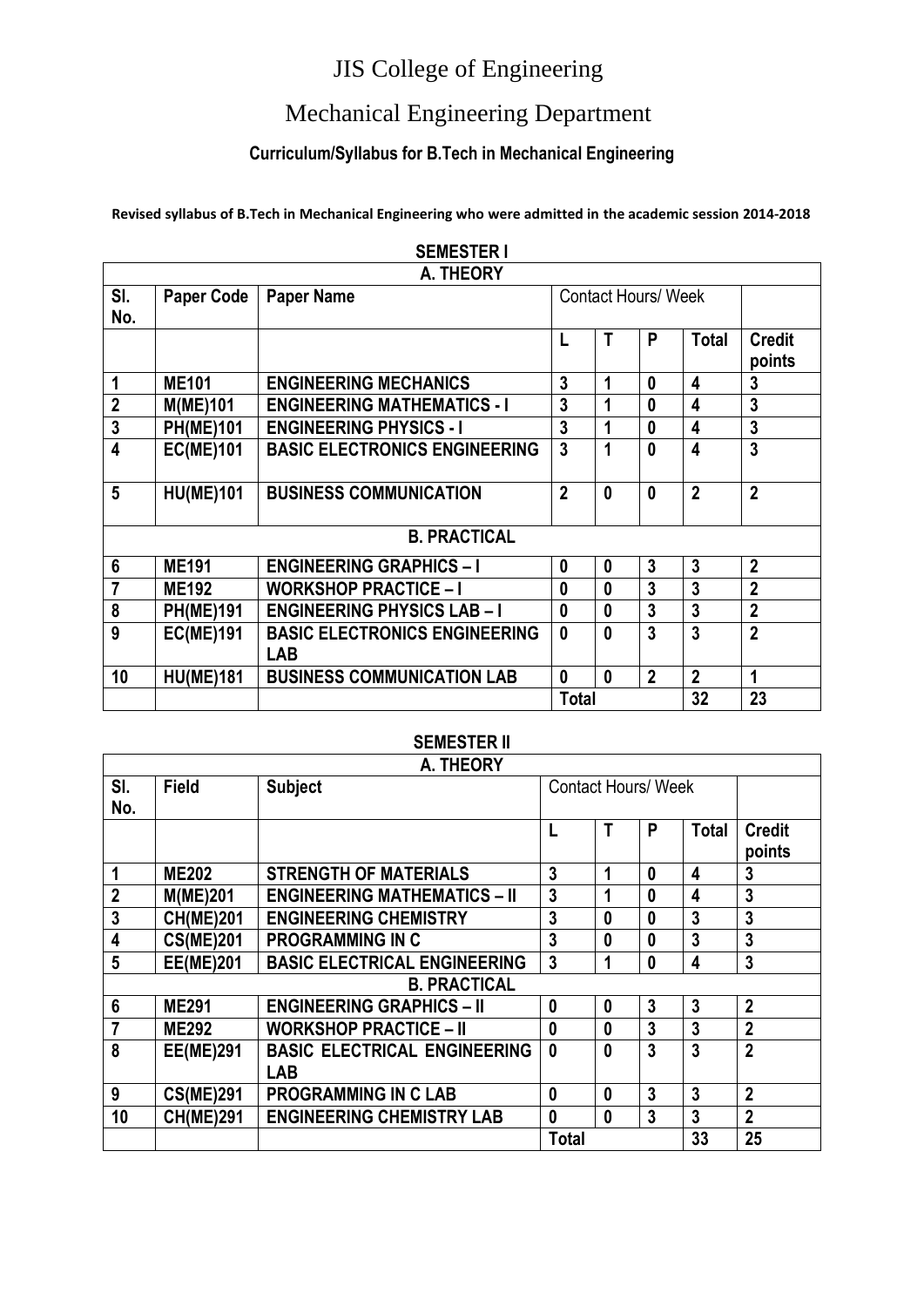# JIS College of Engineering

## Mechanical Engineering Department

### Curriculum/Syllabus for B.Tech in Mechanical Engineering

**Revised syllabus of B.Tech in Mechanical Engineering who were admitted in the academic session 2014-2018**

**SEMESTER I**

| A. THEORY | | | | | | | |
|---|---|---|---|---|---|---|---|
| **Sl. No.** | **Paper Code** | **Paper Name** | Contact Hours/ Week | | | | |
| | | | **L** | **T** | **P** | **Total** | **Credit points** |
| **1** | **ME101** | **ENGINEERING MECHANICS** | **3** | **1** | **0** | **4** | **3** |
| **2** | **M(ME)101** | **ENGINEERING MATHEMATICS - I** | **3** | **1** | **0** | **4** | **3** |
| **3** | **PH(ME)101** | **ENGINEERING PHYSICS - I** | **3** | **1** | **0** | **4** | **3** |
| **4** | **EC(ME)101** | **BASIC ELECTRONICS ENGINEERING** | **3** | **1** | **0** | **4** | **3** |
| **5** | **HU(ME)101** | **BUSINESS COMMUNICATION** | **2** | **0** | **0** | **2** | **2** |
| **B. PRACTICAL** | | | | | | | |
| **6** | **ME191** | **ENGINEERING GRAPHICS – I** | **0** | **0** | **3** | **3** | **2** |
| **7** | **ME192** | **WORKSHOP PRACTICE – I** | **0** | **0** | **3** | **3** | **2** |
| **8** | **PH(ME)191** | **ENGINEERING PHYSICS LAB – I** | **0** | **0** | **3** | **3** | **2** |
| **9** | **EC(ME)191** | **BASIC ELECTRONICS ENGINEERING LAB** | **0** | **0** | **3** | **3** | **2** |
| **10** | **HU(ME)181** | **BUSINESS COMMUNICATION LAB** | **0** | **0** | **2** | **2** | **1** |
| | | | **Total** | | | **32** | **23** |

**SEMESTER II**

| A. THEORY | | | | | | | |
|---|---|---|---|---|---|---|---|
| **Sl. No.** | **Field** | **Subject** | Contact Hours/ Week | | | | |
| | | | **L** | **T** | **P** | **Total** | **Credit points** |
| **1** | **ME202** | **STRENGTH OF MATERIALS** | **3** | **1** | **0** | **4** | **3** |
| **2** | **M(ME)201** | **ENGINEERING MATHEMATICS – II** | **3** | **1** | **0** | **4** | **3** |
| **3** | **CH(ME)201** | **ENGINEERING CHEMISTRY** | **3** | **0** | **0** | **3** | **3** |
| **4** | **CS(ME)201** | **PROGRAMMING IN C** | **3** | **0** | **0** | **3** | **3** |
| **5** | **EE(ME)201** | **BASIC ELECTRICAL ENGINEERING** | **3** | **1** | **0** | **4** | **3** |
| **B. PRACTICAL** | | | | | | | |
| **6** | **ME291** | **ENGINEERING GRAPHICS – II** | **0** | **0** | **3** | **3** | **2** |
| **7** | **ME292** | **WORKSHOP PRACTICE – II** | **0** | **0** | **3** | **3** | **2** |
| **8** | **EE(ME)291** | **BASIC ELECTRICAL ENGINEERING LAB** | **0** | **0** | **3** | **3** | **2** |
| **9** | **CS(ME)291** | **PROGRAMMING IN C LAB** | **0** | **0** | **3** | **3** | **2** |
| **10** | **CH(ME)291** | **ENGINEERING CHEMISTRY LAB** | **0** | **0** | **3** | **3** | **2** |
| | | | **Total** | | | **33** | **25** |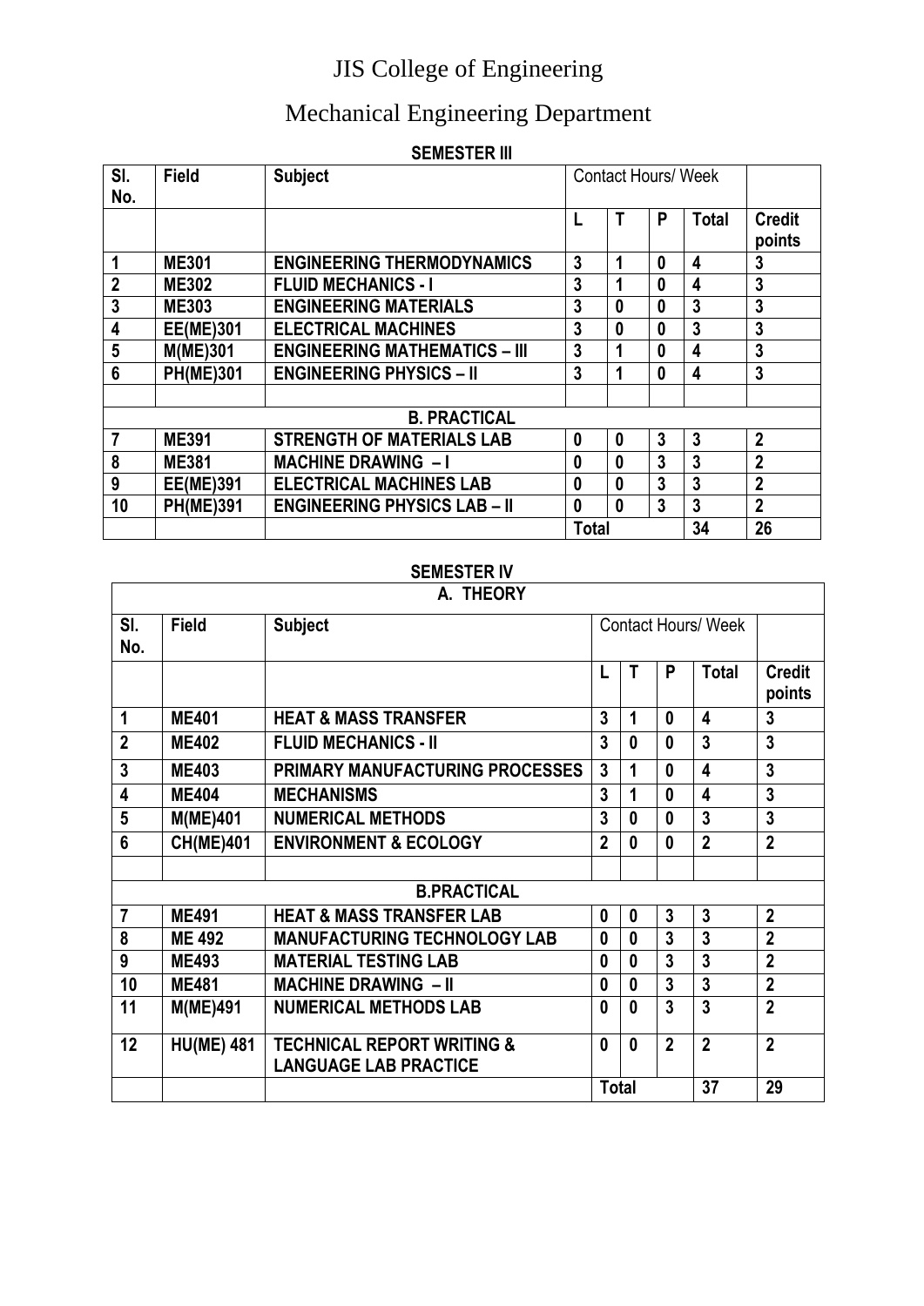# JIS College of Engineering

## Mechanical Engineering Department

### SEMESTER III

| Sl. No. | Field | Subject | Contact Hours/ Week | | | | |
|---|---|---|---|---|---|---|---|
| | | | L | T | P | Total | Credit points |
| 1 | ME301 | ENGINEERING THERMODYNAMICS | 3 | 1 | 0 | 4 | 3 |
| 2 | ME302 | FLUID MECHANICS - I | 3 | 1 | 0 | 4 | 3 |
| 3 | ME303 | ENGINEERING MATERIALS | 3 | 0 | 0 | 3 | 3 |
| 4 | EE(ME)301 | ELECTRICAL MACHINES | 3 | 0 | 0 | 3 | 3 |
| 5 | M(ME)301 | ENGINEERING MATHEMATICS – III | 3 | 1 | 0 | 4 | 3 |
| 6 | PH(ME)301 | ENGINEERING PHYSICS – II | 3 | 1 | 0 | 4 | 3 |
| | | | | | | | |
| **B. PRACTICAL** | | | | | | | |
| 7 | ME391 | STRENGTH OF MATERIALS LAB | 0 | 0 | 3 | 3 | 2 |
| 8 | ME381 | MACHINE DRAWING – I | 0 | 0 | 3 | 3 | 2 |
| 9 | EE(ME)391 | ELECTRICAL MACHINES LAB | 0 | 0 | 3 | 3 | 2 |
| 10 | PH(ME)391 | ENGINEERING PHYSICS LAB – II | 0 | 0 | 3 | 3 | 2 |
| | | | Total | | | 34 | 26 |

### SEMESTER IV

| A. THEORY | | | | | | | |
|---|---|---|---|---|---|---|---|
| Sl. No. | Field | Subject | Contact Hours/ Week | | | | |
| | | | L | T | P | Total | Credit points |
| 1 | ME401 | HEAT & MASS TRANSFER | 3 | 1 | 0 | 4 | 3 |
| 2 | ME402 | FLUID MECHANICS - II | 3 | 0 | 0 | 3 | 3 |
| 3 | ME403 | PRIMARY MANUFACTURING PROCESSES | 3 | 1 | 0 | 4 | 3 |
| 4 | ME404 | MECHANISMS | 3 | 1 | 0 | 4 | 3 |
| 5 | M(ME)401 | NUMERICAL METHODS | 3 | 0 | 0 | 3 | 3 |
| 6 | CH(ME)401 | ENVIRONMENT & ECOLOGY | 2 | 0 | 0 | 2 | 2 |
| | | | | | | | |
| **B.PRACTICAL** | | | | | | | |
| 7 | ME491 | HEAT & MASS TRANSFER LAB | 0 | 0 | 3 | 3 | 2 |
| 8 | ME 492 | MANUFACTURING TECHNOLOGY LAB | 0 | 0 | 3 | 3 | 2 |
| 9 | ME493 | MATERIAL TESTING LAB | 0 | 0 | 3 | 3 | 2 |
| 10 | ME481 | MACHINE DRAWING – II | 0 | 0 | 3 | 3 | 2 |
| 11 | M(ME)491 | NUMERICAL METHODS LAB | 0 | 0 | 3 | 3 | 2 |
| 12 | HU(ME) 481 | TECHNICAL REPORT WRITING & LANGUAGE LAB PRACTICE | 0 | 0 | 2 | 2 | 2 |
| | | | Total | | | 37 | 29 |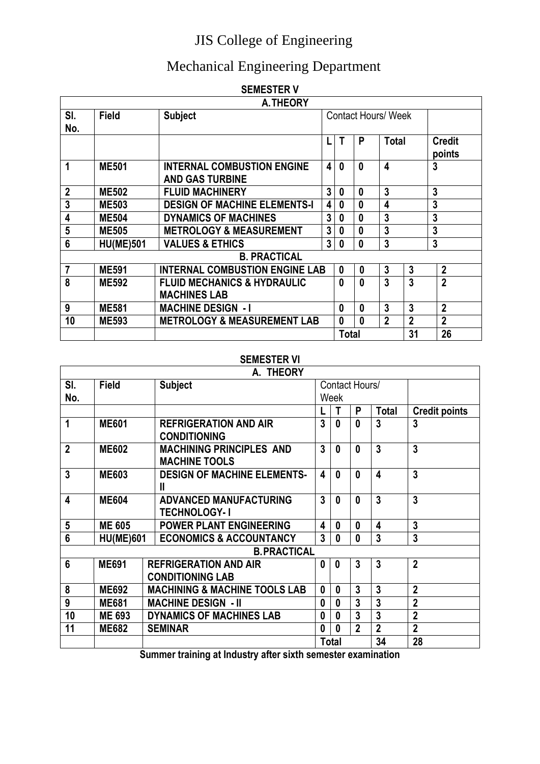# JIS College of Engineering

## Mechanical Engineering Department

### SEMESTER V

| Sl. No. | Field | Subject | L | T | P | Total | Credit points |
|---|---|---|---|---|---|---|---|
| **A. THEORY** | | | | | | | |
| | | | **Contact Hours/ Week** | | | | |
| **1** | **ME501** | **INTERNAL COMBUSTION ENGINE AND GAS TURBINE** | **4** | **0** | **0** | **4** | **3** |
| **2** | **ME502** | **FLUID MACHINERY** | **3** | **0** | **0** | **3** | **3** |
| **3** | **ME503** | **DESIGN OF MACHINE ELEMENTS-I** | **4** | **0** | **0** | **4** | **3** |
| **4** | **ME504** | **DYNAMICS OF MACHINES** | **3** | **0** | **0** | **3** | **3** |
| **5** | **ME505** | **METROLOGY & MEASUREMENT** | **3** | **0** | **0** | **3** | **3** |
| **6** | **HU(ME)501** | **VALUES & ETHICS** | **3** | **0** | **0** | **3** | **3** |
| **B. PRACTICAL** | | | | | | | |
| **7** | **ME591** | **INTERNAL COMBUSTION ENGINE LAB** | **0** | **0** | **3** | **3** | **2** |
| **8** | **ME592** | **FLUID MECHANICS & HYDRAULIC MACHINES LAB** | **0** | **0** | **3** | **3** | **2** |
| **9** | **ME581** | **MACHINE DESIGN - I** | **0** | **0** | **3** | **3** | **2** |
| **10** | **ME593** | **METROLOGY & MEASUREMENT LAB** | **0** | **0** | **2** | **2** | **2** |
| | | | **Total** | | | **31** | **26** |

### SEMESTER VI

| Sl. No. | Field | Subject | L | T | P | Total | Credit points |
|---|---|---|---|---|---|---|---|
| **A. THEORY** | | | | | | | |
| | | | **Contact Hours/ Week** | | | | |
| **1** | **ME601** | **REFRIGERATION AND AIR CONDITIONING** | **3** | **0** | **0** | **3** | **3** |
| **2** | **ME602** | **MACHINING PRINCIPLES AND MACHINE TOOLS** | **3** | **0** | **0** | **3** | **3** |
| **3** | **ME603** | **DESIGN OF MACHINE ELEMENTS-II** | **4** | **0** | **0** | **4** | **3** |
| **4** | **ME604** | **ADVANCED MANUFACTURING TECHNOLOGY- I** | **3** | **0** | **0** | **3** | **3** |
| **5** | **ME 605** | **POWER PLANT ENGINEERING** | **4** | **0** | **0** | **4** | **3** |
| **6** | **HU(ME)601** | **ECONOMICS & ACCOUNTANCY** | **3** | **0** | **0** | **3** | **3** |
| **B. PRACTICAL** | | | | | | | |
| **6** | **ME691** | **REFRIGERATION AND AIR CONDITIONING LAB** | **0** | **0** | **3** | **3** | **2** |
| **8** | **ME692** | **MACHINING & MACHINE TOOLS LAB** | **0** | **0** | **3** | **3** | **2** |
| **9** | **ME681** | **MACHINE DESIGN - II** | **0** | **0** | **3** | **3** | **2** |
| **10** | **ME 693** | **DYNAMICS OF MACHINES LAB** | **0** | **0** | **3** | **3** | **2** |
| **11** | **ME682** | **SEMINAR** | **0** | **0** | **2** | **2** | **2** |
| | | | **Total** | | | **34** | **28** |

**Summer training at Industry after sixth semester examination**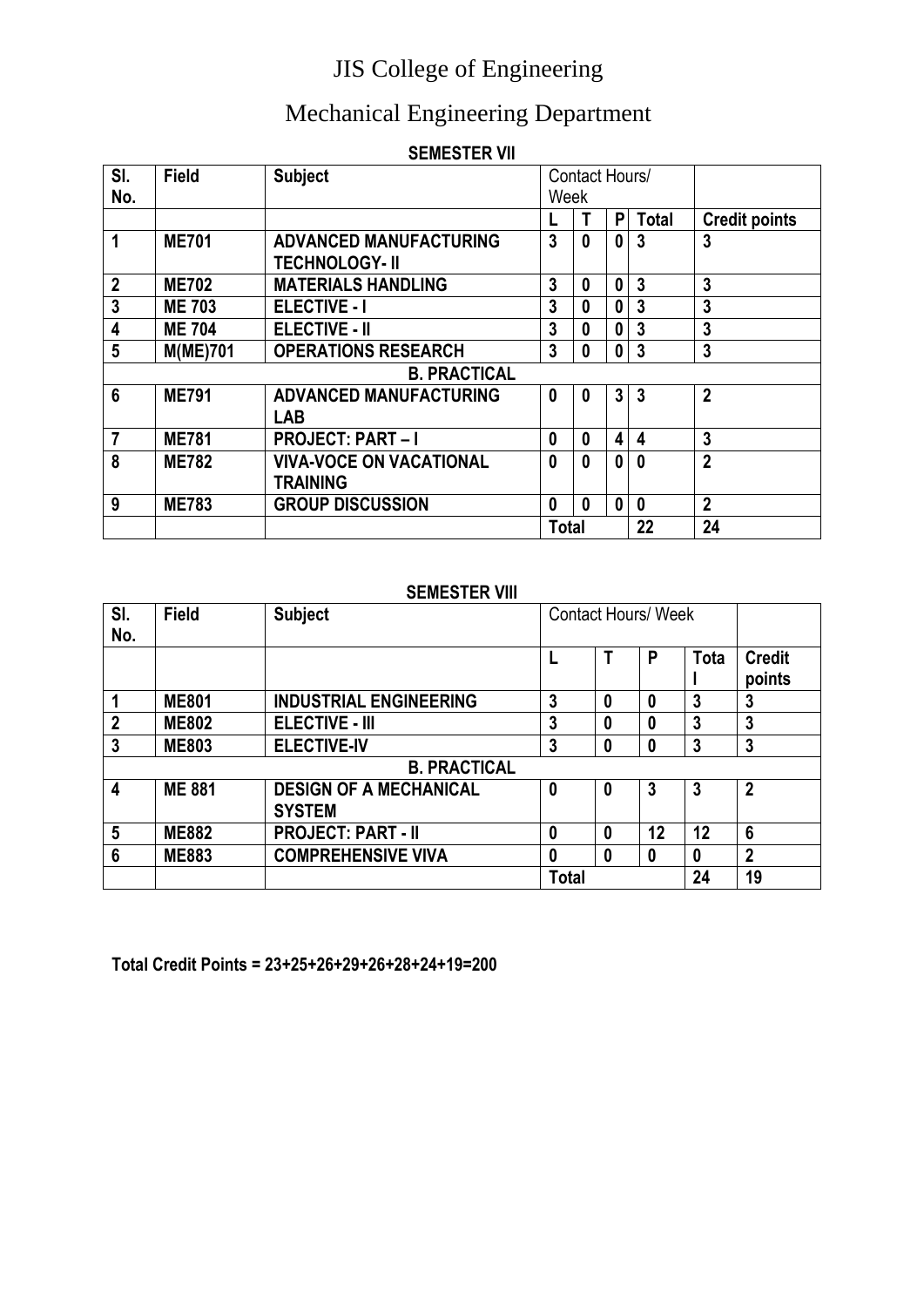# JIS College of Engineering

## Mechanical Engineering Department

**SEMESTER VII**

| Sl. No. | Field | Subject | Contact Hours/ Week | | | | |
|---|---|---|---|---|---|---|---|
| | | | **L** | **T** | **P** | **Total** | **Credit points** |
| **1** | **ME701** | **ADVANCED MANUFACTURING TECHNOLOGY- II** | **3** | **0** | **0** | **3** | **3** |
| **2** | **ME702** | **MATERIALS HANDLING** | **3** | **0** | **0** | **3** | **3** |
| **3** | **ME 703** | **ELECTIVE - I** | **3** | **0** | **0** | **3** | **3** |
| **4** | **ME 704** | **ELECTIVE - II** | **3** | **0** | **0** | **3** | **3** |
| **5** | **M(ME)701** | **OPERATIONS RESEARCH** | **3** | **0** | **0** | **3** | **3** |
| | | **B. PRACTICAL** | | | | | |
| **6** | **ME791** | **ADVANCED MANUFACTURING LAB** | **0** | **0** | **3** | **3** | **2** |
| **7** | **ME781** | **PROJECT: PART – I** | **0** | **0** | **4** | **4** | **3** |
| **8** | **ME782** | **VIVA-VOCE ON VACATIONAL TRAINING** | **0** | **0** | **0** | **0** | **2** |
| **9** | **ME783** | **GROUP DISCUSSION** | **0** | **0** | **0** | **0** | **2** |
| | | | **Total** | | | **22** | **24** |

**SEMESTER VIII**

| Sl. No. | Field | Subject | Contact Hours/ Week | | | | |
|---|---|---|---|---|---|---|---|
| | | | **L** | **T** | **P** | **Total** | **Credit points** |
| **1** | **ME801** | **INDUSTRIAL ENGINEERING** | **3** | **0** | **0** | **3** | **3** |
| **2** | **ME802** | **ELECTIVE - III** | **3** | **0** | **0** | **3** | **3** |
| **3** | **ME803** | **ELECTIVE-IV** | **3** | **0** | **0** | **3** | **3** |
| | | **B. PRACTICAL** | | | | | |
| **4** | **ME 881** | **DESIGN OF A MECHANICAL SYSTEM** | **0** | **0** | **3** | **3** | **2** |
| **5** | **ME882** | **PROJECT: PART - II** | **0** | **0** | **12** | **12** | **6** |
| **6** | **ME883** | **COMPREHENSIVE VIVA** | **0** | **0** | **0** | **0** | **2** |
| | | | **Total** | | | **24** | **19** |

**Total Credit Points = 23+25+26+29+26+28+24+19=200**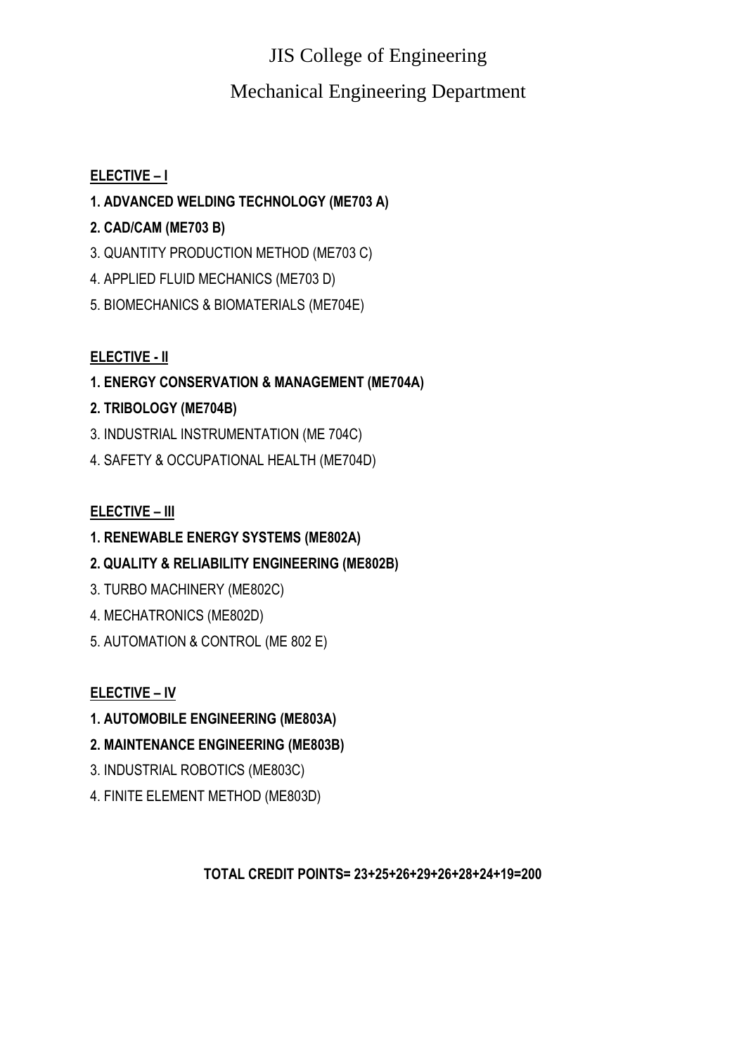# JIS College of Engineering

## Mechanical Engineering Department

**ELECTIVE – I**

**1. ADVANCED WELDING TECHNOLOGY (ME703 A)**

**2. CAD/CAM (ME703 B)**

3. QUANTITY PRODUCTION METHOD (ME703 C)

4. APPLIED FLUID MECHANICS (ME703 D)

5. BIOMECHANICS & BIOMATERIALS (ME704E)

**ELECTIVE - II**

**1. ENERGY CONSERVATION & MANAGEMENT (ME704A)**

**2. TRIBOLOGY (ME704B)**

3. INDUSTRIAL INSTRUMENTATION (ME 704C)

4. SAFETY & OCCUPATIONAL HEALTH (ME704D)

**ELECTIVE – III**

**1. RENEWABLE ENERGY SYSTEMS (ME802A)**

**2. QUALITY & RELIABILITY ENGINEERING (ME802B)**

3. TURBO MACHINERY (ME802C)

4. MECHATRONICS (ME802D)

5. AUTOMATION & CONTROL (ME 802 E)

**ELECTIVE – IV**

**1. AUTOMOBILE ENGINEERING (ME803A)**

**2. MAINTENANCE ENGINEERING (ME803B)**

3. INDUSTRIAL ROBOTICS (ME803C)

4. FINITE ELEMENT METHOD (ME803D)

**TOTAL CREDIT POINTS= 23+25+26+29+26+28+24+19=200**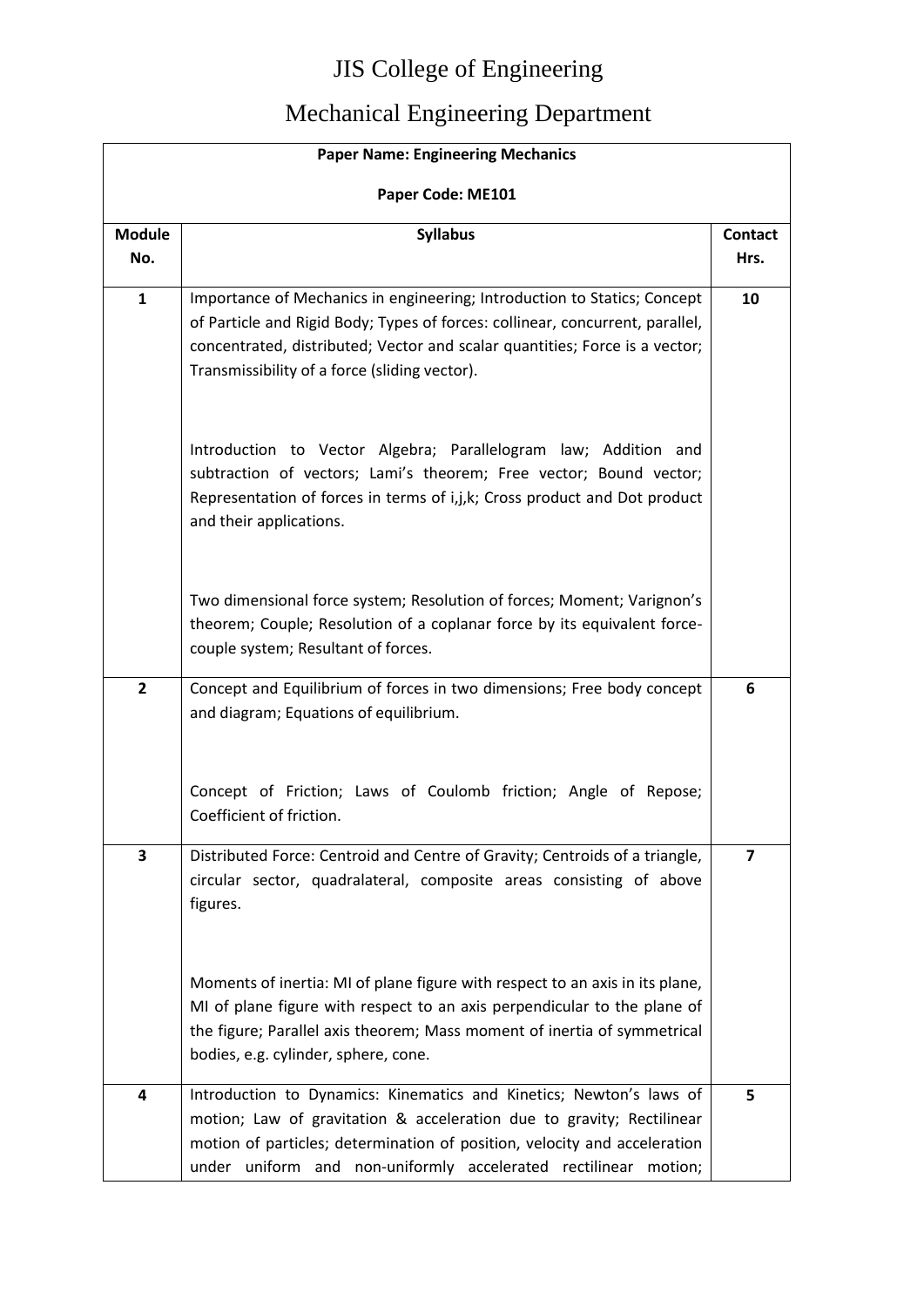# JIS College of Engineering

## Mechanical Engineering Department

**Paper Name: Engineering Mechanics**

**Paper Code: ME101**

| Module No. | Syllabus | Contact Hrs. |
| --- | --- | --- |
| 1 | Importance of Mechanics in engineering; Introduction to Statics; Concept of Particle and Rigid Body; Types of forces: collinear, concurrent, parallel, concentrated, distributed; Vector and scalar quantities; Force is a vector; Transmissibility of a force (sliding vector).<br><br>Introduction to Vector Algebra; Parallelogram law; Addition and subtraction of vectors; Lami's theorem; Free vector; Bound vector; Representation of forces in terms of i,j,k; Cross product and Dot product and their applications.<br><br>Two dimensional force system; Resolution of forces; Moment; Varignon's theorem; Couple; Resolution of a coplanar force by its equivalent force-couple system; Resultant of forces. | 10 |
| 2 | Concept and Equilibrium of forces in two dimensions; Free body concept and diagram; Equations of equilibrium.<br><br>Concept of Friction; Laws of Coulomb friction; Angle of Repose; Coefficient of friction. | 6 |
| 3 | Distributed Force: Centroid and Centre of Gravity; Centroids of a triangle, circular sector, quadralateral, composite areas consisting of above figures.<br><br>Moments of inertia: MI of plane figure with respect to an axis in its plane, MI of plane figure with respect to an axis perpendicular to the plane of the figure; Parallel axis theorem; Mass moment of inertia of symmetrical bodies, e.g. cylinder, sphere, cone. | 7 |
| 4 | Introduction to Dynamics: Kinematics and Kinetics; Newton's laws of motion; Law of gravitation & acceleration due to gravity; Rectilinear motion of particles; determination of position, velocity and acceleration under uniform and non-uniformly accelerated rectilinear motion; | 5 |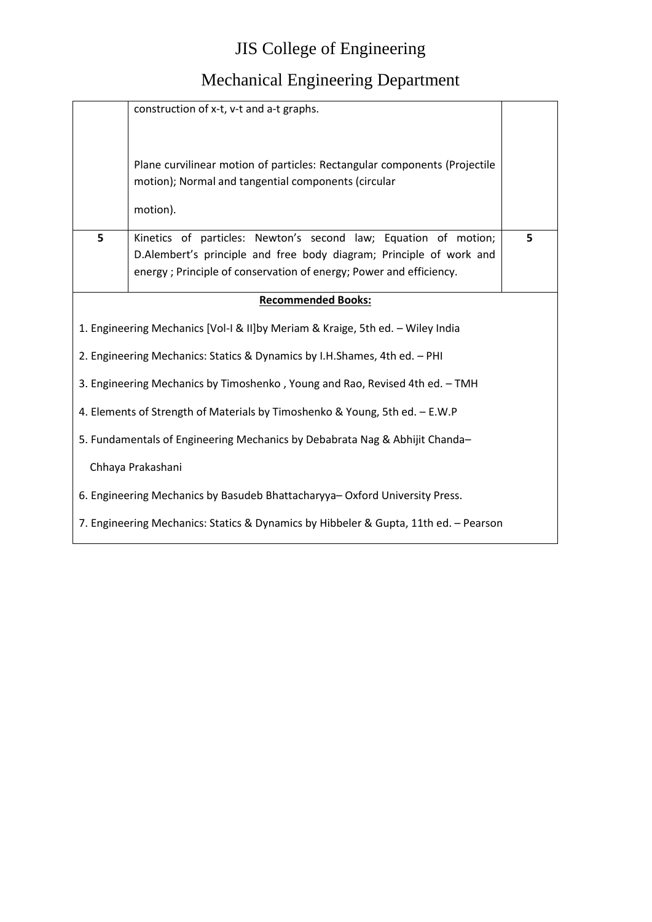| | | |
|---|---|---|
| | construction of x-t, v-t and a-t graphs.<br><br>Plane curvilinear motion of particles: Rectangular components (Projectile motion); Normal and tangential components (circular<br><br>motion). | |
| 5 | Kinetics of particles: Newton's second law; Equation of motion; D.Alembert's principle and free body diagram; Principle of work and energy ; Principle of conservation of energy; Power and efficiency. | 5 |

**Recommended Books:**

1. Engineering Mechanics [Vol-I & II]by Meriam & Kraige, 5th ed. – Wiley India
2. Engineering Mechanics: Statics & Dynamics by I.H.Shames, 4th ed. – PHI
3. Engineering Mechanics by Timoshenko , Young and Rao, Revised 4th ed. – TMH
4. Elements of Strength of Materials by Timoshenko & Young, 5th ed. – E.W.P
5. Fundamentals of Engineering Mechanics by Debabrata Nag & Abhijit Chanda– Chhaya Prakashani
6. Engineering Mechanics by Basudeb Bhattacharyya– Oxford University Press.
7. Engineering Mechanics: Statics & Dynamics by Hibbeler & Gupta, 11th ed. – Pearson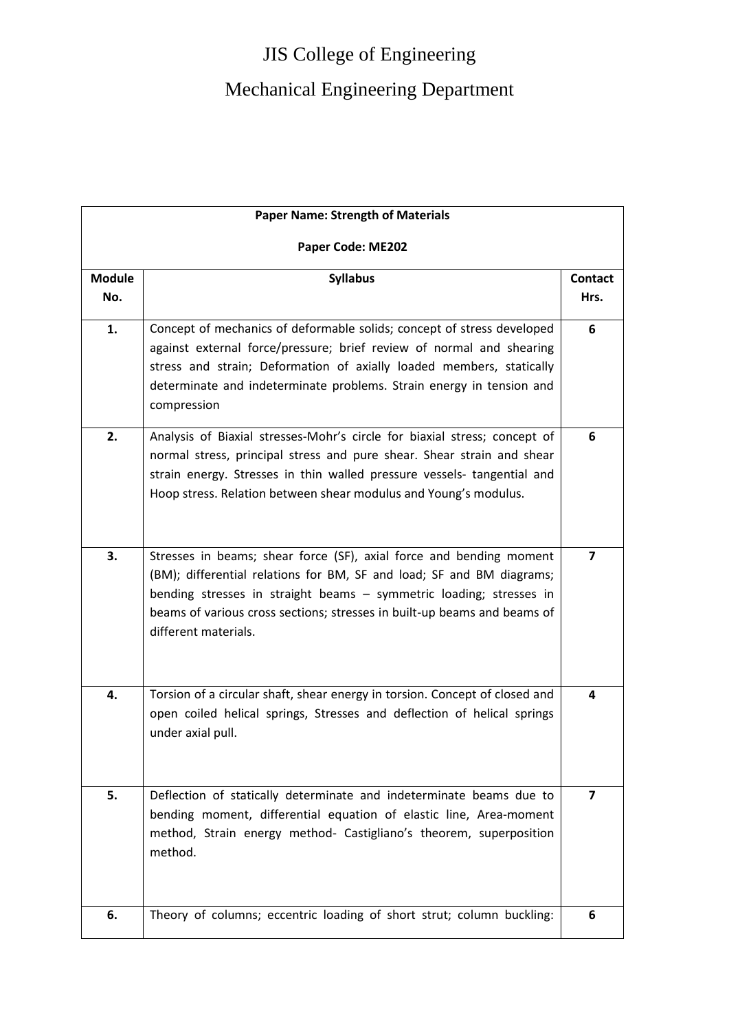# JIS College of Engineering

# Mechanical Engineering Department

| **Paper Name: Strength of Materials** **Paper Code: ME202** | | |
|---|---|---|
| **Module No.** | **Syllabus** | **Contact Hrs.** |
| **1.** | Concept of mechanics of deformable solids; concept of stress developed against external force/pressure; brief review of normal and shearing stress and strain; Deformation of axially loaded members, statically determinate and indeterminate problems. Strain energy in tension and compression | **6** |
| **2.** | Analysis of Biaxial stresses-Mohr's circle for biaxial stress; concept of normal stress, principal stress and pure shear. Shear strain and shear strain energy. Stresses in thin walled pressure vessels- tangential and Hoop stress. Relation between shear modulus and Young's modulus. | **6** |
| **3.** | Stresses in beams; shear force (SF), axial force and bending moment (BM); differential relations for BM, SF and load; SF and BM diagrams; bending stresses in straight beams – symmetric loading; stresses in beams of various cross sections; stresses in built-up beams and beams of different materials. | **7** |
| **4.** | Torsion of a circular shaft, shear energy in torsion. Concept of closed and open coiled helical springs, Stresses and deflection of helical springs under axial pull. | **4** |
| **5.** | Deflection of statically determinate and indeterminate beams due to bending moment, differential equation of elastic line, Area-moment method, Strain energy method- Castigliano's theorem, superposition method. | **7** |
| **6.** | Theory of columns; eccentric loading of short strut; column buckling: | **6** |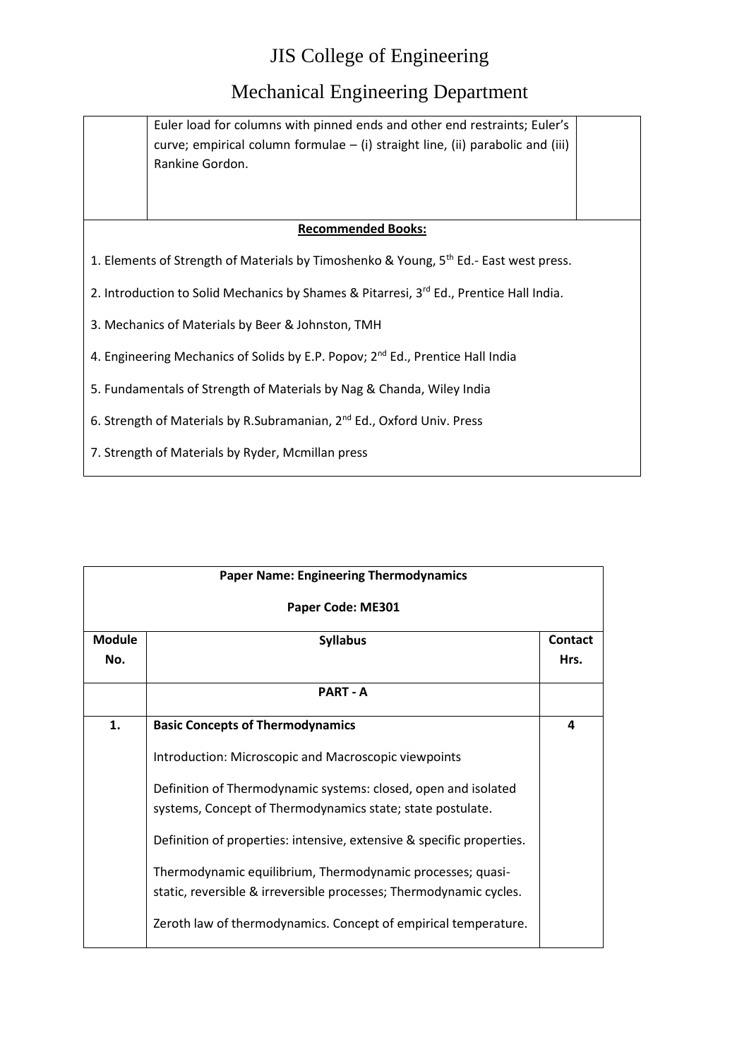# JIS College of Engineering

## Mechanical Engineering Department

| | | |
|---|---|---|
| | Euler load for columns with pinned ends and other end restraints; Euler's curve; empirical column formulae – (i) straight line, (ii) parabolic and (iii) Rankine Gordon. | |

**Recommended Books:**

1. Elements of Strength of Materials by Timoshenko & Young, 5th Ed.- East west press.
2. Introduction to Solid Mechanics by Shames & Pitarresi, 3rd Ed., Prentice Hall India.
3. Mechanics of Materials by Beer & Johnston, TMH
4. Engineering Mechanics of Solids by E.P. Popov; 2nd Ed., Prentice Hall India
5. Fundamentals of Strength of Materials by Nag & Chanda, Wiley India
6. Strength of Materials by R.Subramanian, 2nd Ed., Oxford Univ. Press
7. Strength of Materials by Ryder, Mcmillan press

**Paper Name: Engineering Thermodynamics**

**Paper Code: ME301**

| Module No. | Syllabus | Contact Hrs. |
|---|---|---|
| | **PART - A** | |
| **1.** | **Basic Concepts of Thermodynamics**<br><br>Introduction: Microscopic and Macroscopic viewpoints<br><br>Definition of Thermodynamic systems: closed, open and isolated systems, Concept of Thermodynamics state; state postulate.<br><br>Definition of properties: intensive, extensive & specific properties.<br><br>Thermodynamic equilibrium, Thermodynamic processes; quasi-static, reversible & irreversible processes; Thermodynamic cycles.<br><br>Zeroth law of thermodynamics. Concept of empirical temperature. | **4** |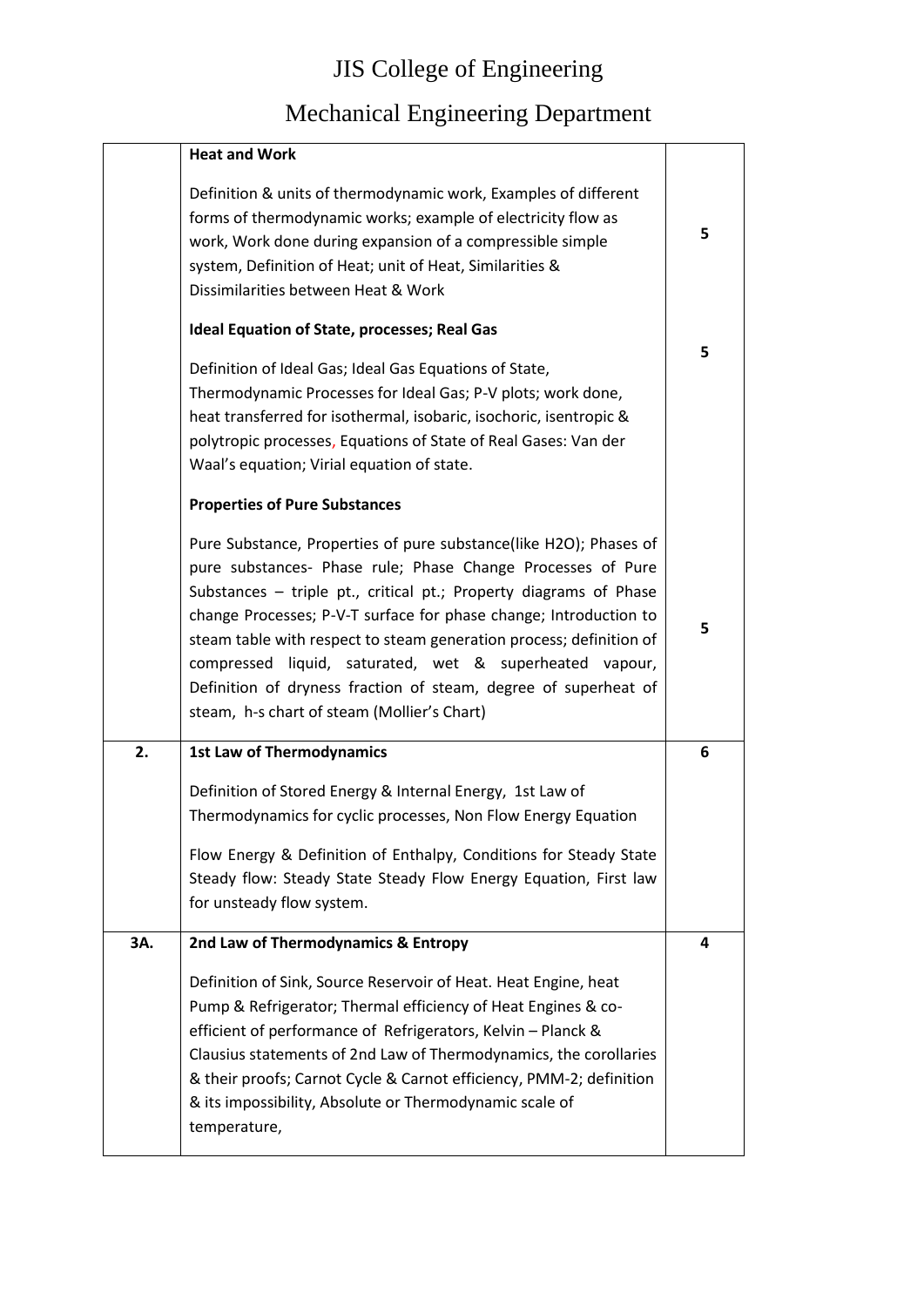# JIS College of Engineering

## Mechanical Engineering Department

| | | |
|---|---|---|
| | **Heat and Work**<br><br>Definition & units of thermodynamic work, Examples of different forms of thermodynamic works; example of electricity flow as work, Work done during expansion of a compressible simple system, Definition of Heat; unit of Heat, Similarities & Dissimilarities between Heat & Work<br><br>**Ideal Equation of State, processes; Real Gas**<br><br>Definition of Ideal Gas; Ideal Gas Equations of State, Thermodynamic Processes for Ideal Gas; P-V plots; work done, heat transferred for isothermal, isobaric, isochoric, isentropic & polytropic processes, Equations of State of Real Gases: Van der Waal's equation; Virial equation of state.<br><br>**Properties of Pure Substances**<br><br>Pure Substance, Properties of pure substance(like H2O); Phases of pure substances- Phase rule; Phase Change Processes of Pure Substances – triple pt., critical pt.; Property diagrams of Phase change Processes; P-V-T surface for phase change; Introduction to steam table with respect to steam generation process; definition of compressed liquid, saturated, wet & superheated vapour, Definition of dryness fraction of steam, degree of superheat of steam, h-s chart of steam (Mollier's Chart) | **5**<br><br>**5**<br><br>**5** |
| **2.** | **1st Law of Thermodynamics**<br><br>Definition of Stored Energy & Internal Energy, 1st Law of Thermodynamics for cyclic processes, Non Flow Energy Equation<br><br>Flow Energy & Definition of Enthalpy, Conditions for Steady State Steady flow: Steady State Steady Flow Energy Equation, First law for unsteady flow system. | **6** |
| **3A.** | **2nd Law of Thermodynamics & Entropy**<br><br>Definition of Sink, Source Reservoir of Heat. Heat Engine, heat Pump & Refrigerator; Thermal efficiency of Heat Engines & co-efficient of performance of Refrigerators, Kelvin – Planck & Clausius statements of 2nd Law of Thermodynamics, the corollaries & their proofs; Carnot Cycle & Carnot efficiency, PMM-2; definition & its impossibility, Absolute or Thermodynamic scale of temperature, | **4** |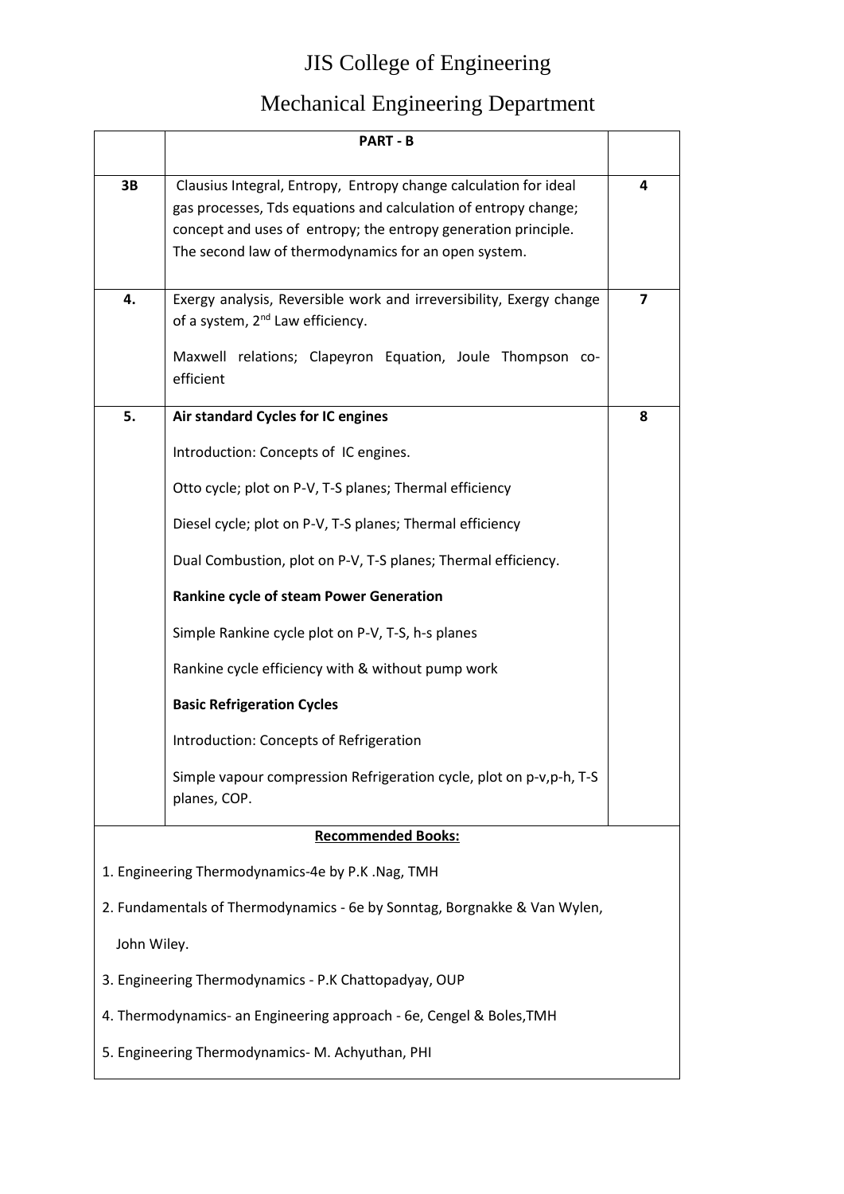# JIS College of Engineering

## Mechanical Engineering Department

| | PART - B | |
|---|---|---|
| 3B | Clausius Integral, Entropy, Entropy change calculation for ideal gas processes, Tds equations and calculation of entropy change; concept and uses of entropy; the entropy generation principle. The second law of thermodynamics for an open system. | 4 |
| 4. | Exergy analysis, Reversible work and irreversibility, Exergy change of a system, 2nd Law efficiency.<br><br>Maxwell relations; Clapeyron Equation, Joule Thompson co-efficient | 7 |
| 5. | **Air standard Cycles for IC engines**<br><br>Introduction: Concepts of IC engines.<br><br>Otto cycle; plot on P-V, T-S planes; Thermal efficiency<br><br>Diesel cycle; plot on P-V, T-S planes; Thermal efficiency<br><br>Dual Combustion, plot on P-V, T-S planes; Thermal efficiency.<br><br>**Rankine cycle of steam Power Generation**<br><br>Simple Rankine cycle plot on P-V, T-S, h-s planes<br><br>Rankine cycle efficiency with & without pump work<br><br>**Basic Refrigeration Cycles**<br><br>Introduction: Concepts of Refrigeration<br><br>Simple vapour compression Refrigeration cycle, plot on p-v,p-h, T-S planes, COP. | 8 |

**Recommended Books:**

1. Engineering Thermodynamics-4e by P.K .Nag, TMH
2. Fundamentals of Thermodynamics - 6e by Sonntag, Borgnakke & Van Wylen, John Wiley.
3. Engineering Thermodynamics - P.K Chattopadyay, OUP
4. Thermodynamics- an Engineering approach - 6e, Cengel & Boles,TMH
5. Engineering Thermodynamics- M. Achyuthan, PHI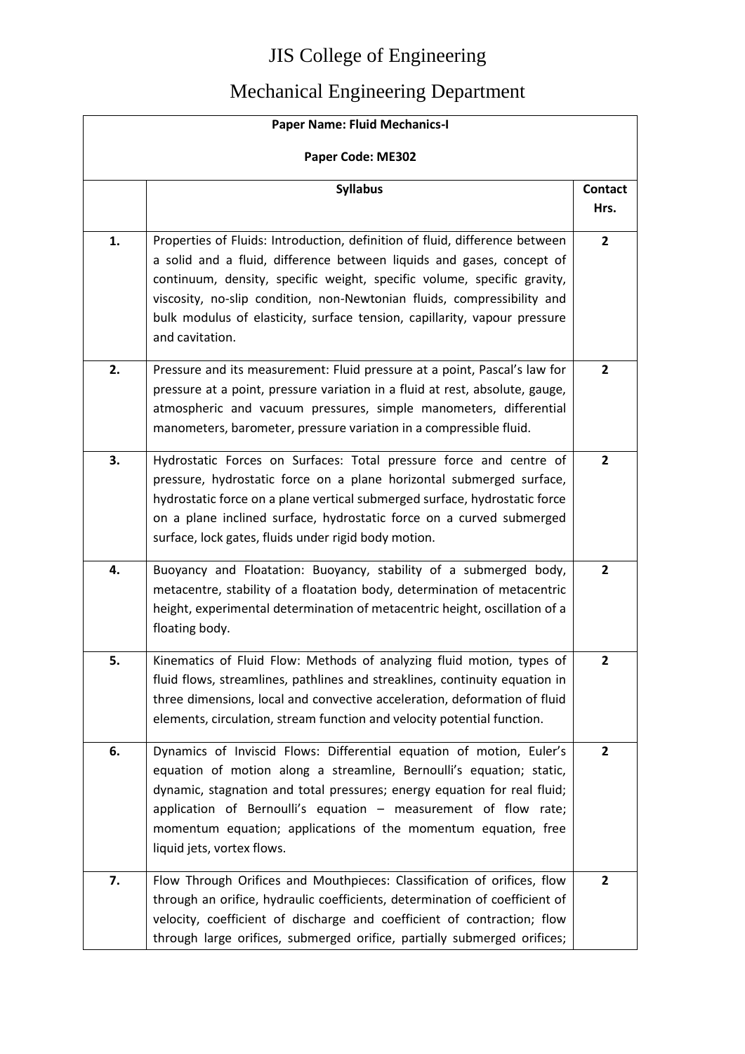# JIS College of Engineering

## Mechanical Engineering Department

| Paper Name: Fluid Mechanics-I<br><br>Paper Code: ME302 | | |
|---|---|---|
| | **Syllabus** | **Contact Hrs.** |
| **1.** | Properties of Fluids: Introduction, definition of fluid, difference between a solid and a fluid, difference between liquids and gases, concept of continuum, density, specific weight, specific volume, specific gravity, viscosity, no-slip condition, non-Newtonian fluids, compressibility and bulk modulus of elasticity, surface tension, capillarity, vapour pressure and cavitation. | **2** |
| **2.** | Pressure and its measurement: Fluid pressure at a point, Pascal's law for pressure at a point, pressure variation in a fluid at rest, absolute, gauge, atmospheric and vacuum pressures, simple manometers, differential manometers, barometer, pressure variation in a compressible fluid. | **2** |
| **3.** | Hydrostatic Forces on Surfaces: Total pressure force and centre of pressure, hydrostatic force on a plane horizontal submerged surface, hydrostatic force on a plane vertical submerged surface, hydrostatic force on a plane inclined surface, hydrostatic force on a curved submerged surface, lock gates, fluids under rigid body motion. | **2** |
| **4.** | Buoyancy and Floatation: Buoyancy, stability of a submerged body, metacentre, stability of a floatation body, determination of metacentric height, experimental determination of metacentric height, oscillation of a floating body. | **2** |
| **5.** | Kinematics of Fluid Flow: Methods of analyzing fluid motion, types of fluid flows, streamlines, pathlines and streaklines, continuity equation in three dimensions, local and convective acceleration, deformation of fluid elements, circulation, stream function and velocity potential function. | **2** |
| **6.** | Dynamics of Inviscid Flows: Differential equation of motion, Euler's equation of motion along a streamline, Bernoulli's equation; static, dynamic, stagnation and total pressures; energy equation for real fluid; application of Bernoulli's equation – measurement of flow rate; momentum equation; applications of the momentum equation, free liquid jets, vortex flows. | **2** |
| **7.** | Flow Through Orifices and Mouthpieces: Classification of orifices, flow through an orifice, hydraulic coefficients, determination of coefficient of velocity, coefficient of discharge and coefficient of contraction; flow through large orifices, submerged orifice, partially submerged orifices; | **2** |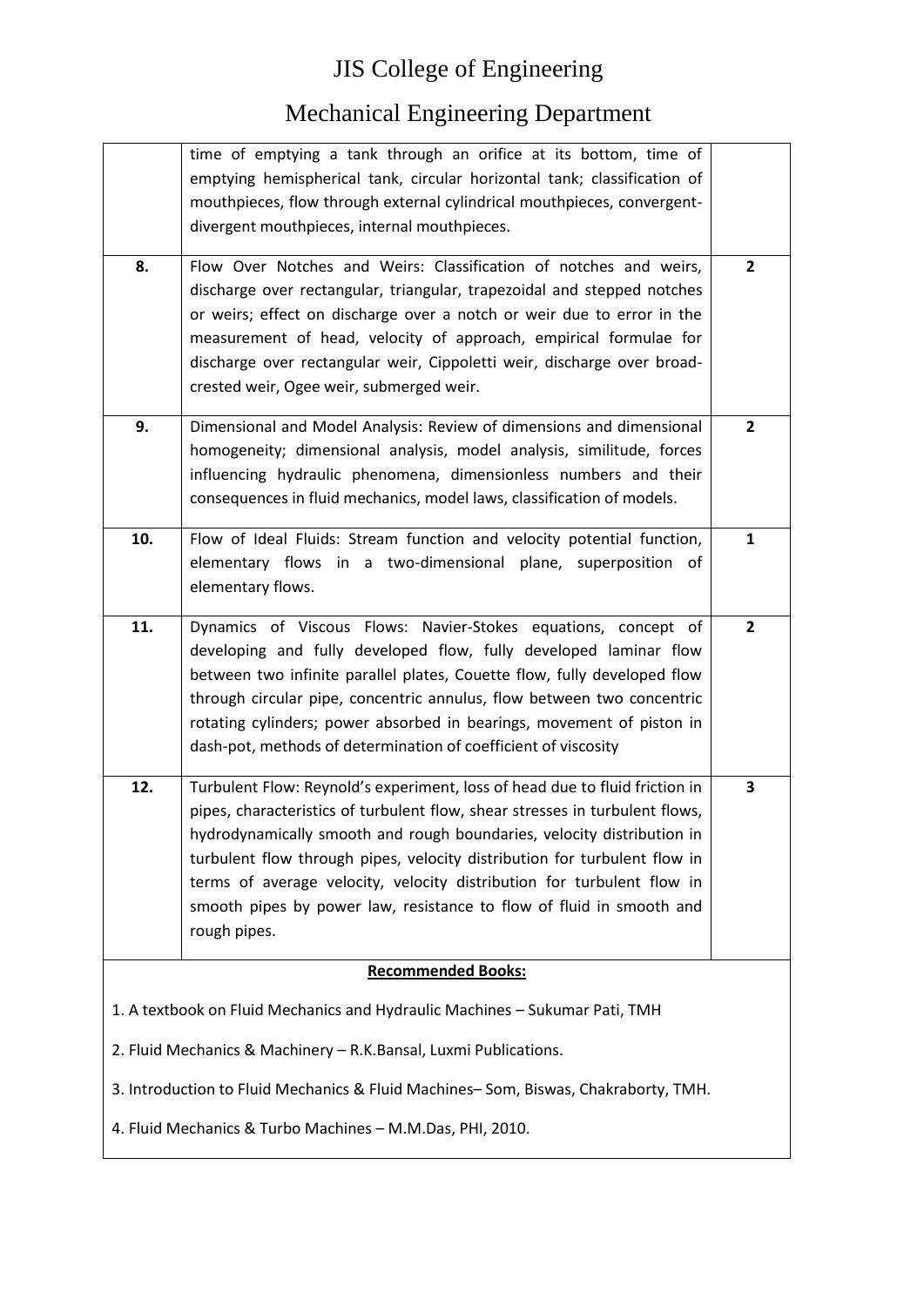# JIS College of Engineering

## Mechanical Engineering Department

| | | |
|---|---|---|
| | time of emptying a tank through an orifice at its bottom, time of emptying hemispherical tank, circular horizontal tank; classification of mouthpieces, flow through external cylindrical mouthpieces, convergent-divergent mouthpieces, internal mouthpieces. | |
| **8.** | Flow Over Notches and Weirs: Classification of notches and weirs, discharge over rectangular, triangular, trapezoidal and stepped notches or weirs; effect on discharge over a notch or weir due to error in the measurement of head, velocity of approach, empirical formulae for discharge over rectangular weir, Cippoletti weir, discharge over broad-crested weir, Ogee weir, submerged weir. | **2** |
| **9.** | Dimensional and Model Analysis: Review of dimensions and dimensional homogeneity; dimensional analysis, model analysis, similitude, forces influencing hydraulic phenomena, dimensionless numbers and their consequences in fluid mechanics, model laws, classification of models. | **2** |
| **10.** | Flow of Ideal Fluids: Stream function and velocity potential function, elementary flows in a two-dimensional plane, superposition of elementary flows. | **1** |
| **11.** | Dynamics of Viscous Flows: Navier-Stokes equations, concept of developing and fully developed flow, fully developed laminar flow between two infinite parallel plates, Couette flow, fully developed flow through circular pipe, concentric annulus, flow between two concentric rotating cylinders; power absorbed in bearings, movement of piston in dash-pot, methods of determination of coefficient of viscosity | **2** |
| **12.** | Turbulent Flow: Reynold's experiment, loss of head due to fluid friction in pipes, characteristics of turbulent flow, shear stresses in turbulent flows, hydrodynamically smooth and rough boundaries, velocity distribution in turbulent flow through pipes, velocity distribution for turbulent flow in terms of average velocity, velocity distribution for turbulent flow in smooth pipes by power law, resistance to flow of fluid in smooth and rough pipes. | **3** |

**Recommended Books:**

1. A textbook on Fluid Mechanics and Hydraulic Machines – Sukumar Pati, TMH
2. Fluid Mechanics & Machinery – R.K.Bansal, Luxmi Publications.
3. Introduction to Fluid Mechanics & Fluid Machines– Som, Biswas, Chakraborty, TMH.
4. Fluid Mechanics & Turbo Machines – M.M.Das, PHI, 2010.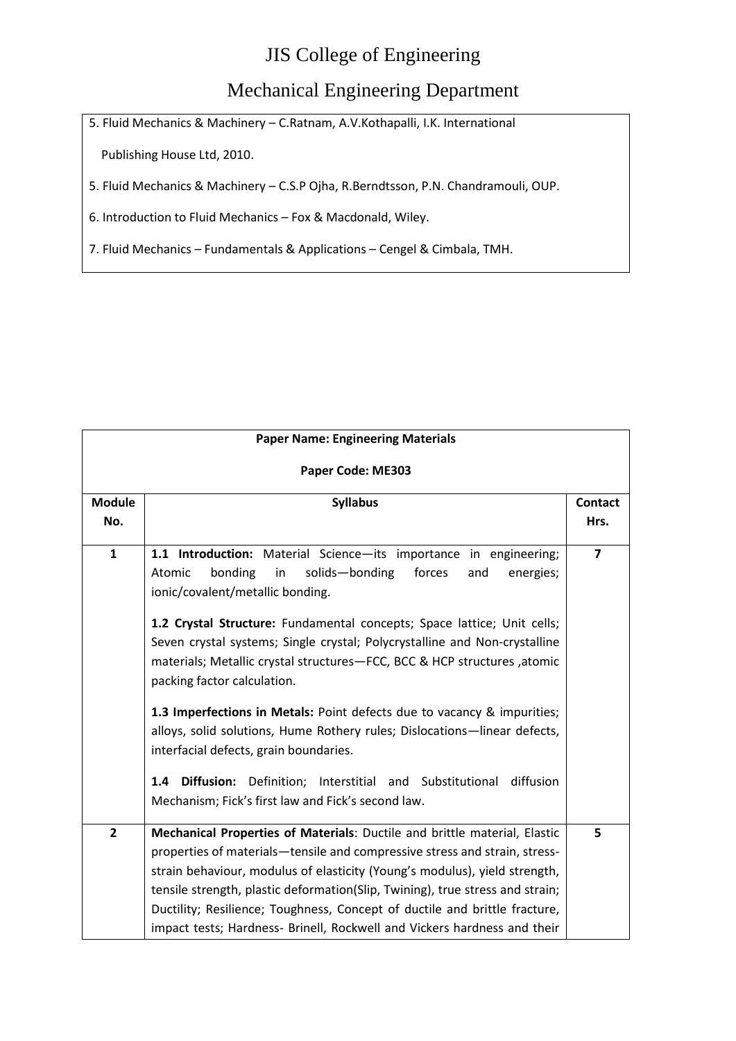5. Fluid Mechanics & Machinery – C.Ratnam, A.V.Kothapalli, I.K. International Publishing House Ltd, 2010.
5. Fluid Mechanics & Machinery – C.S.P Ojha, R.Berndtsson, P.N. Chandramouli, OUP.
6. Introduction to Fluid Mechanics – Fox & Macdonald, Wiley.
7. Fluid Mechanics – Fundamentals & Applications – Cengel & Cimbala, TMH.

**Paper Name: Engineering Materials**

**Paper Code: ME303**

| Module No. | Syllabus | Contact Hrs. |
|---|---|---|
| 1 | **1.1 Introduction:** Material Science—its importance in engineering; Atomic bonding in solids—bonding forces and energies; ionic/covalent/metallic bonding.<br><br>**1.2 Crystal Structure:** Fundamental concepts; Space lattice; Unit cells; Seven crystal systems; Single crystal; Polycrystalline and Non-crystalline materials; Metallic crystal structures—FCC, BCC & HCP structures ,atomic packing factor calculation.<br><br>**1.3 Imperfections in Metals:** Point defects due to vacancy & impurities; alloys, solid solutions, Hume Rothery rules; Dislocations—linear defects, interfacial defects, grain boundaries.<br><br>**1.4 Diffusion:** Definition; Interstitial and Substitutional diffusion Mechanism; Fick's first law and Fick's second law. | 7 |
| 2 | **Mechanical Properties of Materials**: Ductile and brittle material, Elastic properties of materials—tensile and compressive stress and strain, stress-strain behaviour, modulus of elasticity (Young's modulus), yield strength, tensile strength, plastic deformation(Slip, Twining), true stress and strain; Ductility; Resilience; Toughness, Concept of ductile and brittle fracture, impact tests; Hardness- Brinell, Rockwell and Vickers hardness and their | 5 |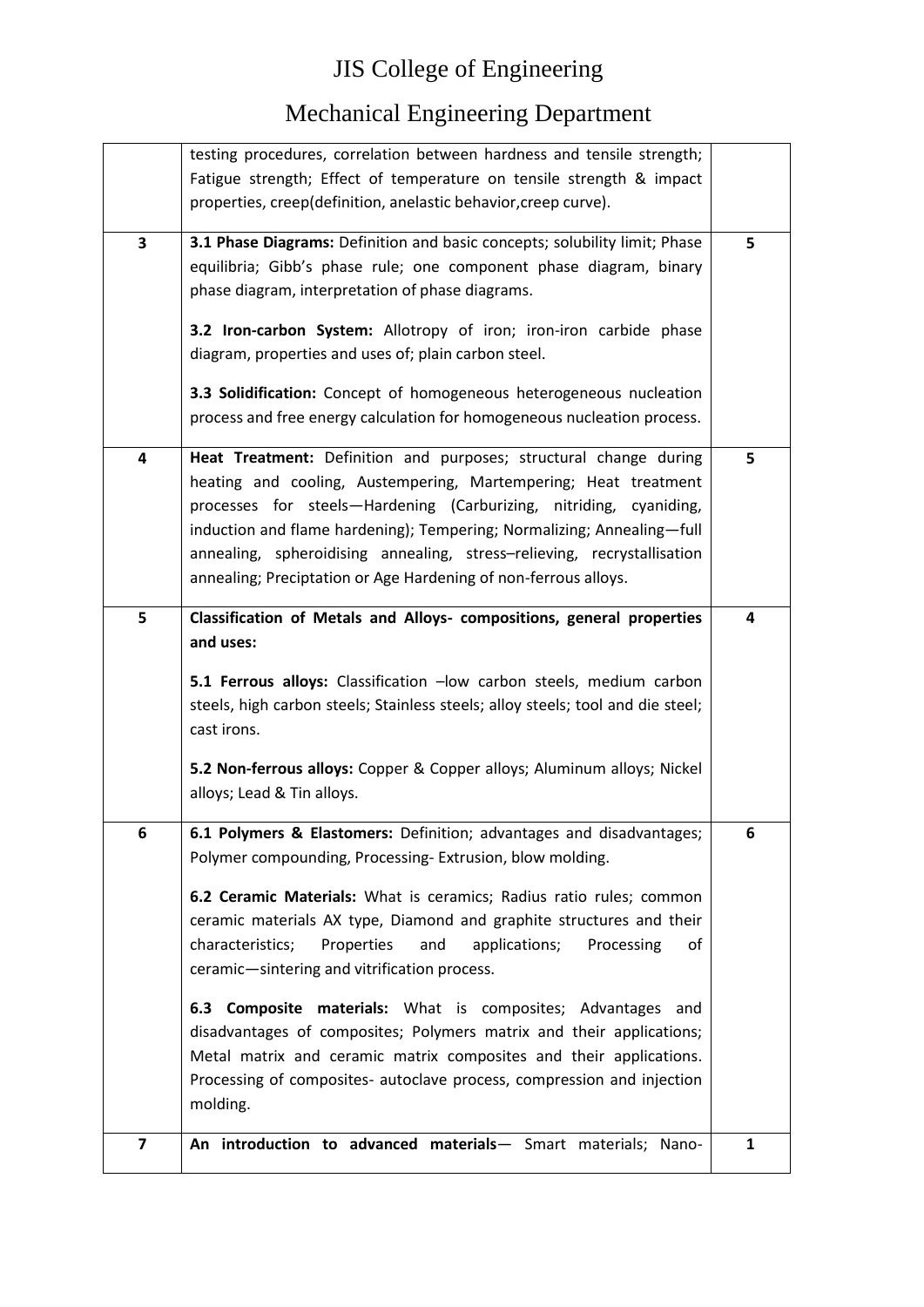# JIS College of Engineering

## Mechanical Engineering Department

| | | |
|---|---|---|
| | testing procedures, correlation between hardness and tensile strength; Fatigue strength; Effect of temperature on tensile strength & impact properties, creep(definition, anelastic behavior,creep curve). | |
| **3** | **3.1 Phase Diagrams:** Definition and basic concepts; solubility limit; Phase equilibria; Gibb's phase rule; one component phase diagram, binary phase diagram, interpretation of phase diagrams.<br><br>**3.2 Iron-carbon System:** Allotropy of iron; iron-iron carbide phase diagram, properties and uses of; plain carbon steel.<br><br>**3.3 Solidification:** Concept of homogeneous heterogeneous nucleation process and free energy calculation for homogeneous nucleation process. | **5** |
| **4** | **Heat Treatment:** Definition and purposes; structural change during heating and cooling, Austempering, Martempering; Heat treatment processes for steels—Hardening (Carburizing, nitriding, cyaniding, induction and flame hardening); Tempering; Normalizing; Annealing—full annealing, spheroidising annealing, stress–relieving, recrystallisation annealing; Preciptation or Age Hardening of non-ferrous alloys. | **5** |
| **5** | **Classification of Metals and Alloys- compositions, general properties and uses:**<br><br>**5.1 Ferrous alloys:** Classification –low carbon steels, medium carbon steels, high carbon steels; Stainless steels; alloy steels; tool and die steel; cast irons.<br><br>**5.2 Non-ferrous alloys:** Copper & Copper alloys; Aluminum alloys; Nickel alloys; Lead & Tin alloys. | **4** |
| **6** | **6.1 Polymers & Elastomers:** Definition; advantages and disadvantages; Polymer compounding, Processing- Extrusion, blow molding.<br><br>**6.2 Ceramic Materials:** What is ceramics; Radius ratio rules; common ceramic materials AX type, Diamond and graphite structures and their characteristics; Properties and applications; Processing of ceramic—sintering and vitrification process.<br><br>**6.3 Composite materials:** What is composites; Advantages and disadvantages of composites; Polymers matrix and their applications; Metal matrix and ceramic matrix composites and their applications. Processing of composites- autoclave process, compression and injection molding. | **6** |
| **7** | **An introduction to advanced materials**— Smart materials; Nano- | **1** |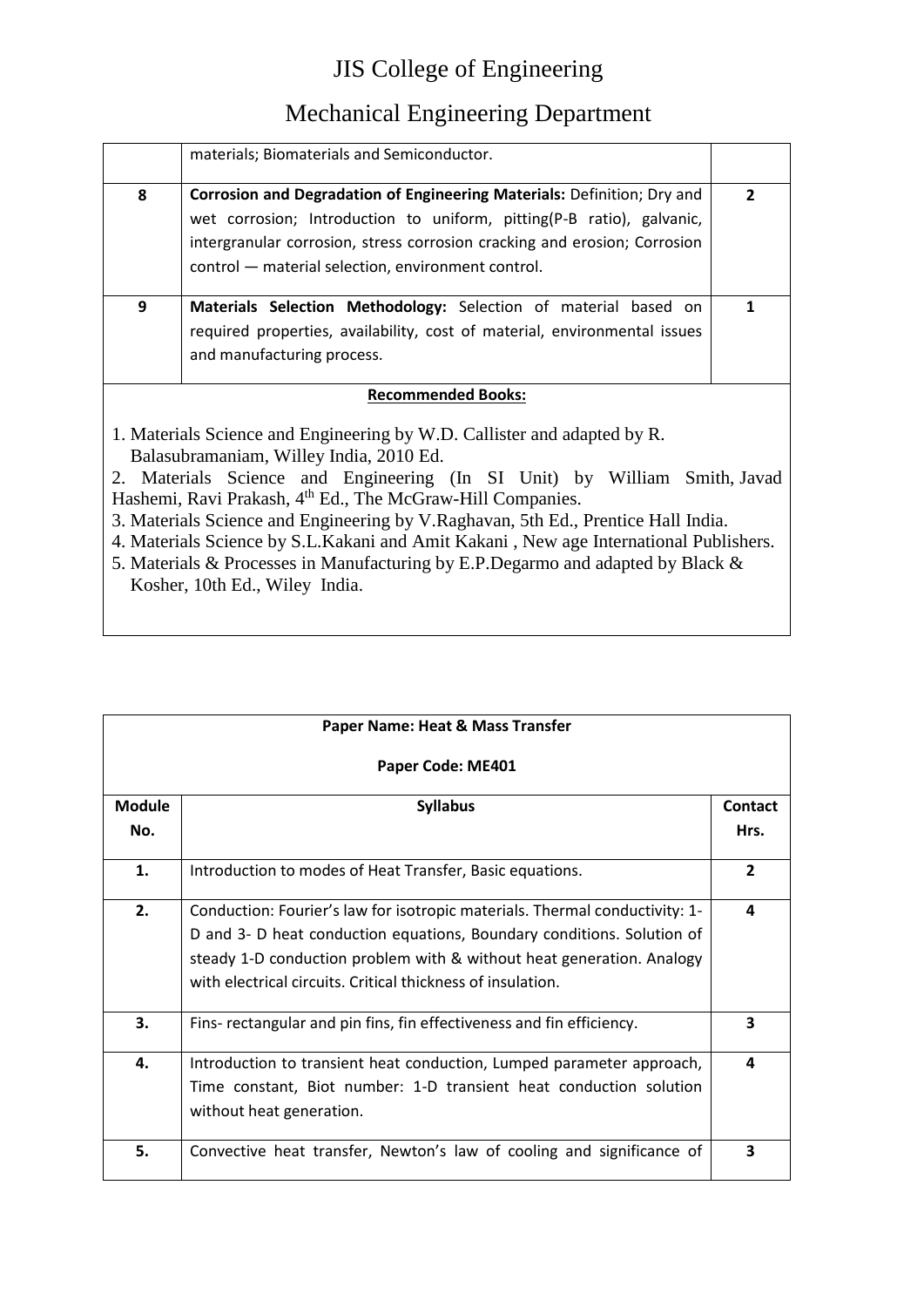| | | |
|---|---|---|
| | materials; Biomaterials and Semiconductor. | |
| **8** | **Corrosion and Degradation of Engineering Materials:** Definition; Dry and wet corrosion; Introduction to uniform, pitting(P-B ratio), galvanic, intergranular corrosion, stress corrosion cracking and erosion; Corrosion control — material selection, environment control. | **2** |
| **9** | **Materials Selection Methodology:** Selection of material based on required properties, availability, cost of material, environmental issues and manufacturing process. | **1** |

**Recommended Books:**

1. Materials Science and Engineering by W.D. Callister and adapted by R. Balasubramaniam, Willey India, 2010 Ed.
2. Materials Science and Engineering (In SI Unit) by William Smith, Javad Hashemi, Ravi Prakash, 4th Ed., The McGraw-Hill Companies.
3. Materials Science and Engineering by V.Raghavan, 5th Ed., Prentice Hall India.
4. Materials Science by S.L.Kakani and Amit Kakani , New age International Publishers.
5. Materials & Processes in Manufacturing by E.P.Degarmo and adapted by Black & Kosher, 10th Ed., Wiley India.

**Paper Name: Heat & Mass Transfer**

**Paper Code: ME401**

| **Module No.** | **Syllabus** | **Contact Hrs.** |
|---|---|---|
| **1.** | Introduction to modes of Heat Transfer, Basic equations. | **2** |
| **2.** | Conduction: Fourier's law for isotropic materials. Thermal conductivity: 1-D and 3- D heat conduction equations, Boundary conditions. Solution of steady 1-D conduction problem with & without heat generation. Analogy with electrical circuits. Critical thickness of insulation. | **4** |
| **3.** | Fins- rectangular and pin fins, fin effectiveness and fin efficiency. | **3** |
| **4.** | Introduction to transient heat conduction, Lumped parameter approach, Time constant, Biot number: 1-D transient heat conduction solution without heat generation. | **4** |
| **5.** | Convective heat transfer, Newton's law of cooling and significance of | **3** |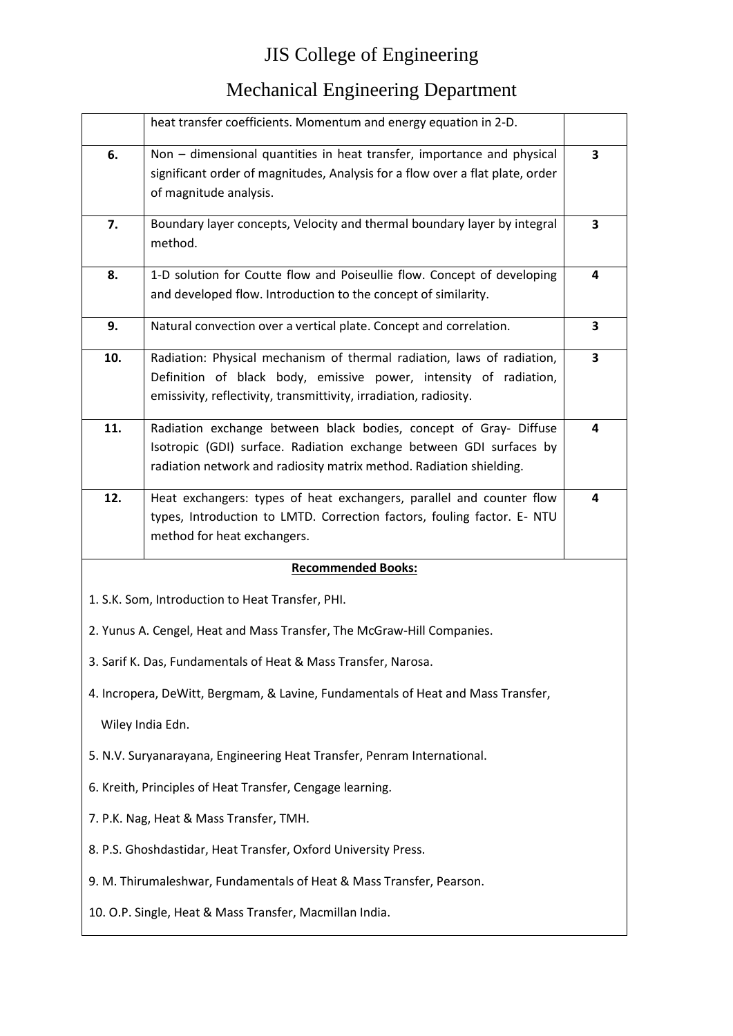# JIS College of Engineering

## Mechanical Engineering Department

| | | |
|---|---|---|
| | heat transfer coefficients. Momentum and energy equation in 2-D. | |
| **6.** | Non – dimensional quantities in heat transfer, importance and physical significant order of magnitudes, Analysis for a flow over a flat plate, order of magnitude analysis. | **3** |
| **7.** | Boundary layer concepts, Velocity and thermal boundary layer by integral method. | **3** |
| **8.** | 1-D solution for Coutte flow and Poiseullie flow. Concept of developing and developed flow. Introduction to the concept of similarity. | **4** |
| **9.** | Natural convection over a vertical plate. Concept and correlation. | **3** |
| **10.** | Radiation: Physical mechanism of thermal radiation, laws of radiation, Definition of black body, emissive power, intensity of radiation, emissivity, reflectivity, transmittivity, irradiation, radiosity. | **3** |
| **11.** | Radiation exchange between black bodies, concept of Gray- Diffuse Isotropic (GDI) surface. Radiation exchange between GDI surfaces by radiation network and radiosity matrix method. Radiation shielding. | **4** |
| **12.** | Heat exchangers: types of heat exchangers, parallel and counter flow types, Introduction to LMTD. Correction factors, fouling factor. E- NTU method for heat exchangers. | **4** |

**Recommended Books:**

1. S.K. Som, Introduction to Heat Transfer, PHI.
2. Yunus A. Cengel, Heat and Mass Transfer, The McGraw-Hill Companies.
3. Sarif K. Das, Fundamentals of Heat & Mass Transfer, Narosa.
4. Incropera, DeWitt, Bergmam, & Lavine, Fundamentals of Heat and Mass Transfer, Wiley India Edn.
5. N.V. Suryanarayana, Engineering Heat Transfer, Penram International.
6. Kreith, Principles of Heat Transfer, Cengage learning.
7. P.K. Nag, Heat & Mass Transfer, TMH.
8. P.S. Ghoshdastidar, Heat Transfer, Oxford University Press.
9. M. Thirumaleshwar, Fundamentals of Heat & Mass Transfer, Pearson.
10. O.P. Single, Heat & Mass Transfer, Macmillan India.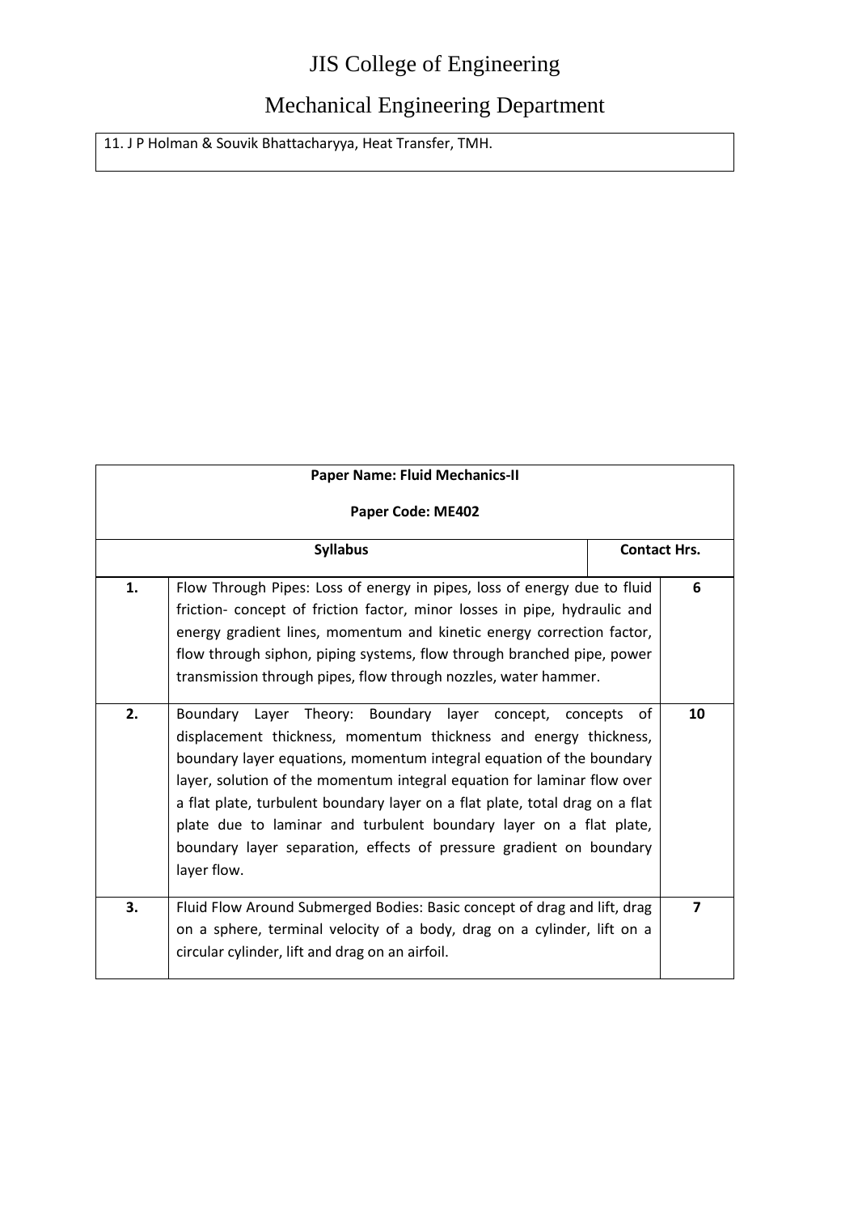| 11. J P Holman & Souvik Bhattacharyya, Heat Transfer, TMH. |
|---|

| **Paper Name: Fluid Mechanics-II**<br>**Paper Code: ME402** | | |
|---|---|---|
| | **Syllabus** | **Contact Hrs.** |
| **1.** | Flow Through Pipes: Loss of energy in pipes, loss of energy due to fluid friction- concept of friction factor, minor losses in pipe, hydraulic and energy gradient lines, momentum and kinetic energy correction factor, flow through siphon, piping systems, flow through branched pipe, power transmission through pipes, flow through nozzles, water hammer. | **6** |
| **2.** | Boundary Layer Theory: Boundary layer concept, concepts of displacement thickness, momentum thickness and energy thickness, boundary layer equations, momentum integral equation of the boundary layer, solution of the momentum integral equation for laminar flow over a flat plate, turbulent boundary layer on a flat plate, total drag on a flat plate due to laminar and turbulent boundary layer on a flat plate, boundary layer separation, effects of pressure gradient on boundary layer flow. | **10** |
| **3.** | Fluid Flow Around Submerged Bodies: Basic concept of drag and lift, drag on a sphere, terminal velocity of a body, drag on a cylinder, lift on a circular cylinder, lift and drag on an airfoil. | **7** |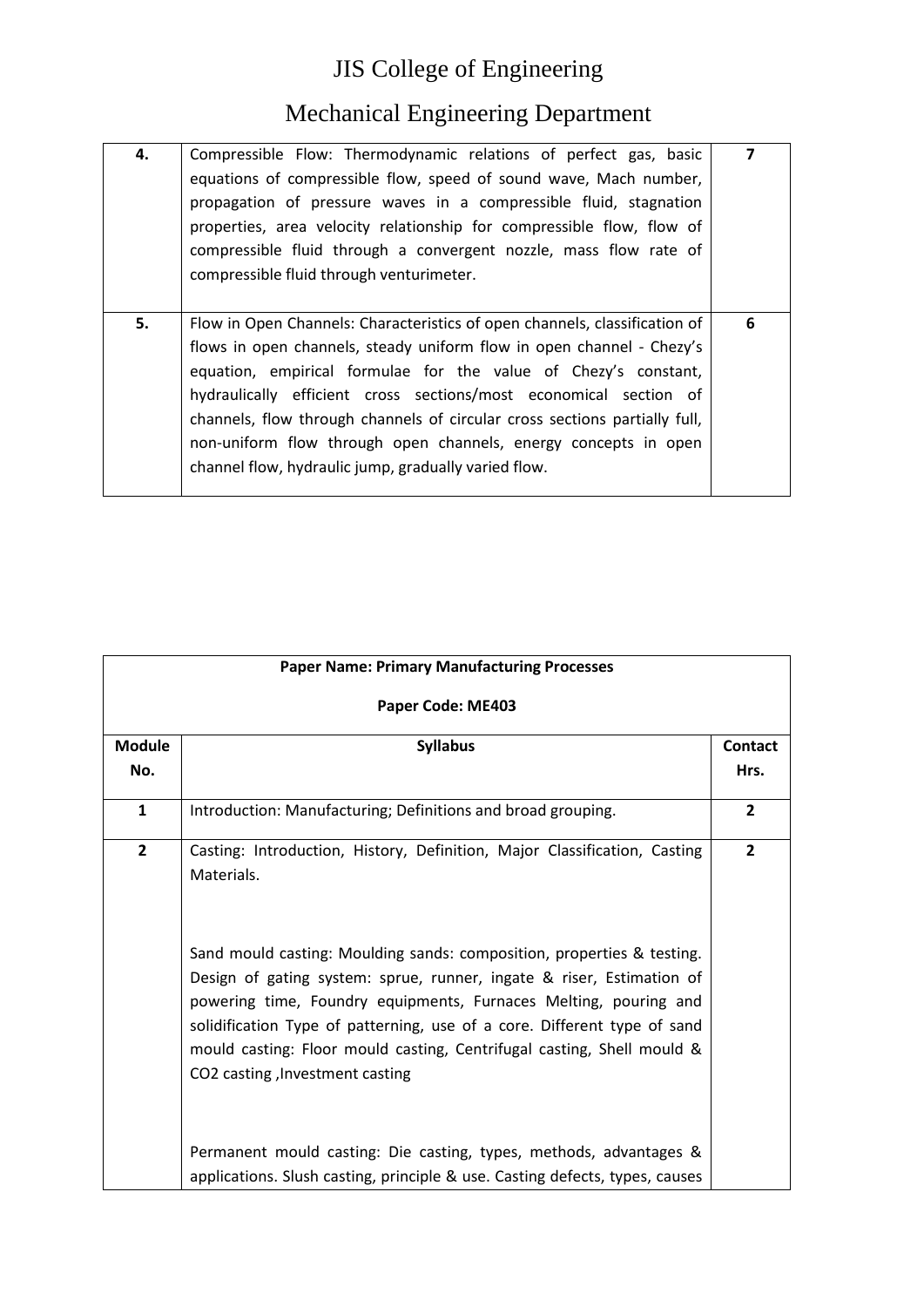# JIS College of Engineering

## Mechanical Engineering Department

| | | |
|---|---|---|
| **4.** | Compressible Flow: Thermodynamic relations of perfect gas, basic equations of compressible flow, speed of sound wave, Mach number, propagation of pressure waves in a compressible fluid, stagnation properties, area velocity relationship for compressible flow, flow of compressible fluid through a convergent nozzle, mass flow rate of compressible fluid through venturimeter. | **7** |
| **5.** | Flow in Open Channels: Characteristics of open channels, classification of flows in open channels, steady uniform flow in open channel - Chezy's equation, empirical formulae for the value of Chezy's constant, hydraulically efficient cross sections/most economical section of channels, flow through channels of circular cross sections partially full, non-uniform flow through open channels, energy concepts in open channel flow, hydraulic jump, gradually varied flow. | **6** |

**Paper Name: Primary Manufacturing Processes**

**Paper Code: ME403**

| Module No. | Syllabus | Contact Hrs. |
|---|---|---|
| **1** | Introduction: Manufacturing; Definitions and broad grouping. | **2** |
| **2** | Casting: Introduction, History, Definition, Major Classification, Casting Materials.<br><br>Sand mould casting: Moulding sands: composition, properties & testing. Design of gating system: sprue, runner, ingate & riser, Estimation of powering time, Foundry equipments, Furnaces Melting, pouring and solidification Type of patterning, use of a core. Different type of sand mould casting: Floor mould casting, Centrifugal casting, Shell mould & CO2 casting ,Investment casting<br><br>Permanent mould casting: Die casting, types, methods, advantages & applications. Slush casting, principle & use. Casting defects, types, causes | **2** |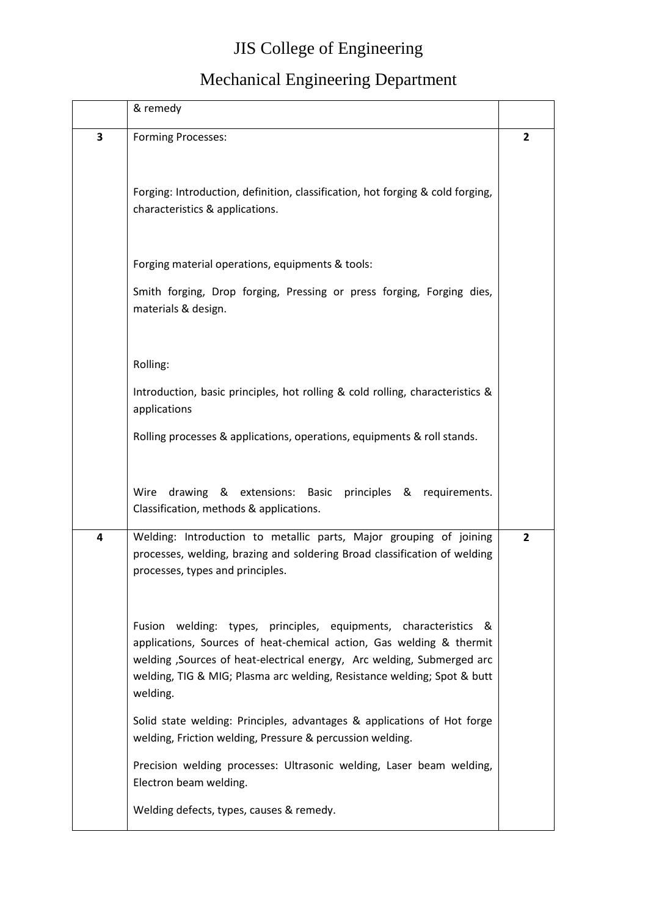# JIS College of Engineering

## Mechanical Engineering Department

| | | |
|---|---|---|
| | & remedy | |
| **3** | Forming Processes:<br><br>Forging: Introduction, definition, classification, hot forging & cold forging, characteristics & applications.<br><br>Forging material operations, equipments & tools:<br><br>Smith forging, Drop forging, Pressing or press forging, Forging dies, materials & design.<br><br>Rolling:<br><br>Introduction, basic principles, hot rolling & cold rolling, characteristics & applications<br><br>Rolling processes & applications, operations, equipments & roll stands.<br><br>Wire drawing & extensions: Basic principles & requirements. Classification, methods & applications. | **2** |
| **4** | Welding: Introduction to metallic parts, Major grouping of joining processes, welding, brazing and soldering Broad classification of welding processes, types and principles.<br><br>Fusion welding: types, principles, equipments, characteristics & applications, Sources of heat-chemical action, Gas welding & thermit welding ,Sources of heat-electrical energy, Arc welding, Submerged arc welding, TIG & MIG; Plasma arc welding, Resistance welding; Spot & butt welding.<br><br>Solid state welding: Principles, advantages & applications of Hot forge welding, Friction welding, Pressure & percussion welding.<br><br>Precision welding processes: Ultrasonic welding, Laser beam welding, Electron beam welding.<br><br>Welding defects, types, causes & remedy. | **2** |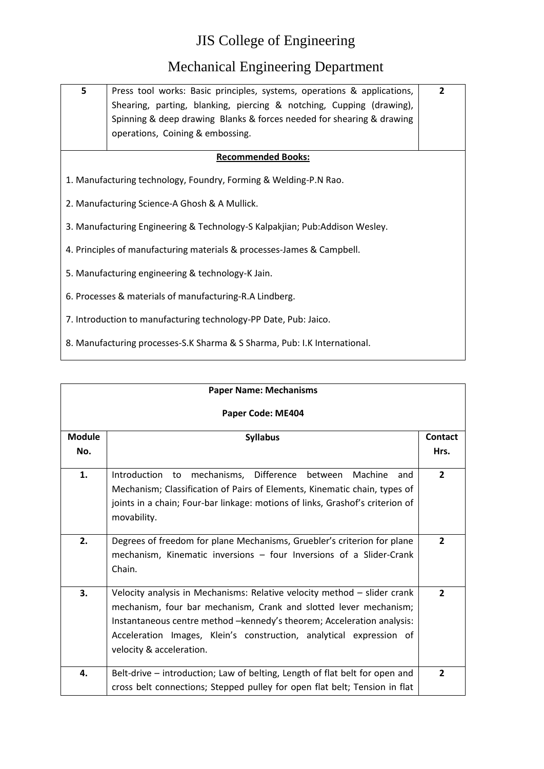| 5 | Press tool works: Basic principles, systems, operations & applications, Shearing, parting, blanking, piercing & notching, Cupping (drawing), Spinning & deep drawing Blanks & forces needed for shearing & drawing operations, Coining & embossing. | 2 |
|---|---|---|

**Recommended Books:**

1. Manufacturing technology, Foundry, Forming & Welding-P.N Rao.
2. Manufacturing Science-A Ghosh & A Mullick.
3. Manufacturing Engineering & Technology-S Kalpakjian; Pub:Addison Wesley.
4. Principles of manufacturing materials & processes-James & Campbell.
5. Manufacturing engineering & technology-K Jain.
6. Processes & materials of manufacturing-R.A Lindberg.
7. Introduction to manufacturing technology-PP Date, Pub: Jaico.
8. Manufacturing processes-S.K Sharma & S Sharma, Pub: I.K International.

**Paper Name: Mechanisms**

**Paper Code: ME404**

| Module No. | Syllabus | Contact Hrs. |
|---|---|---|
| 1. | Introduction to mechanisms, Difference between Machine and Mechanism; Classification of Pairs of Elements, Kinematic chain, types of joints in a chain; Four-bar linkage: motions of links, Grashof's criterion of movability. | 2 |
| 2. | Degrees of freedom for plane Mechanisms, Gruebler's criterion for plane mechanism, Kinematic inversions – four Inversions of a Slider-Crank Chain. | 2 |
| 3. | Velocity analysis in Mechanisms: Relative velocity method – slider crank mechanism, four bar mechanism, Crank and slotted lever mechanism; Instantaneous centre method –kennedy's theorem; Acceleration analysis: Acceleration Images, Klein's construction, analytical expression of velocity & acceleration. | 2 |
| 4. | Belt-drive – introduction; Law of belting, Length of flat belt for open and cross belt connections; Stepped pulley for open flat belt; Tension in flat | 2 |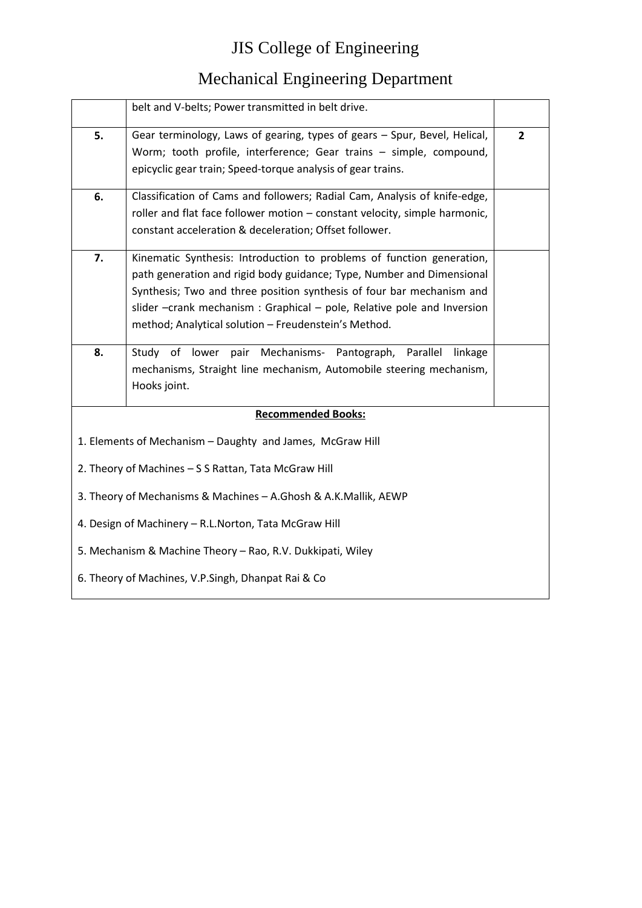# JIS College of Engineering

# Mechanical Engineering Department

| | | |
|---|---|---|
| | belt and V-belts; Power transmitted in belt drive. | |
| **5.** | Gear terminology, Laws of gearing, types of gears – Spur, Bevel, Helical, Worm; tooth profile, interference; Gear trains – simple, compound, epicyclic gear train; Speed-torque analysis of gear trains. | **2** |
| **6.** | Classification of Cams and followers; Radial Cam, Analysis of knife-edge, roller and flat face follower motion – constant velocity, simple harmonic, constant acceleration & deceleration; Offset follower. | |
| **7.** | Kinematic Synthesis: Introduction to problems of function generation, path generation and rigid body guidance; Type, Number and Dimensional Synthesis; Two and three position synthesis of four bar mechanism and slider –crank mechanism : Graphical – pole, Relative pole and Inversion method; Analytical solution – Freudenstein's Method. | |
| **8.** | Study of lower pair Mechanisms- Pantograph, Parallel linkage mechanisms, Straight line mechanism, Automobile steering mechanism, Hooks joint. | |

**Recommended Books:**

1. Elements of Mechanism – Daughty and James, McGraw Hill
2. Theory of Machines – S S Rattan, Tata McGraw Hill
3. Theory of Mechanisms & Machines – A.Ghosh & A.K.Mallik, AEWP
4. Design of Machinery – R.L.Norton, Tata McGraw Hill
5. Mechanism & Machine Theory – Rao, R.V. Dukkipati, Wiley
6. Theory of Machines, V.P.Singh, Dhanpat Rai & Co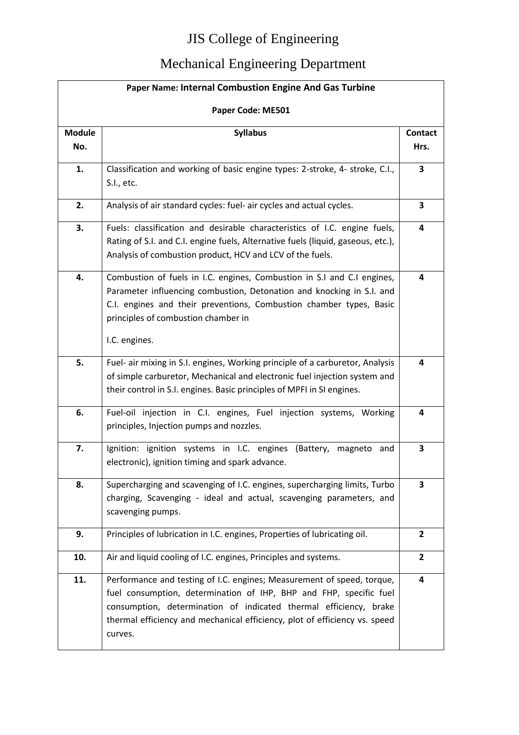# JIS College of Engineering

## Mechanical Engineering Department

**Paper Name: Internal Combustion Engine And Gas Turbine**

**Paper Code: ME501**

| Module No. | Syllabus | Contact Hrs. |
|---|---|---|
| **1.** | Classification and working of basic engine types: 2-stroke, 4- stroke, C.I., S.I., etc. | **3** |
| **2.** | Analysis of air standard cycles: fuel- air cycles and actual cycles. | **3** |
| **3.** | Fuels: classification and desirable characteristics of I.C. engine fuels, Rating of S.I. and C.I. engine fuels, Alternative fuels (liquid, gaseous, etc.), Analysis of combustion product, HCV and LCV of the fuels. | **4** |
| **4.** | Combustion of fuels in I.C. engines, Combustion in S.I and C.I engines, Parameter influencing combustion, Detonation and knocking in S.I. and C.I. engines and their preventions, Combustion chamber types, Basic principles of combustion chamber in I.C. engines. | **4** |
| **5.** | Fuel- air mixing in S.I. engines, Working principle of a carburetor, Analysis of simple carburetor, Mechanical and electronic fuel injection system and their control in S.I. engines. Basic principles of MPFI in SI engines. | **4** |
| **6.** | Fuel-oil injection in C.I. engines, Fuel injection systems, Working principles, Injection pumps and nozzles. | **4** |
| **7.** | Ignition: ignition systems in I.C. engines (Battery, magneto and electronic), ignition timing and spark advance. | **3** |
| **8.** | Supercharging and scavenging of I.C. engines, supercharging limits, Turbo charging, Scavenging - ideal and actual, scavenging parameters, and scavenging pumps. | **3** |
| **9.** | Principles of lubrication in I.C. engines, Properties of lubricating oil. | **2** |
| **10.** | Air and liquid cooling of I.C. engines, Principles and systems. | **2** |
| **11.** | Performance and testing of I.C. engines; Measurement of speed, torque, fuel consumption, determination of IHP, BHP and FHP, specific fuel consumption, determination of indicated thermal efficiency, brake thermal efficiency and mechanical efficiency, plot of efficiency vs. speed curves. | **4** |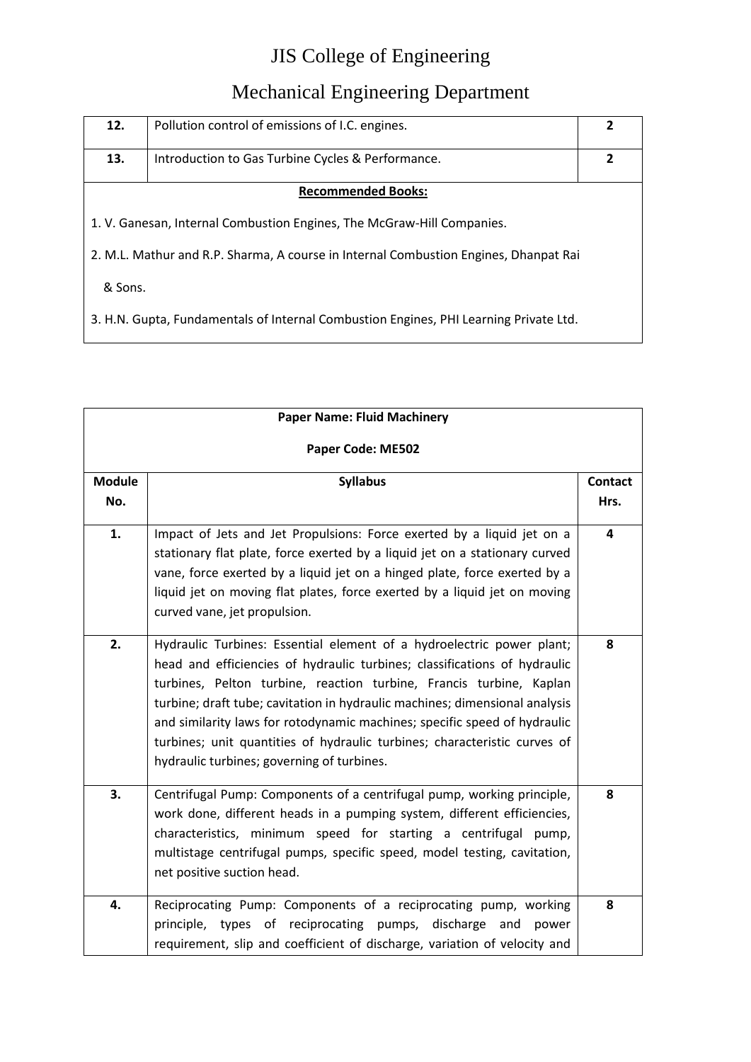# JIS College of Engineering

## Mechanical Engineering Department

| | | |
|---|---|---|
| **12.** | Pollution control of emissions of I.C. engines. | **2** |
| **13.** | Introduction to Gas Turbine Cycles & Performance. | **2** |

**Recommended Books:**

1. V. Ganesan, Internal Combustion Engines, The McGraw-Hill Companies.
2. M.L. Mathur and R.P. Sharma, A course in Internal Combustion Engines, Dhanpat Rai & Sons.
3. H.N. Gupta, Fundamentals of Internal Combustion Engines, PHI Learning Private Ltd.

**Paper Name: Fluid Machinery**

**Paper Code: ME502**

| Module No. | Syllabus | Contact Hrs. |
|---|---|---|
| **1.** | Impact of Jets and Jet Propulsions: Force exerted by a liquid jet on a stationary flat plate, force exerted by a liquid jet on a stationary curved vane, force exerted by a liquid jet on a hinged plate, force exerted by a liquid jet on moving flat plates, force exerted by a liquid jet on moving curved vane, jet propulsion. | **4** |
| **2.** | Hydraulic Turbines: Essential element of a hydroelectric power plant; head and efficiencies of hydraulic turbines; classifications of hydraulic turbines, Pelton turbine, reaction turbine, Francis turbine, Kaplan turbine; draft tube; cavitation in hydraulic machines; dimensional analysis and similarity laws for rotodynamic machines; specific speed of hydraulic turbines; unit quantities of hydraulic turbines; characteristic curves of hydraulic turbines; governing of turbines. | **8** |
| **3.** | Centrifugal Pump: Components of a centrifugal pump, working principle, work done, different heads in a pumping system, different efficiencies, characteristics, minimum speed for starting a centrifugal pump, multistage centrifugal pumps, specific speed, model testing, cavitation, net positive suction head. | **8** |
| **4.** | Reciprocating Pump: Components of a reciprocating pump, working principle, types of reciprocating pumps, discharge and power requirement, slip and coefficient of discharge, variation of velocity and | **8** |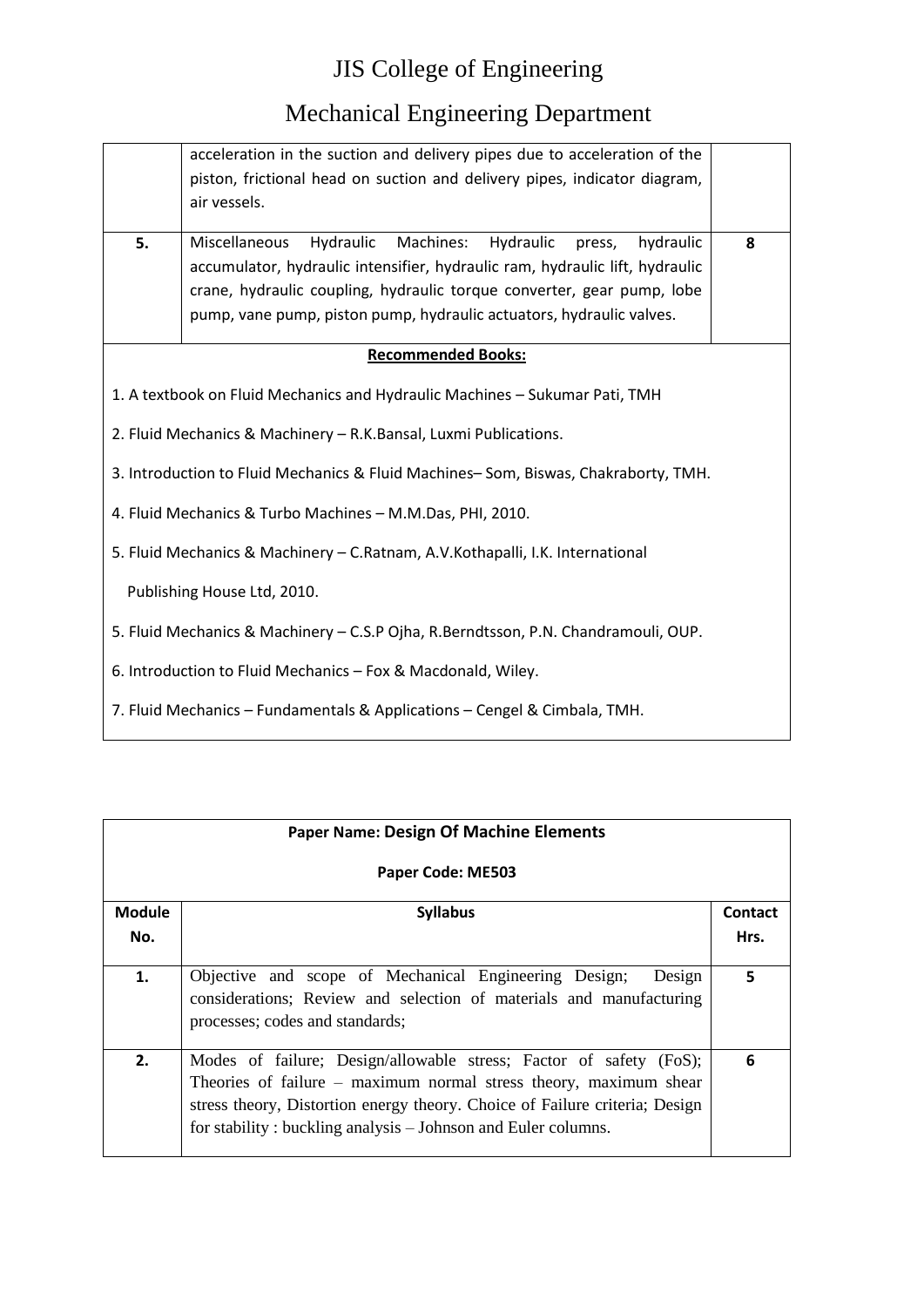| | | |
|---|---|---|
| | acceleration in the suction and delivery pipes due to acceleration of the piston, frictional head on suction and delivery pipes, indicator diagram, air vessels. | |
| **5.** | Miscellaneous Hydraulic Machines: Hydraulic press, hydraulic accumulator, hydraulic intensifier, hydraulic ram, hydraulic lift, hydraulic crane, hydraulic coupling, hydraulic torque converter, gear pump, lobe pump, vane pump, piston pump, hydraulic actuators, hydraulic valves. | **8** |

**Recommended Books:**

1. A textbook on Fluid Mechanics and Hydraulic Machines – Sukumar Pati, TMH
2. Fluid Mechanics & Machinery – R.K.Bansal, Luxmi Publications.
3. Introduction to Fluid Mechanics & Fluid Machines– Som, Biswas, Chakraborty, TMH.
4. Fluid Mechanics & Turbo Machines – M.M.Das, PHI, 2010.
5. Fluid Mechanics & Machinery – C.Ratnam, A.V.Kothapalli, I.K. International Publishing House Ltd, 2010.
5. Fluid Mechanics & Machinery – C.S.P Ojha, R.Berndtsson, P.N. Chandramouli, OUP.
6. Introduction to Fluid Mechanics – Fox & Macdonald, Wiley.
7. Fluid Mechanics – Fundamentals & Applications – Cengel & Cimbala, TMH.

**Paper Name: Design Of Machine Elements**

**Paper Code: ME503**

| Module No. | Syllabus | Contact Hrs. |
|---|---|---|
| **1.** | Objective and scope of Mechanical Engineering Design; Design considerations; Review and selection of materials and manufacturing processes; codes and standards; | **5** |
| **2.** | Modes of failure; Design/allowable stress; Factor of safety (FoS); Theories of failure – maximum normal stress theory, maximum shear stress theory, Distortion energy theory. Choice of Failure criteria; Design for stability : buckling analysis – Johnson and Euler columns. | **6** |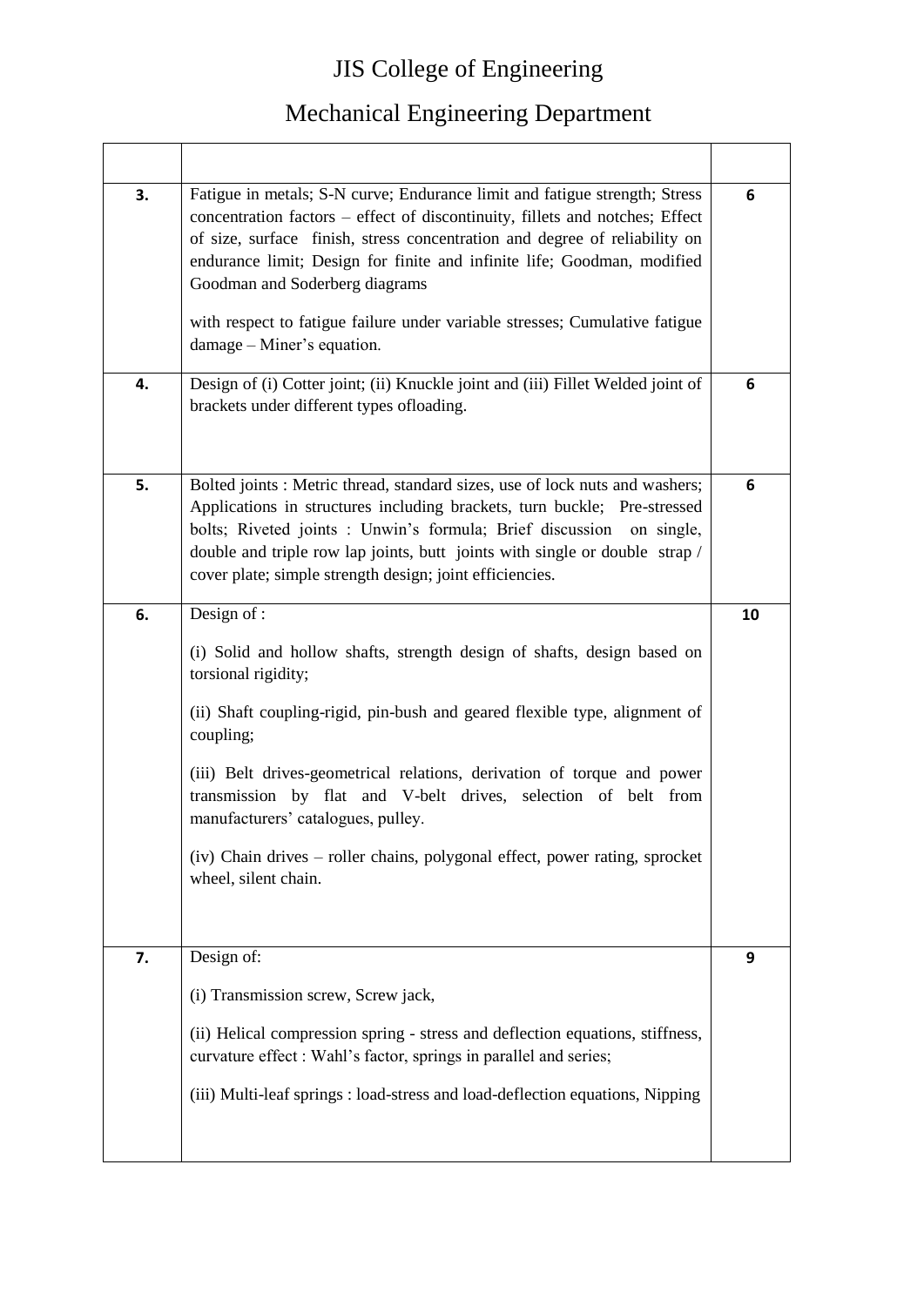# JIS College of Engineering

# Mechanical Engineering Department

| | | |
|---|---|---|
| **3.** | Fatigue in metals; S-N curve; Endurance limit and fatigue strength; Stress concentration factors – effect of discontinuity, fillets and notches; Effect of size, surface finish, stress concentration and degree of reliability on endurance limit; Design for finite and infinite life; Goodman, modified Goodman and Soderberg diagrams<br><br>with respect to fatigue failure under variable stresses; Cumulative fatigue damage – Miner's equation. | **6** |
| **4.** | Design of (i) Cotter joint; (ii) Knuckle joint and (iii) Fillet Welded joint of brackets under different types ofloading. | **6** |
| **5.** | Bolted joints : Metric thread, standard sizes, use of lock nuts and washers; Applications in structures including brackets, turn buckle; Pre-stressed bolts; Riveted joints : Unwin's formula; Brief discussion on single, double and triple row lap joints, butt joints with single or double strap / cover plate; simple strength design; joint efficiencies. | **6** |
| **6.** | Design of :<br><br>(i) Solid and hollow shafts, strength design of shafts, design based on torsional rigidity;<br><br>(ii) Shaft coupling-rigid, pin-bush and geared flexible type, alignment of coupling;<br><br>(iii) Belt drives-geometrical relations, derivation of torque and power transmission by flat and V-belt drives, selection of belt from manufacturers' catalogues, pulley.<br><br>(iv) Chain drives – roller chains, polygonal effect, power rating, sprocket wheel, silent chain. | **10** |
| **7.** | Design of:<br><br>(i) Transmission screw, Screw jack,<br><br>(ii) Helical compression spring - stress and deflection equations, stiffness, curvature effect : Wahl's factor, springs in parallel and series;<br><br>(iii) Multi-leaf springs : load-stress and load-deflection equations, Nipping | **9** |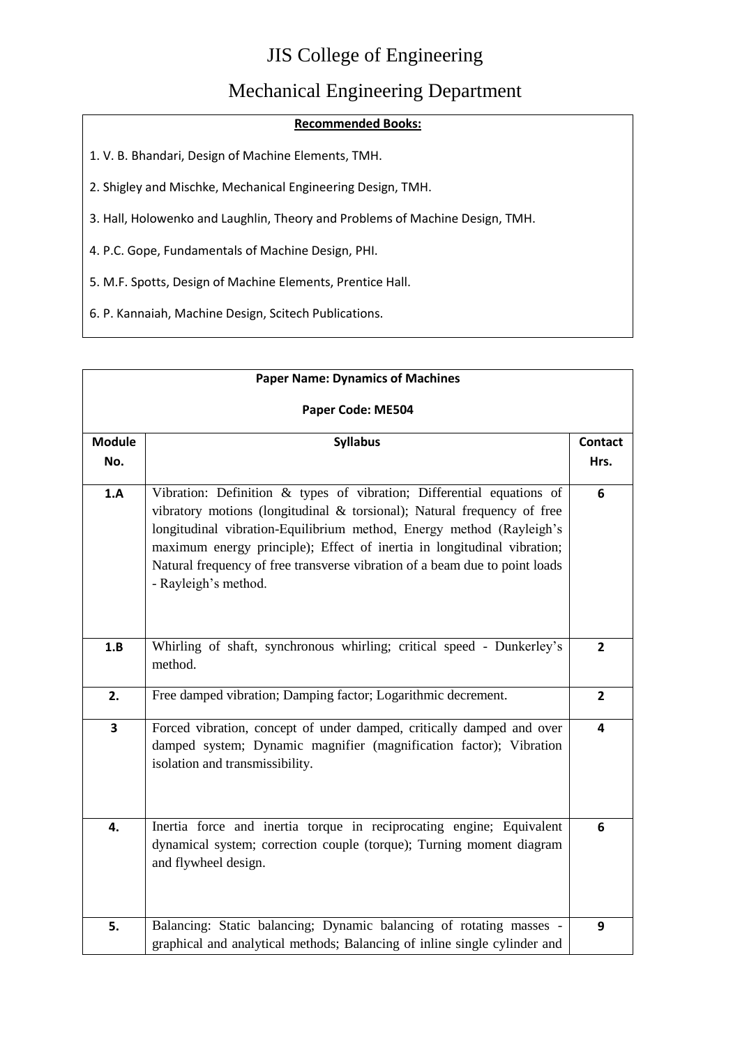# JIS College of Engineering

## Mechanical Engineering Department

**Recommended Books:**

1. V. B. Bhandari, Design of Machine Elements, TMH.
2. Shigley and Mischke, Mechanical Engineering Design, TMH.
3. Hall, Holowenko and Laughlin, Theory and Problems of Machine Design, TMH.
4. P.C. Gope, Fundamentals of Machine Design, PHI.
5. M.F. Spotts, Design of Machine Elements, Prentice Hall.
6. P. Kannaiah, Machine Design, Scitech Publications.

**Paper Name: Dynamics of Machines**

**Paper Code: ME504**

| Module No. | Syllabus | Contact Hrs. |
|---|---|---|
| 1.A | Vibration: Definition & types of vibration; Differential equations of vibratory motions (longitudinal & torsional); Natural frequency of free longitudinal vibration-Equilibrium method, Energy method (Rayleigh's maximum energy principle); Effect of inertia in longitudinal vibration; Natural frequency of free transverse vibration of a beam due to point loads - Rayleigh's method. | 6 |
| 1.B | Whirling of shaft, synchronous whirling; critical speed - Dunkerley's method. | 2 |
| 2. | Free damped vibration; Damping factor; Logarithmic decrement. | 2 |
| 3 | Forced vibration, concept of under damped, critically damped and over damped system; Dynamic magnifier (magnification factor); Vibration isolation and transmissibility. | 4 |
| 4. | Inertia force and inertia torque in reciprocating engine; Equivalent dynamical system; correction couple (torque); Turning moment diagram and flywheel design. | 6 |
| 5. | Balancing: Static balancing; Dynamic balancing of rotating masses - graphical and analytical methods; Balancing of inline single cylinder and | 9 |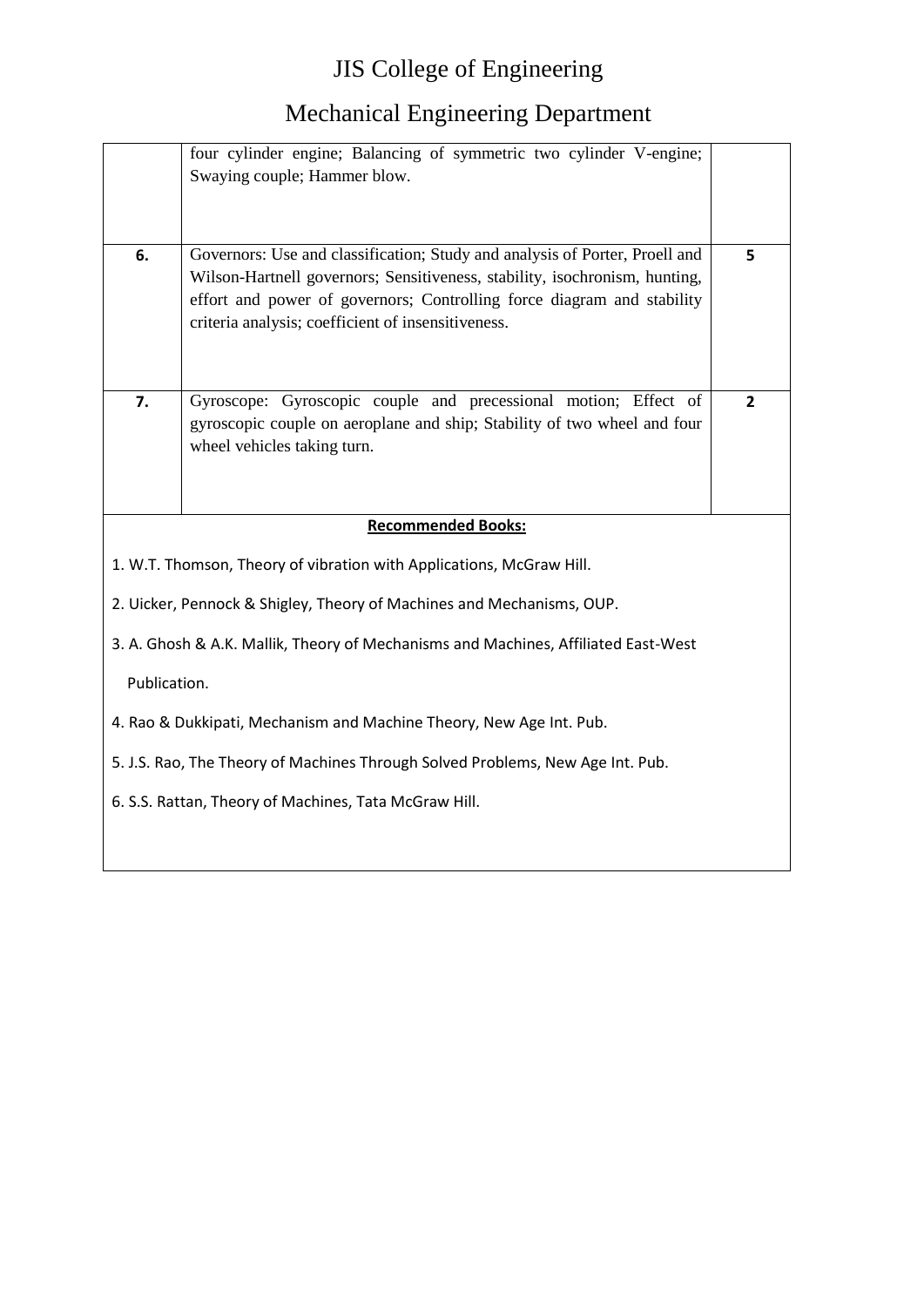| | | |
|---|---|---|
| | four cylinder engine; Balancing of symmetric two cylinder V-engine; Swaying couple; Hammer blow. | |
| **6.** | Governors: Use and classification; Study and analysis of Porter, Proell and Wilson-Hartnell governors; Sensitiveness, stability, isochronism, hunting, effort and power of governors; Controlling force diagram and stability criteria analysis; coefficient of insensitiveness. | **5** |
| **7.** | Gyroscope: Gyroscopic couple and precessional motion; Effect of gyroscopic couple on aeroplane and ship; Stability of two wheel and four wheel vehicles taking turn. | **2** |

**Recommended Books:**

1. W.T. Thomson, Theory of vibration with Applications, McGraw Hill.
2. Uicker, Pennock & Shigley, Theory of Machines and Mechanisms, OUP.
3. A. Ghosh & A.K. Mallik, Theory of Mechanisms and Machines, Affiliated East-West Publication.
4. Rao & Dukkipati, Mechanism and Machine Theory, New Age Int. Pub.
5. J.S. Rao, The Theory of Machines Through Solved Problems, New Age Int. Pub.
6. S.S. Rattan, Theory of Machines, Tata McGraw Hill.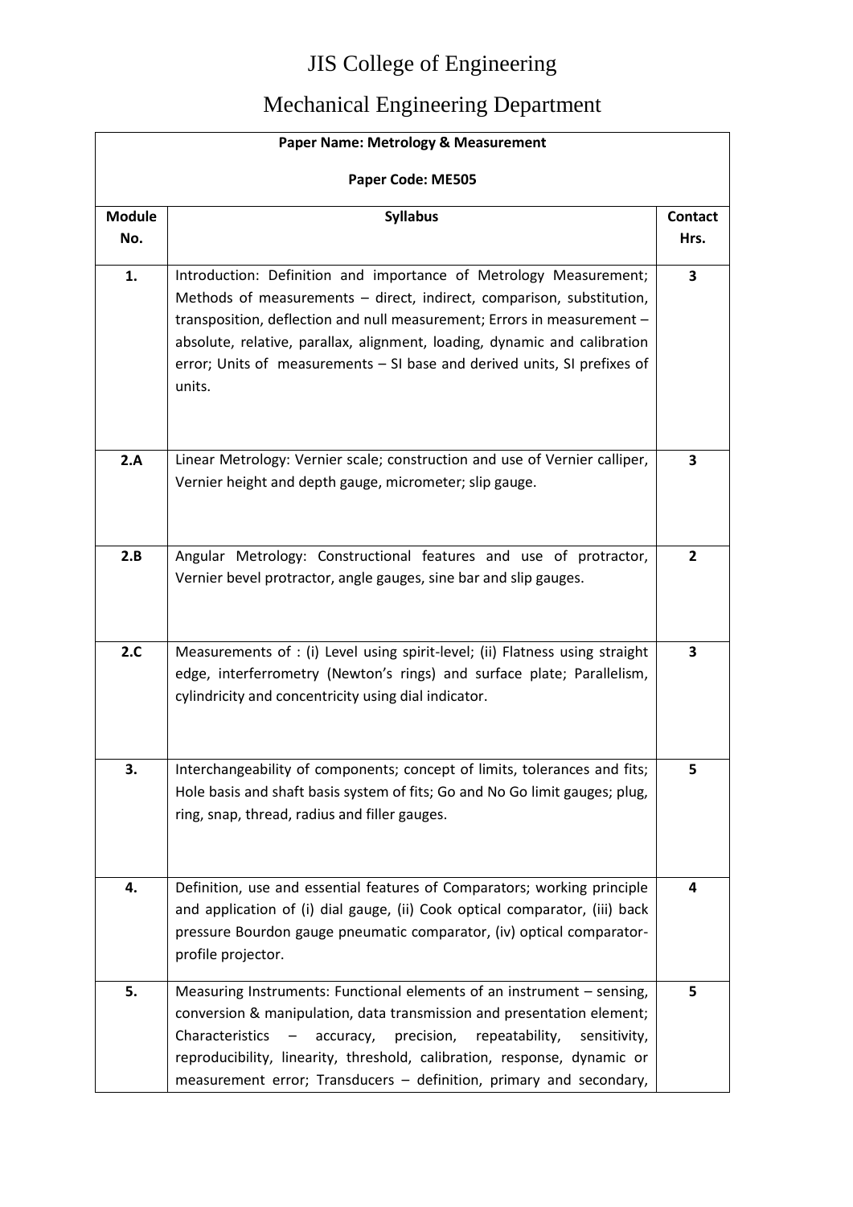# JIS College of Engineering

# Mechanical Engineering Department

| **Paper Name: Metrology & Measurement**<br><br>**Paper Code: ME505** | | |
|---|---|---|
| **Module No.** | **Syllabus** | **Contact Hrs.** |
| **1.** | Introduction: Definition and importance of Metrology Measurement; Methods of measurements – direct, indirect, comparison, substitution, transposition, deflection and null measurement; Errors in measurement – absolute, relative, parallax, alignment, loading, dynamic and calibration error; Units of measurements – SI base and derived units, SI prefixes of units. | **3** |
| **2.A** | Linear Metrology: Vernier scale; construction and use of Vernier calliper, Vernier height and depth gauge, micrometer; slip gauge. | **3** |
| **2.B** | Angular Metrology: Constructional features and use of protractor, Vernier bevel protractor, angle gauges, sine bar and slip gauges. | **2** |
| **2.C** | Measurements of : (i) Level using spirit-level; (ii) Flatness using straight edge, interferrometry (Newton's rings) and surface plate; Parallelism, cylindricity and concentricity using dial indicator. | **3** |
| **3.** | Interchangeability of components; concept of limits, tolerances and fits; Hole basis and shaft basis system of fits; Go and No Go limit gauges; plug, ring, snap, thread, radius and filler gauges. | **5** |
| **4.** | Definition, use and essential features of Comparators; working principle and application of (i) dial gauge, (ii) Cook optical comparator, (iii) back pressure Bourdon gauge pneumatic comparator, (iv) optical comparator-profile projector. | **4** |
| **5.** | Measuring Instruments: Functional elements of an instrument – sensing, conversion & manipulation, data transmission and presentation element; Characteristics – accuracy, precision, repeatability, sensitivity, reproducibility, linearity, threshold, calibration, response, dynamic or measurement error; Transducers – definition, primary and secondary, | **5** |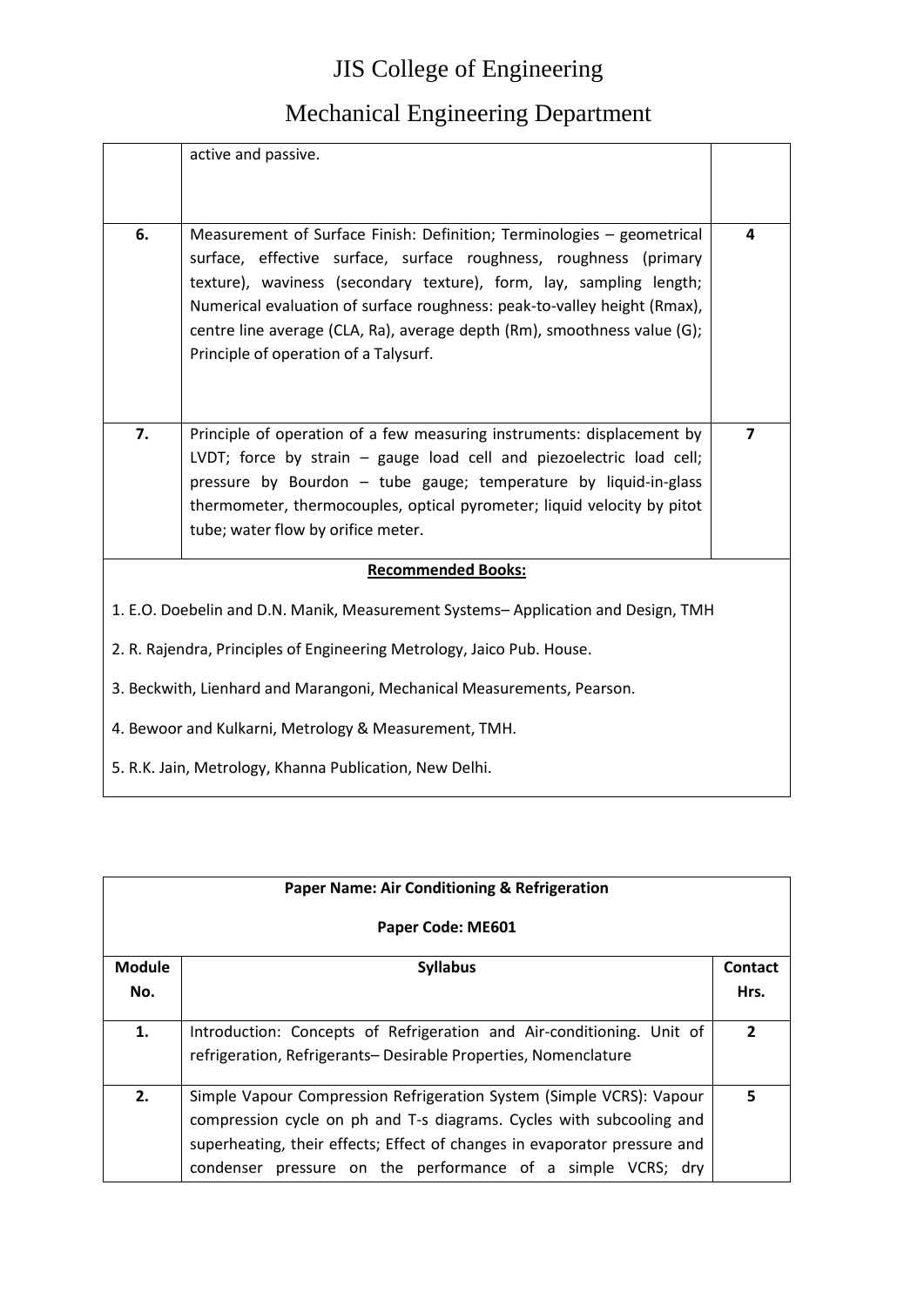| | | |
|---|---|---|
| | active and passive. | |
| **6.** | Measurement of Surface Finish: Definition; Terminologies – geometrical surface, effective surface, surface roughness, roughness (primary texture), waviness (secondary texture), form, lay, sampling length; Numerical evaluation of surface roughness: peak-to-valley height (Rmax), centre line average (CLA, Ra), average depth (Rm), smoothness value (G); Principle of operation of a Talysurf. | **4** |
| **7.** | Principle of operation of a few measuring instruments: displacement by LVDT; force by strain – gauge load cell and piezoelectric load cell; pressure by Bourdon – tube gauge; temperature by liquid-in-glass thermometer, thermocouples, optical pyrometer; liquid velocity by pitot tube; water flow by orifice meter. | **7** |

**Recommended Books:**

1. E.O. Doebelin and D.N. Manik, Measurement Systems– Application and Design, TMH
2. R. Rajendra, Principles of Engineering Metrology, Jaico Pub. House.
3. Beckwith, Lienhard and Marangoni, Mechanical Measurements, Pearson.
4. Bewoor and Kulkarni, Metrology & Measurement, TMH.
5. R.K. Jain, Metrology, Khanna Publication, New Delhi.

**Paper Name: Air Conditioning & Refrigeration**

**Paper Code: ME601**

| Module No. | Syllabus | Contact Hrs. |
|---|---|---|
| **1.** | Introduction: Concepts of Refrigeration and Air-conditioning. Unit of refrigeration, Refrigerants– Desirable Properties, Nomenclature | **2** |
| **2.** | Simple Vapour Compression Refrigeration System (Simple VCRS): Vapour compression cycle on ph and T-s diagrams. Cycles with subcooling and superheating, their effects; Effect of changes in evaporator pressure and condenser pressure on the performance of a simple VCRS; dry | **5** |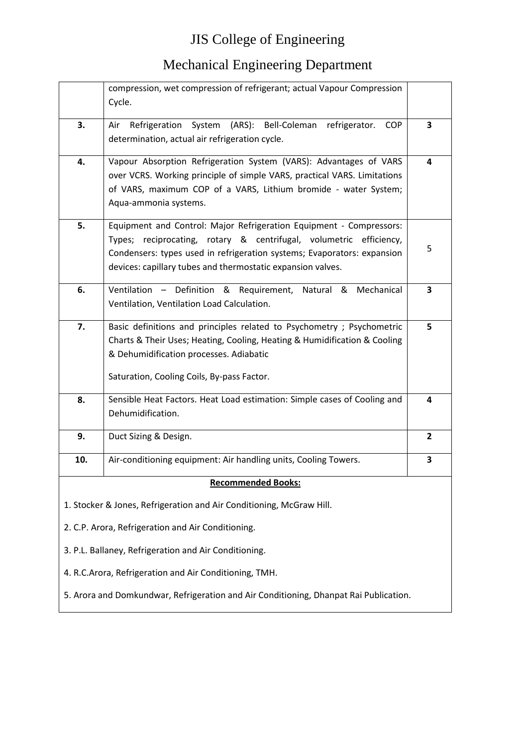# JIS College of Engineering

# Mechanical Engineering Department

| | | |
|---|---|---|
| | compression, wet compression of refrigerant; actual Vapour Compression Cycle. | |
| **3.** | Air Refrigeration System (ARS): Bell-Coleman refrigerator. COP determination, actual air refrigeration cycle. | **3** |
| **4.** | Vapour Absorption Refrigeration System (VARS): Advantages of VARS over VCRS. Working principle of simple VARS, practical VARS. Limitations of VARS, maximum COP of a VARS, Lithium bromide - water System; Aqua-ammonia systems. | **4** |
| **5.** | Equipment and Control: Major Refrigeration Equipment - Compressors: Types; reciprocating, rotary & centrifugal, volumetric efficiency, Condensers: types used in refrigeration systems; Evaporators: expansion devices: capillary tubes and thermostatic expansion valves. | 5 |
| **6.** | Ventilation – Definition & Requirement, Natural & Mechanical Ventilation, Ventilation Load Calculation. | **3** |
| **7.** | Basic definitions and principles related to Psychometry ; Psychometric Charts & Their Uses; Heating, Cooling, Heating & Humidification & Cooling & Dehumidification processes. Adiabatic Saturation, Cooling Coils, By-pass Factor. | **5** |
| **8.** | Sensible Heat Factors. Heat Load estimation: Simple cases of Cooling and Dehumidification. | **4** |
| **9.** | Duct Sizing & Design. | **2** |
| **10.** | Air-conditioning equipment: Air handling units, Cooling Towers. | **3** |

**Recommended Books:**

1. Stocker & Jones, Refrigeration and Air Conditioning, McGraw Hill.
2. C.P. Arora, Refrigeration and Air Conditioning.
3. P.L. Ballaney, Refrigeration and Air Conditioning.
4. R.C.Arora, Refrigeration and Air Conditioning, TMH.
5. Arora and Domkundwar, Refrigeration and Air Conditioning, Dhanpat Rai Publication.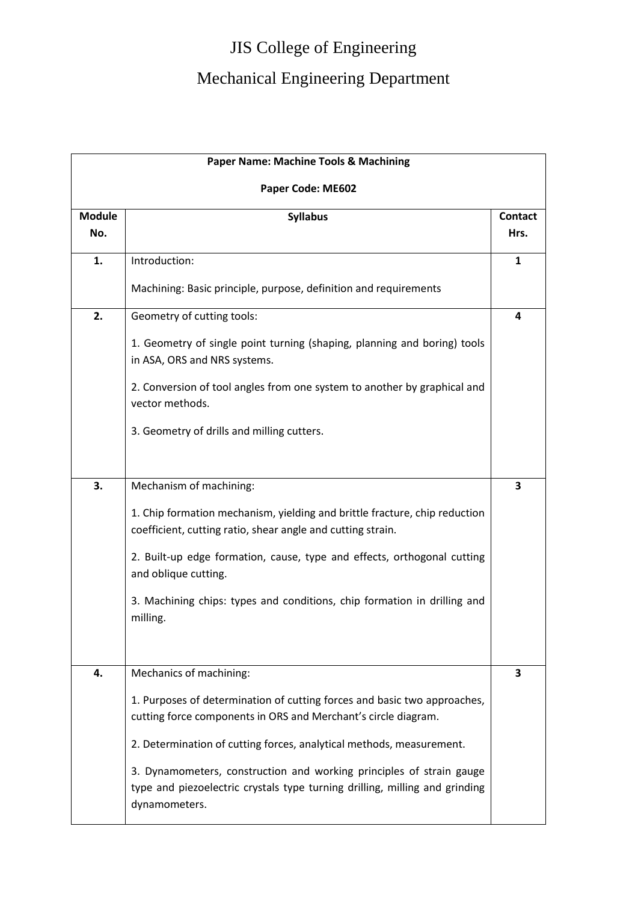# JIS College of Engineering

## Mechanical Engineering Department

| **Paper Name: Machine Tools & Machining**<br><br>**Paper Code: ME602** | | |
|---|---|---|
| **Module No.** | **Syllabus** | **Contact Hrs.** |
| **1.** | Introduction:<br><br>Machining: Basic principle, purpose, definition and requirements | **1** |
| **2.** | Geometry of cutting tools:<br><br>1. Geometry of single point turning (shaping, planning and boring) tools in ASA, ORS and NRS systems.<br><br>2. Conversion of tool angles from one system to another by graphical and vector methods.<br><br>3. Geometry of drills and milling cutters. | **4** |
| **3.** | Mechanism of machining:<br><br>1. Chip formation mechanism, yielding and brittle fracture, chip reduction coefficient, cutting ratio, shear angle and cutting strain.<br><br>2. Built-up edge formation, cause, type and effects, orthogonal cutting and oblique cutting.<br><br>3. Machining chips: types and conditions, chip formation in drilling and milling. | **3** |
| **4.** | Mechanics of machining:<br><br>1. Purposes of determination of cutting forces and basic two approaches, cutting force components in ORS and Merchant's circle diagram.<br><br>2. Determination of cutting forces, analytical methods, measurement.<br><br>3. Dynamometers, construction and working principles of strain gauge type and piezoelectric crystals type turning drilling, milling and grinding dynamometers. | **3** |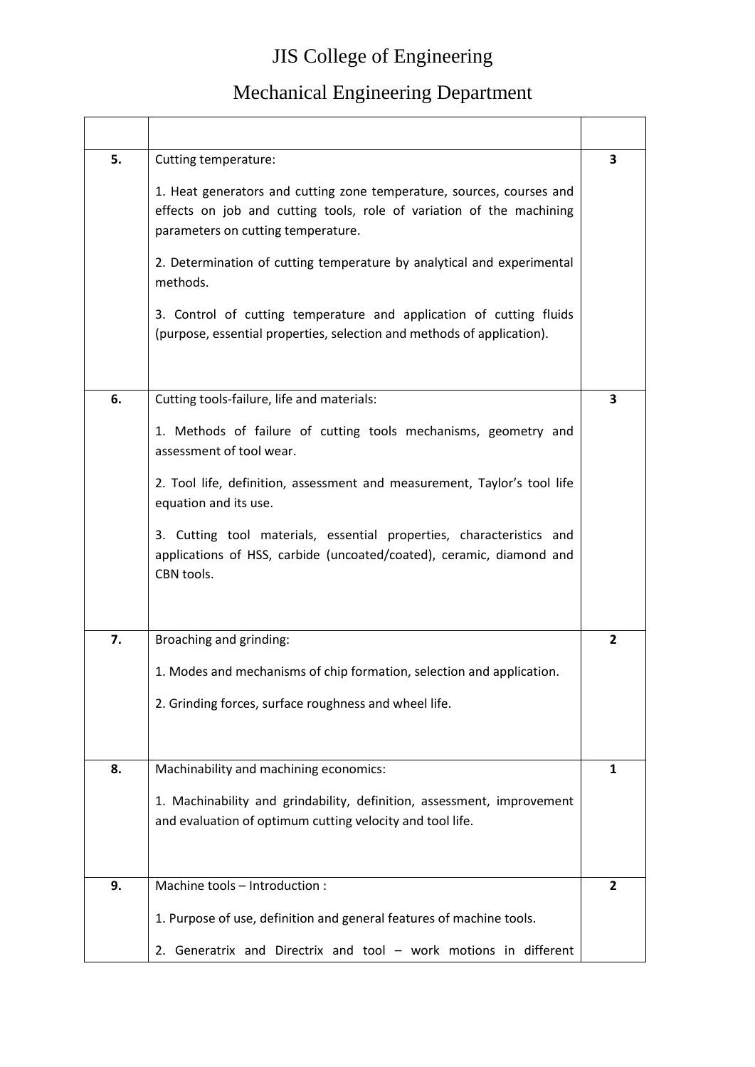# JIS College of Engineering

## Mechanical Engineering Department

| | | |
|---|---|---|
| **5.** | Cutting temperature:<br><br>1. Heat generators and cutting zone temperature, sources, courses and effects on job and cutting tools, role of variation of the machining parameters on cutting temperature.<br><br>2. Determination of cutting temperature by analytical and experimental methods.<br><br>3. Control of cutting temperature and application of cutting fluids (purpose, essential properties, selection and methods of application). | **3** |
| **6.** | Cutting tools-failure, life and materials:<br><br>1. Methods of failure of cutting tools mechanisms, geometry and assessment of tool wear.<br><br>2. Tool life, definition, assessment and measurement, Taylor's tool life equation and its use.<br><br>3. Cutting tool materials, essential properties, characteristics and applications of HSS, carbide (uncoated/coated), ceramic, diamond and CBN tools. | **3** |
| **7.** | Broaching and grinding:<br><br>1. Modes and mechanisms of chip formation, selection and application.<br><br>2. Grinding forces, surface roughness and wheel life. | **2** |
| **8.** | Machinability and machining economics:<br><br>1. Machinability and grindability, definition, assessment, improvement and evaluation of optimum cutting velocity and tool life. | **1** |
| **9.** | Machine tools – Introduction :<br><br>1. Purpose of use, definition and general features of machine tools.<br><br>2. Generatrix and Directrix and tool – work motions in different | **2** |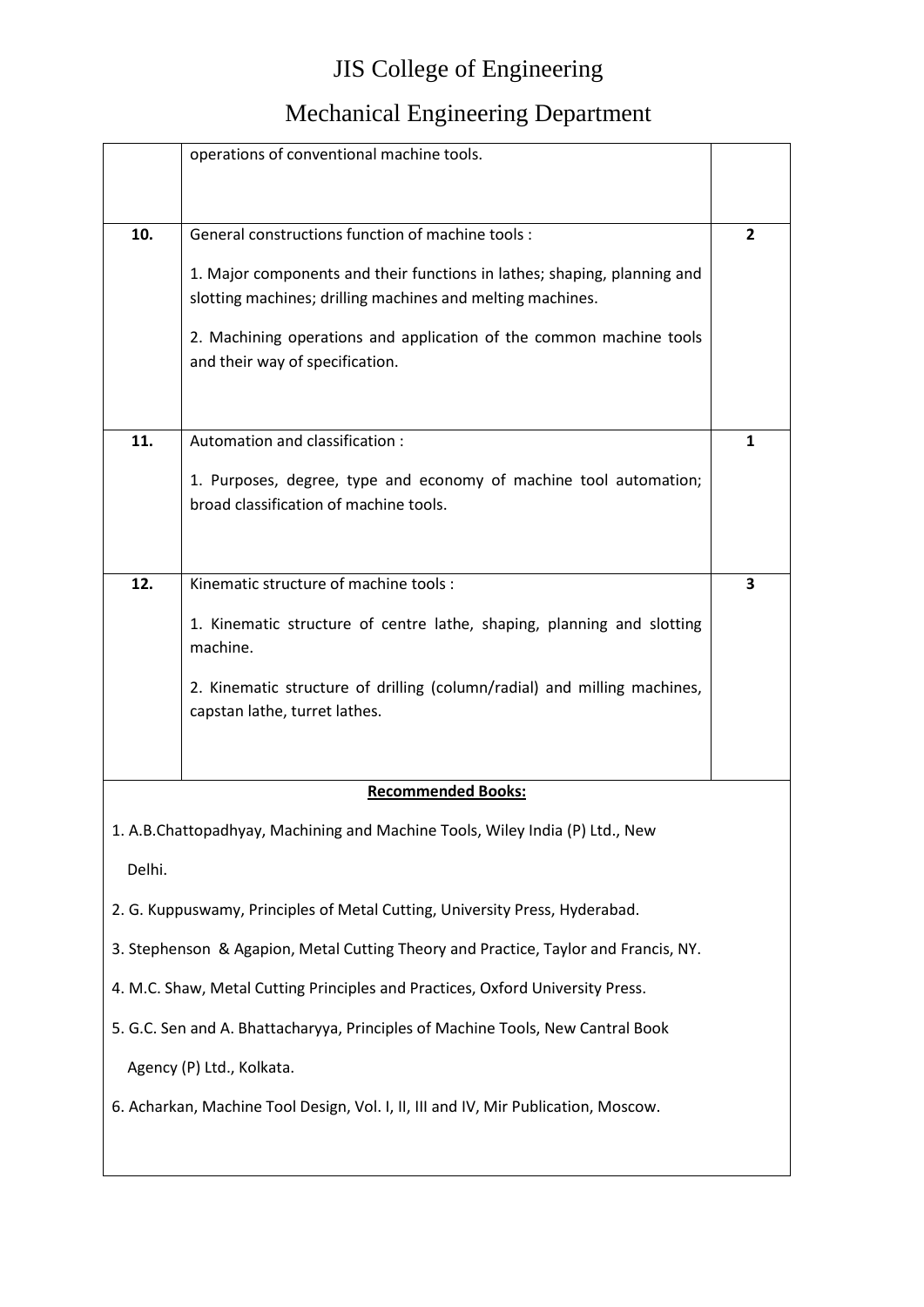# JIS College of Engineering

# Mechanical Engineering Department

| | | |
|---|---|---|
| | operations of conventional machine tools. | |
| **10.** | General constructions function of machine tools :<br><br>1. Major components and their functions in lathes; shaping, planning and slotting machines; drilling machines and melting machines.<br><br>2. Machining operations and application of the common machine tools and their way of specification. | **2** |
| **11.** | Automation and classification :<br><br>1. Purposes, degree, type and economy of machine tool automation; broad classification of machine tools. | **1** |
| **12.** | Kinematic structure of machine tools :<br><br>1. Kinematic structure of centre lathe, shaping, planning and slotting machine.<br><br>2. Kinematic structure of drilling (column/radial) and milling machines, capstan lathe, turret lathes. | **3** |

**Recommended Books:**

1. A.B.Chattopadhyay, Machining and Machine Tools, Wiley India (P) Ltd., New Delhi.
2. G. Kuppuswamy, Principles of Metal Cutting, University Press, Hyderabad.
3. Stephenson & Agapion, Metal Cutting Theory and Practice, Taylor and Francis, NY.
4. M.C. Shaw, Metal Cutting Principles and Practices, Oxford University Press.
5. G.C. Sen and A. Bhattacharyya, Principles of Machine Tools, New Cantral Book Agency (P) Ltd., Kolkata.
6. Acharkan, Machine Tool Design, Vol. I, II, III and IV, Mir Publication, Moscow.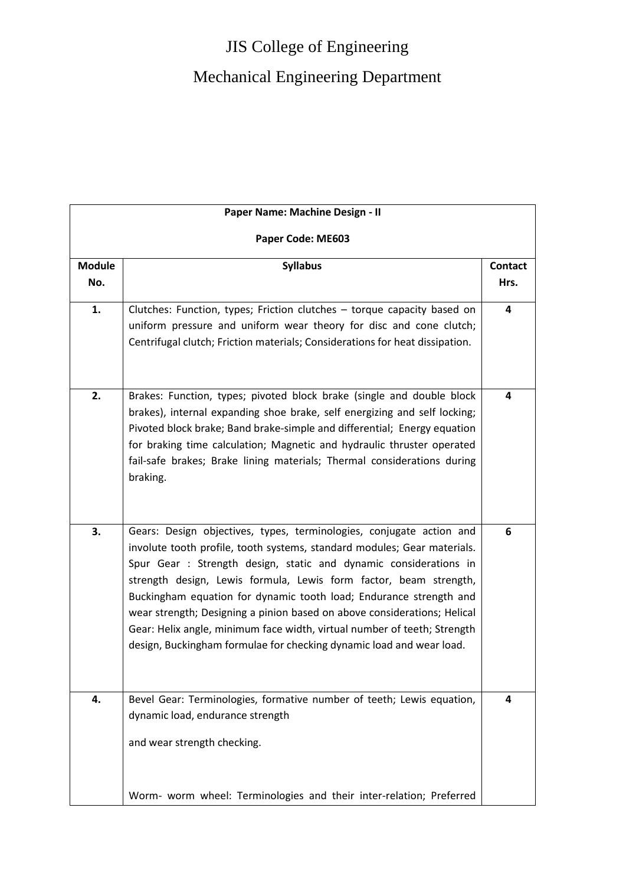JIS College of Engineering

Mechanical Engineering Department

| Paper Name: Machine Design - II<br>Paper Code: ME603 | | |
|---|---|---|
| **Module No.** | **Syllabus** | **Contact Hrs.** |
| **1.** | Clutches: Function, types; Friction clutches – torque capacity based on uniform pressure and uniform wear theory for disc and cone clutch; Centrifugal clutch; Friction materials; Considerations for heat dissipation. | **4** |
| **2.** | Brakes: Function, types; pivoted block brake (single and double block brakes), internal expanding shoe brake, self energizing and self locking; Pivoted block brake; Band brake-simple and differential; Energy equation for braking time calculation; Magnetic and hydraulic thruster operated fail-safe brakes; Brake lining materials; Thermal considerations during braking. | **4** |
| **3.** | Gears: Design objectives, types, terminologies, conjugate action and involute tooth profile, tooth systems, standard modules; Gear materials. Spur Gear : Strength design, static and dynamic considerations in strength design, Lewis formula, Lewis form factor, beam strength, Buckingham equation for dynamic tooth load; Endurance strength and wear strength; Designing a pinion based on above considerations; Helical Gear: Helix angle, minimum face width, virtual number of teeth; Strength design, Buckingham formulae for checking dynamic load and wear load. | **6** |
| **4.** | Bevel Gear: Terminologies, formative number of teeth; Lewis equation, dynamic load, endurance strength<br><br>and wear strength checking.<br><br>Worm- worm wheel: Terminologies and their inter-relation; Preferred | **4** |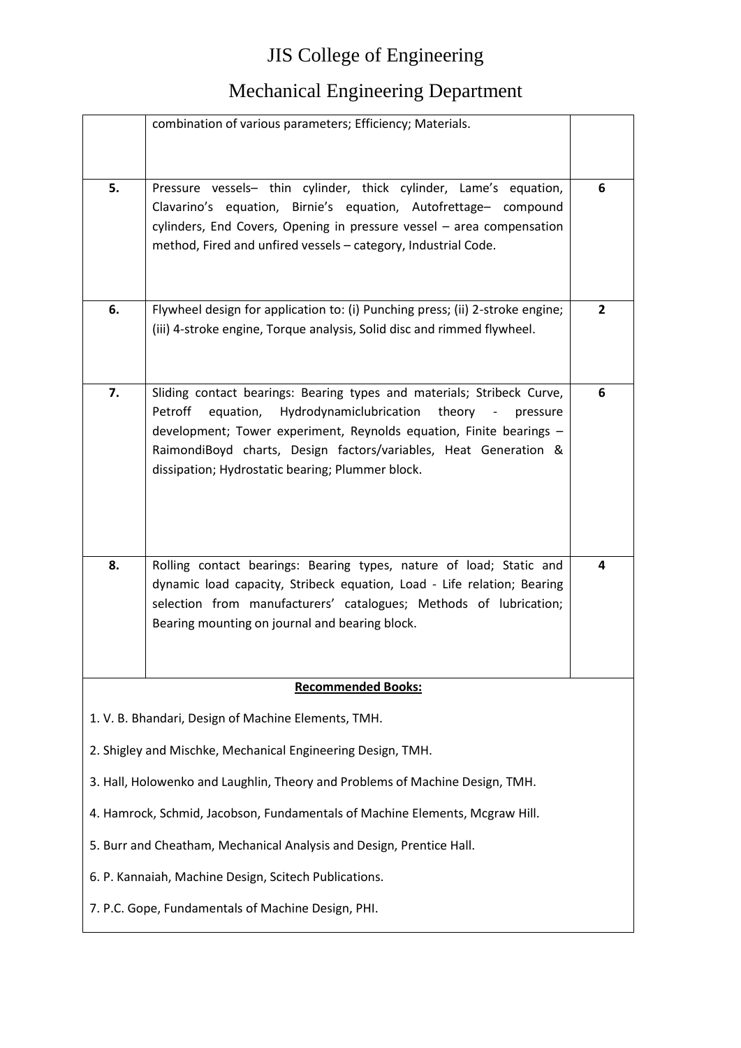# JIS College of Engineering

## Mechanical Engineering Department

| | | |
|---|---|---|
| | combination of various parameters; Efficiency; Materials. | |
| **5.** | Pressure vessels– thin cylinder, thick cylinder, Lame's equation, Clavarino's equation, Birnie's equation, Autofrettage– compound cylinders, End Covers, Opening in pressure vessel – area compensation method, Fired and unfired vessels – category, Industrial Code. | **6** |
| **6.** | Flywheel design for application to: (i) Punching press; (ii) 2-stroke engine; (iii) 4-stroke engine, Torque analysis, Solid disc and rimmed flywheel. | **2** |
| **7.** | Sliding contact bearings: Bearing types and materials; Stribeck Curve, Petroff equation, Hydrodynamiclubrication theory - pressure development; Tower experiment, Reynolds equation, Finite bearings – RaimondiBoyd charts, Design factors/variables, Heat Generation & dissipation; Hydrostatic bearing; Plummer block. | **6** |
| **8.** | Rolling contact bearings: Bearing types, nature of load; Static and dynamic load capacity, Stribeck equation, Load - Life relation; Bearing selection from manufacturers' catalogues; Methods of lubrication; Bearing mounting on journal and bearing block. | **4** |

**Recommended Books:**

1. V. B. Bhandari, Design of Machine Elements, TMH.
2. Shigley and Mischke, Mechanical Engineering Design, TMH.
3. Hall, Holowenko and Laughlin, Theory and Problems of Machine Design, TMH.
4. Hamrock, Schmid, Jacobson, Fundamentals of Machine Elements, Mcgraw Hill.
5. Burr and Cheatham, Mechanical Analysis and Design, Prentice Hall.
6. P. Kannaiah, Machine Design, Scitech Publications.
7. P.C. Gope, Fundamentals of Machine Design, PHI.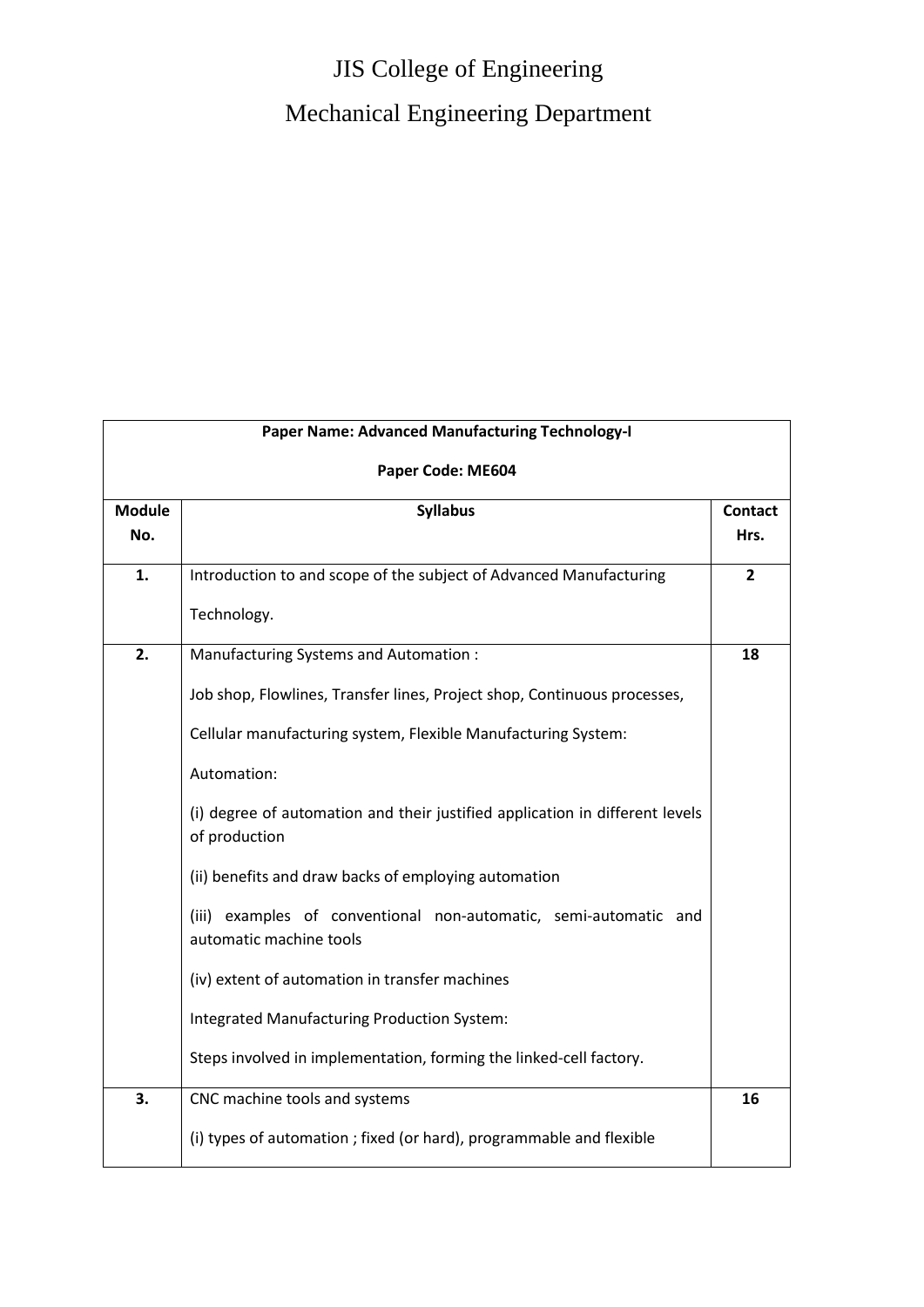# JIS College of Engineering

## Mechanical Engineering Department

| Paper Name: Advanced Manufacturing Technology-I<br><br>Paper Code: ME604 | | |
|---|---|---|
| **Module No.** | **Syllabus** | **Contact Hrs.** |
| **1.** | Introduction to and scope of the subject of Advanced Manufacturing Technology. | **2** |
| **2.** | Manufacturing Systems and Automation :<br><br>Job shop, Flowlines, Transfer lines, Project shop, Continuous processes,<br><br>Cellular manufacturing system, Flexible Manufacturing System:<br><br>Automation:<br><br>(i) degree of automation and their justified application in different levels of production<br><br>(ii) benefits and draw backs of employing automation<br><br>(iii) examples of conventional non-automatic, semi-automatic and automatic machine tools<br><br>(iv) extent of automation in transfer machines<br><br>Integrated Manufacturing Production System:<br><br>Steps involved in implementation, forming the linked-cell factory. | **18** |
| **3.** | CNC machine tools and systems<br><br>(i) types of automation ; fixed (or hard), programmable and flexible | **16** |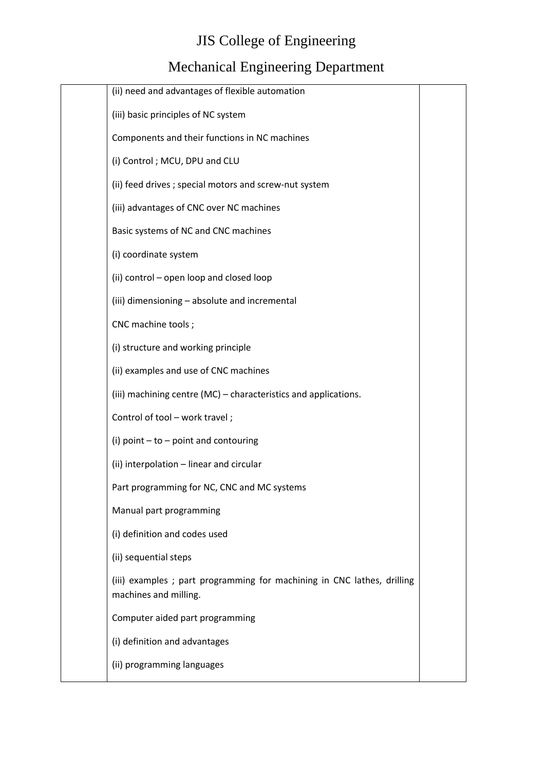# JIS College of Engineering

## Mechanical Engineering Department

| | | |
|---|---|---|
| | (ii) need and advantages of flexible automation<br><br>(iii) basic principles of NC system<br><br>Components and their functions in NC machines<br><br>(i) Control ; MCU, DPU and CLU<br><br>(ii) feed drives ; special motors and screw-nut system<br><br>(iii) advantages of CNC over NC machines<br><br>Basic systems of NC and CNC machines<br><br>(i) coordinate system<br><br>(ii) control – open loop and closed loop<br><br>(iii) dimensioning – absolute and incremental<br><br>CNC machine tools ;<br><br>(i) structure and working principle<br><br>(ii) examples and use of CNC machines<br><br>(iii) machining centre (MC) – characteristics and applications.<br><br>Control of tool – work travel ;<br><br>(i) point – to – point and contouring<br><br>(ii) interpolation – linear and circular<br><br>Part programming for NC, CNC and MC systems<br><br>Manual part programming<br><br>(i) definition and codes used<br><br>(ii) sequential steps<br><br>(iii) examples ; part programming for machining in CNC lathes, drilling machines and milling.<br><br>Computer aided part programming<br><br>(i) definition and advantages<br><br>(ii) programming languages | |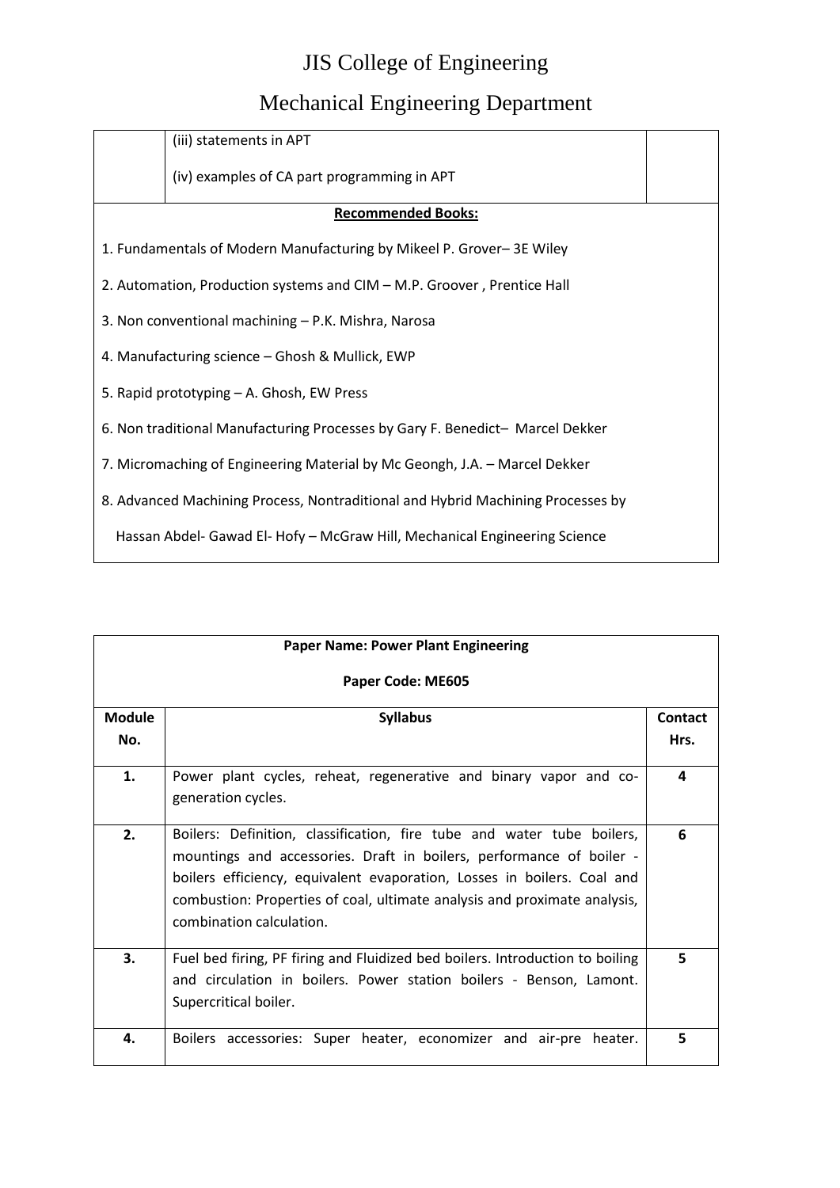# JIS College of Engineering

## Mechanical Engineering Department

| | | |
|---|---|---|
| | (iii) statements in APT<br><br>(iv) examples of CA part programming in APT | |

**Recommended Books:**

1. Fundamentals of Modern Manufacturing by Mikeel P. Grover– 3E Wiley
2. Automation, Production systems and CIM – M.P. Groover , Prentice Hall
3. Non conventional machining – P.K. Mishra, Narosa
4. Manufacturing science – Ghosh & Mullick, EWP
5. Rapid prototyping – A. Ghosh, EW Press
6. Non traditional Manufacturing Processes by Gary F. Benedict– Marcel Dekker
7. Micromaching of Engineering Material by Mc Geongh, J.A. – Marcel Dekker
8. Advanced Machining Process, Nontraditional and Hybrid Machining Processes by Hassan Abdel- Gawad El- Hofy – McGraw Hill, Mechanical Engineering Science

**Paper Name: Power Plant Engineering**

**Paper Code: ME605**

| Module No. | Syllabus | Contact Hrs. |
|---|---|---|
| **1.** | Power plant cycles, reheat, regenerative and binary vapor and co-generation cycles. | **4** |
| **2.** | Boilers: Definition, classification, fire tube and water tube boilers, mountings and accessories. Draft in boilers, performance of boiler - boilers efficiency, equivalent evaporation, Losses in boilers. Coal and combustion: Properties of coal, ultimate analysis and proximate analysis, combination calculation. | **6** |
| **3.** | Fuel bed firing, PF firing and Fluidized bed boilers. Introduction to boiling and circulation in boilers. Power station boilers - Benson, Lamont. Supercritical boiler. | **5** |
| **4.** | Boilers accessories: Super heater, economizer and air-pre heater. | **5** |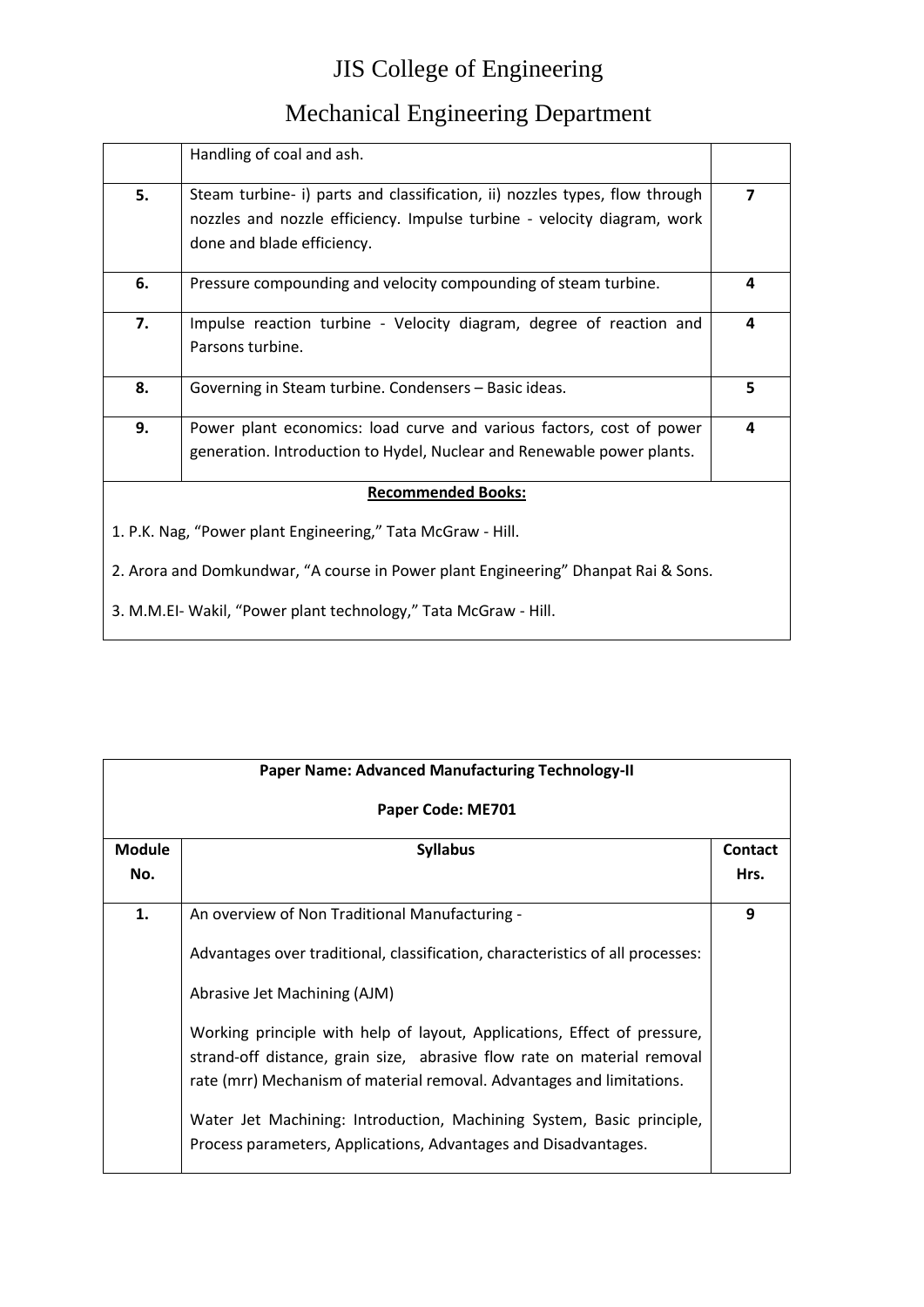# JIS College of Engineering

## Mechanical Engineering Department

| | | |
|---|---|---|
| | Handling of coal and ash. | |
| **5.** | Steam turbine- i) parts and classification, ii) nozzles types, flow through nozzles and nozzle efficiency. Impulse turbine - velocity diagram, work done and blade efficiency. | **7** |
| **6.** | Pressure compounding and velocity compounding of steam turbine. | **4** |
| **7.** | Impulse reaction turbine - Velocity diagram, degree of reaction and Parsons turbine. | **4** |
| **8.** | Governing in Steam turbine. Condensers – Basic ideas. | **5** |
| **9.** | Power plant economics: load curve and various factors, cost of power generation. Introduction to Hydel, Nuclear and Renewable power plants. | **4** |

**Recommended Books:**

1. P.K. Nag, "Power plant Engineering," Tata McGraw - Hill.

2. Arora and Domkundwar, "A course in Power plant Engineering" Dhanpat Rai & Sons.

3. M.M.EI- Wakil, "Power plant technology," Tata McGraw - Hill.

**Paper Name: Advanced Manufacturing Technology-II**

**Paper Code: ME701**

| Module No. | Syllabus | Contact Hrs. |
|---|---|---|
| **1.** | An overview of Non Traditional Manufacturing -<br><br>Advantages over traditional, classification, characteristics of all processes:<br><br>Abrasive Jet Machining (AJM)<br><br>Working principle with help of layout, Applications, Effect of pressure, strand-off distance, grain size, abrasive flow rate on material removal rate (mrr) Mechanism of material removal. Advantages and limitations.<br><br>Water Jet Machining: Introduction, Machining System, Basic principle, Process parameters, Applications, Advantages and Disadvantages. | **9** |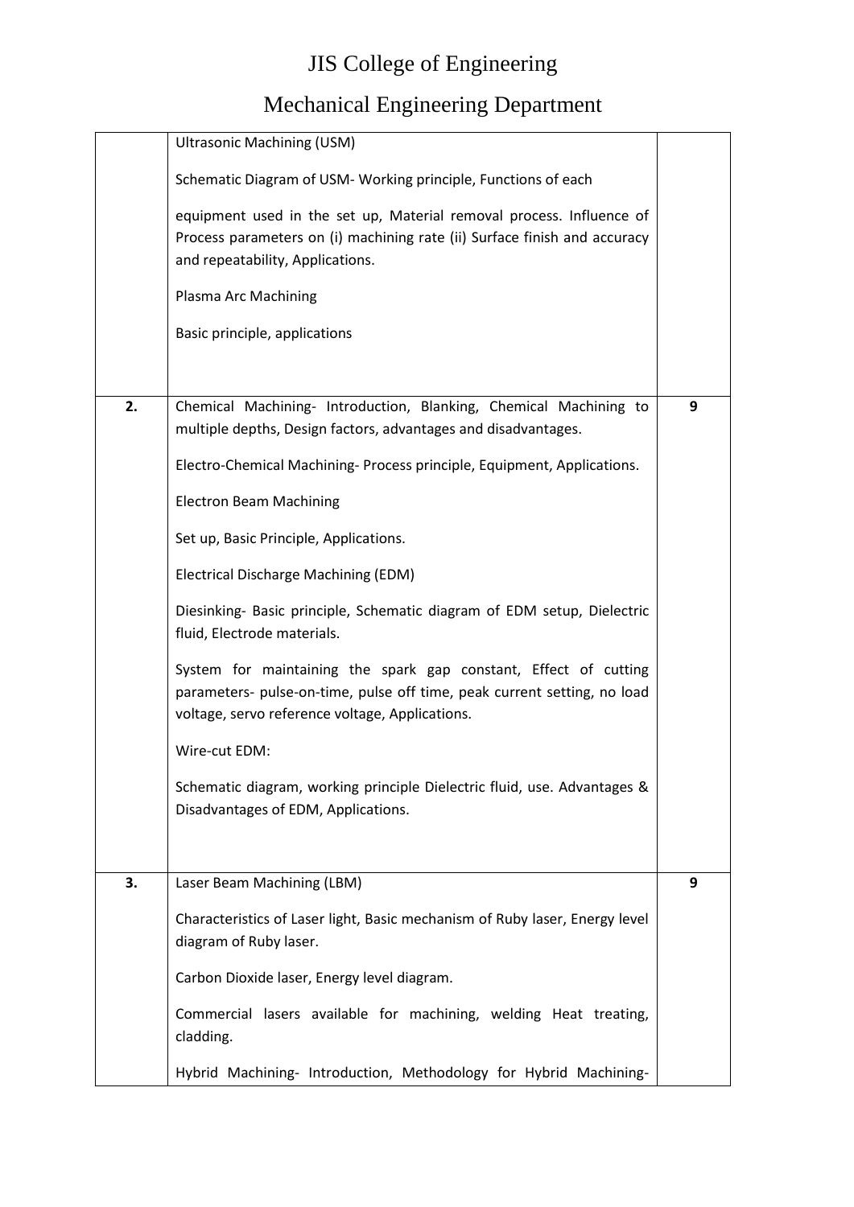# JIS College of Engineering

# Mechanical Engineering Department

| | | |
|---|---|---|
| | Ultrasonic Machining (USM)<br><br>Schematic Diagram of USM- Working principle, Functions of each<br><br>equipment used in the set up, Material removal process. Influence of Process parameters on (i) machining rate (ii) Surface finish and accuracy and repeatability, Applications.<br><br>Plasma Arc Machining<br><br>Basic principle, applications | |
| **2.** | Chemical Machining- Introduction, Blanking, Chemical Machining to multiple depths, Design factors, advantages and disadvantages.<br><br>Electro-Chemical Machining- Process principle, Equipment, Applications.<br><br>Electron Beam Machining<br><br>Set up, Basic Principle, Applications.<br><br>Electrical Discharge Machining (EDM)<br><br>Diesinking- Basic principle, Schematic diagram of EDM setup, Dielectric fluid, Electrode materials.<br><br>System for maintaining the spark gap constant, Effect of cutting parameters- pulse-on-time, pulse off time, peak current setting, no load voltage, servo reference voltage, Applications.<br><br>Wire-cut EDM:<br><br>Schematic diagram, working principle Dielectric fluid, use. Advantages & Disadvantages of EDM, Applications. | **9** |
| **3.** | Laser Beam Machining (LBM)<br><br>Characteristics of Laser light, Basic mechanism of Ruby laser, Energy level diagram of Ruby laser.<br><br>Carbon Dioxide laser, Energy level diagram.<br><br>Commercial lasers available for machining, welding Heat treating, cladding.<br><br>Hybrid Machining- Introduction, Methodology for Hybrid Machining- | **9** |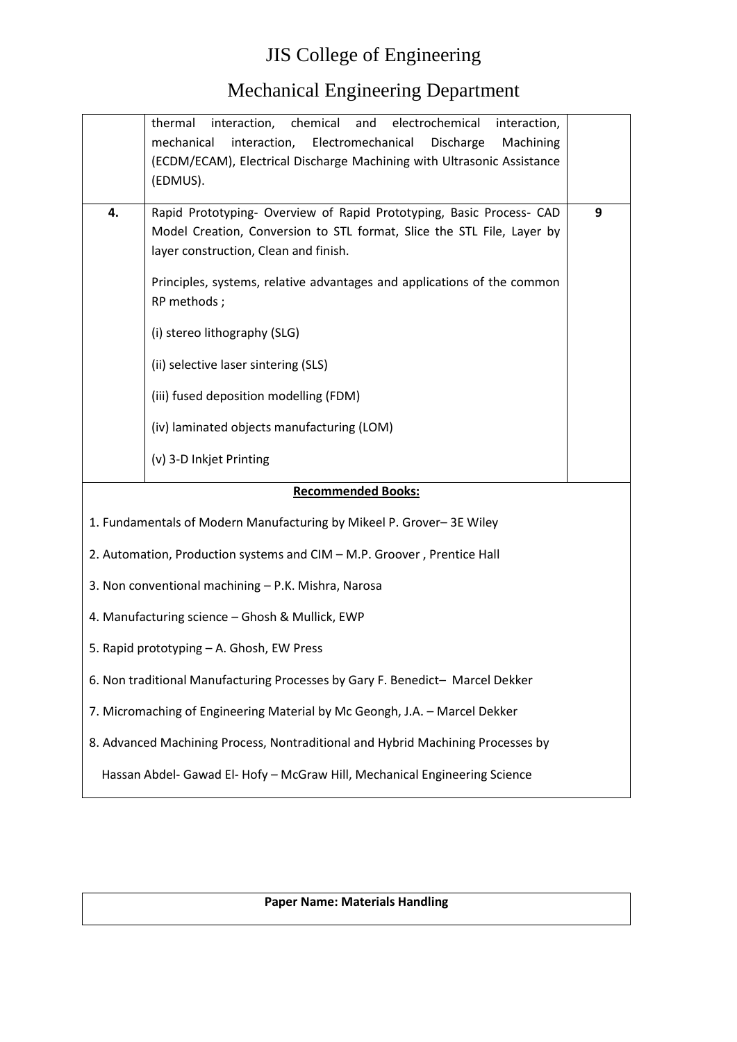| | | |
|---|---|---|
| | thermal interaction, chemical and electrochemical interaction, mechanical interaction, Electromechanical Discharge Machining (ECDM/ECAM), Electrical Discharge Machining with Ultrasonic Assistance (EDMUS). | |
| **4.** | Rapid Prototyping- Overview of Rapid Prototyping, Basic Process- CAD Model Creation, Conversion to STL format, Slice the STL File, Layer by layer construction, Clean and finish.<br><br>Principles, systems, relative advantages and applications of the common RP methods ;<br><br>(i) stereo lithography (SLG)<br><br>(ii) selective laser sintering (SLS)<br><br>(iii) fused deposition modelling (FDM)<br><br>(iv) laminated objects manufacturing (LOM)<br><br>(v) 3-D Inkjet Printing | **9** |

**Recommended Books:**

1. Fundamentals of Modern Manufacturing by Mikeel P. Grover– 3E Wiley
2. Automation, Production systems and CIM – M.P. Groover , Prentice Hall
3. Non conventional machining – P.K. Mishra, Narosa
4. Manufacturing science – Ghosh & Mullick, EWP
5. Rapid prototyping – A. Ghosh, EW Press
6. Non traditional Manufacturing Processes by Gary F. Benedict– Marcel Dekker
7. Micromaching of Engineering Material by Mc Geongh, J.A. – Marcel Dekker
8. Advanced Machining Process, Nontraditional and Hybrid Machining Processes by Hassan Abdel- Gawad El- Hofy – McGraw Hill, Mechanical Engineering Science

**Paper Name: Materials Handling**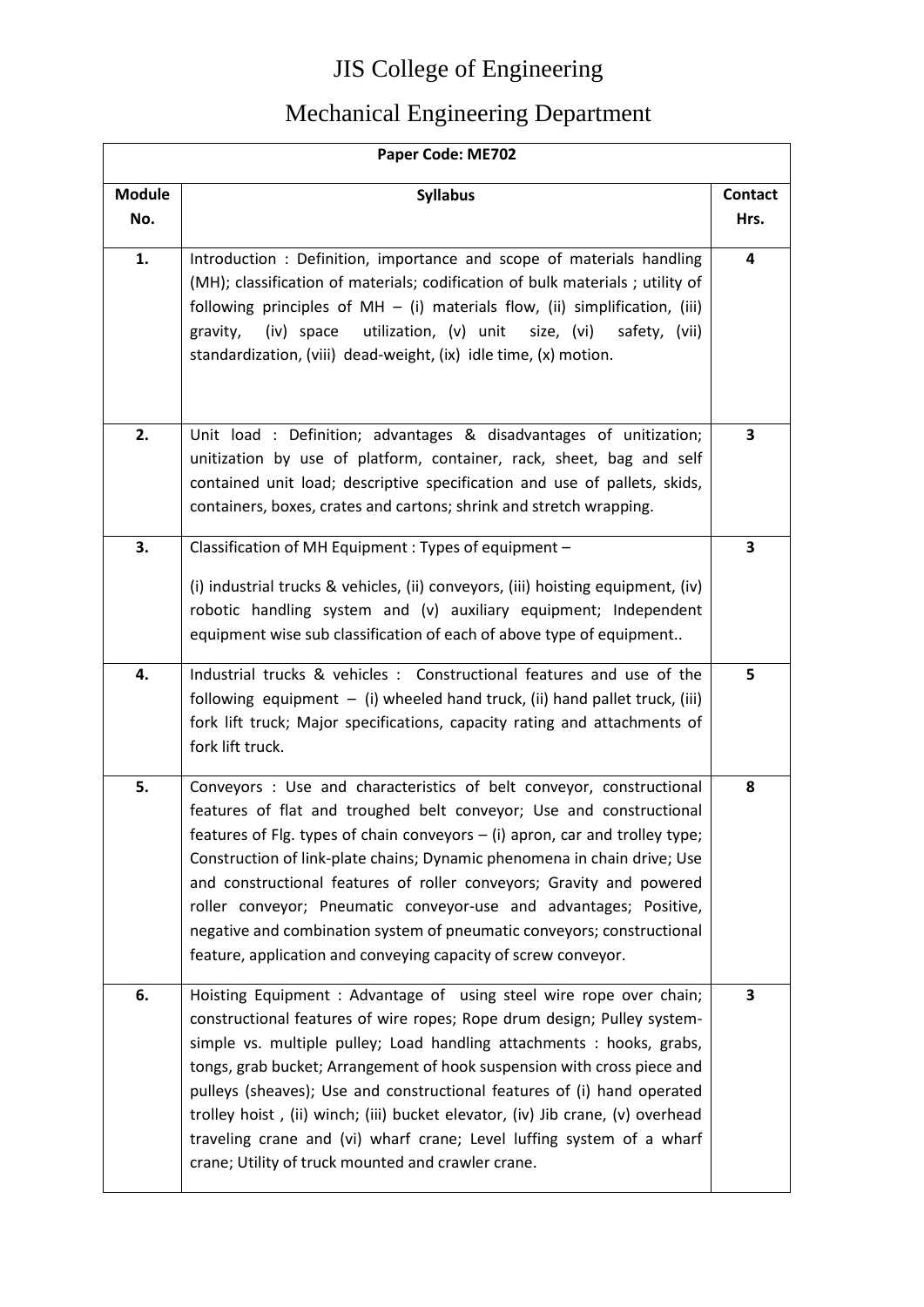# JIS College of Engineering

## Mechanical Engineering Department

| Paper Code: ME702 | | |
|---|---|---|
| **Module No.** | **Syllabus** | **Contact Hrs.** |
| **1.** | Introduction : Definition, importance and scope of materials handling (MH); classification of materials; codification of bulk materials ; utility of following principles of MH – (i) materials flow, (ii) simplification, (iii) gravity, (iv) space utilization, (v) unit size, (vi) safety, (vii) standardization, (viii) dead-weight, (ix) idle time, (x) motion. | **4** |
| **2.** | Unit load : Definition; advantages & disadvantages of unitization; unitization by use of platform, container, rack, sheet, bag and self contained unit load; descriptive specification and use of pallets, skids, containers, boxes, crates and cartons; shrink and stretch wrapping. | **3** |
| **3.** | Classification of MH Equipment : Types of equipment – (i) industrial trucks & vehicles, (ii) conveyors, (iii) hoisting equipment, (iv) robotic handling system and (v) auxiliary equipment; Independent equipment wise sub classification of each of above type of equipment.. | **3** |
| **4.** | Industrial trucks & vehicles : Constructional features and use of the following equipment – (i) wheeled hand truck, (ii) hand pallet truck, (iii) fork lift truck; Major specifications, capacity rating and attachments of fork lift truck. | **5** |
| **5.** | Conveyors : Use and characteristics of belt conveyor, constructional features of flat and troughed belt conveyor; Use and constructional features of Flg. types of chain conveyors – (i) apron, car and trolley type; Construction of link-plate chains; Dynamic phenomena in chain drive; Use and constructional features of roller conveyors; Gravity and powered roller conveyor; Pneumatic conveyor-use and advantages; Positive, negative and combination system of pneumatic conveyors; constructional feature, application and conveying capacity of screw conveyor. | **8** |
| **6.** | Hoisting Equipment : Advantage of using steel wire rope over chain; constructional features of wire ropes; Rope drum design; Pulley system-simple vs. multiple pulley; Load handling attachments : hooks, grabs, tongs, grab bucket; Arrangement of hook suspension with cross piece and pulleys (sheaves); Use and constructional features of (i) hand operated trolley hoist , (ii) winch; (iii) bucket elevator, (iv) Jib crane, (v) overhead traveling crane and (vi) wharf crane; Level luffing system of a wharf crane; Utility of truck mounted and crawler crane. | **3** |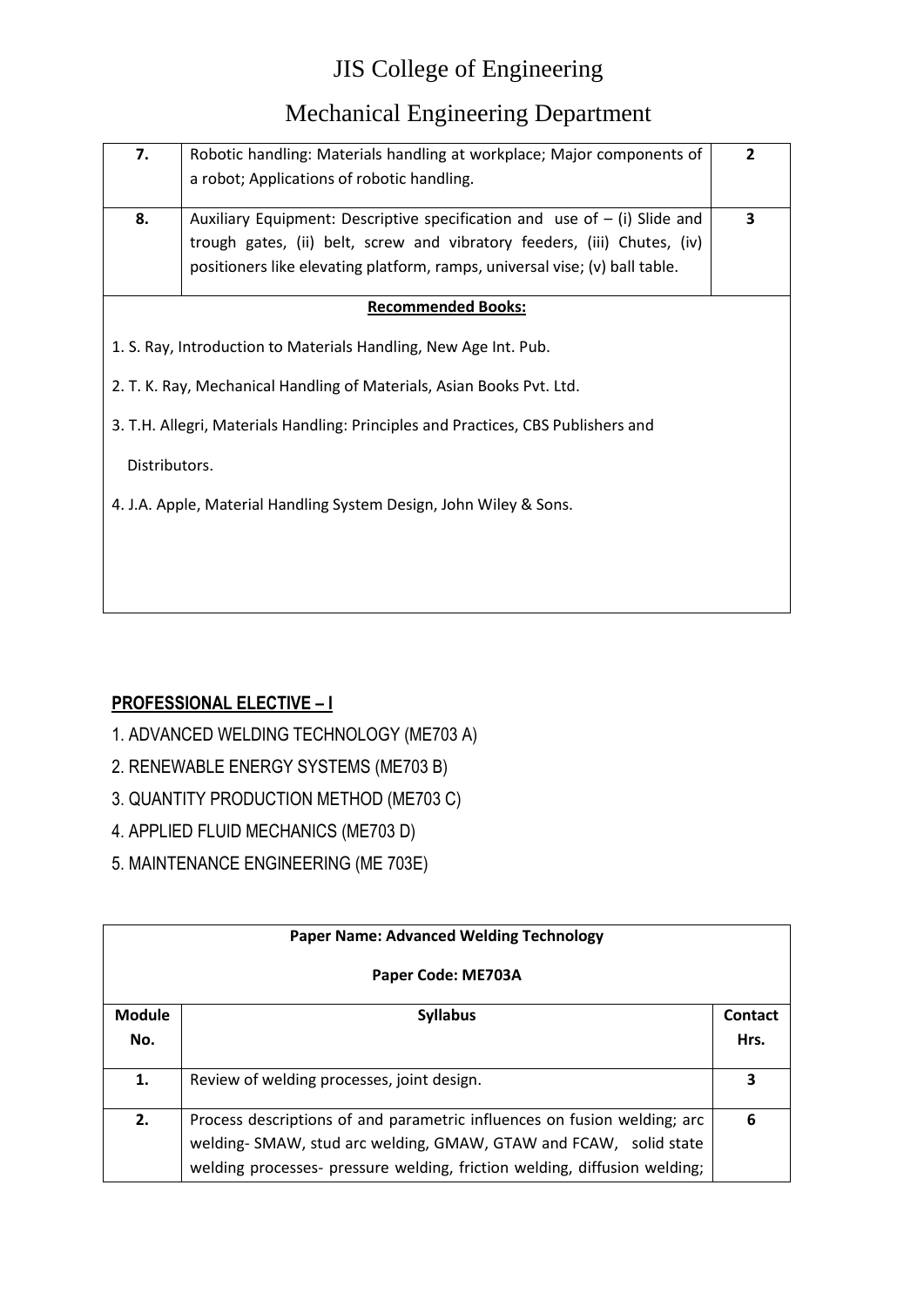| | | |
|---|---|---|
| **7.** | Robotic handling: Materials handling at workplace; Major components of a robot; Applications of robotic handling. | **2** |
| **8.** | Auxiliary Equipment: Descriptive specification and use of – (i) Slide and trough gates, (ii) belt, screw and vibratory feeders, (iii) Chutes, (iv) positioners like elevating platform, ramps, universal vise; (v) ball table. | **3** |

**Recommended Books:**

1. S. Ray, Introduction to Materials Handling, New Age Int. Pub.
2. T. K. Ray, Mechanical Handling of Materials, Asian Books Pvt. Ltd.
3. T.H. Allegri, Materials Handling: Principles and Practices, CBS Publishers and Distributors.
4. J.A. Apple, Material Handling System Design, John Wiley & Sons.

## PROFESSIONAL ELECTIVE – I

1. ADVANCED WELDING TECHNOLOGY (ME703 A)
2. RENEWABLE ENERGY SYSTEMS (ME703 B)
3. QUANTITY PRODUCTION METHOD (ME703 C)
4. APPLIED FLUID MECHANICS (ME703 D)
5. MAINTENANCE ENGINEERING (ME 703E)

**Paper Name: Advanced Welding Technology**

**Paper Code: ME703A**

| Module No. | Syllabus | Contact Hrs. |
|---|---|---|
| **1.** | Review of welding processes, joint design. | **3** |
| **2.** | Process descriptions of and parametric influences on fusion welding; arc welding- SMAW, stud arc welding, GMAW, GTAW and FCAW, solid state welding processes- pressure welding, friction welding, diffusion welding; | **6** |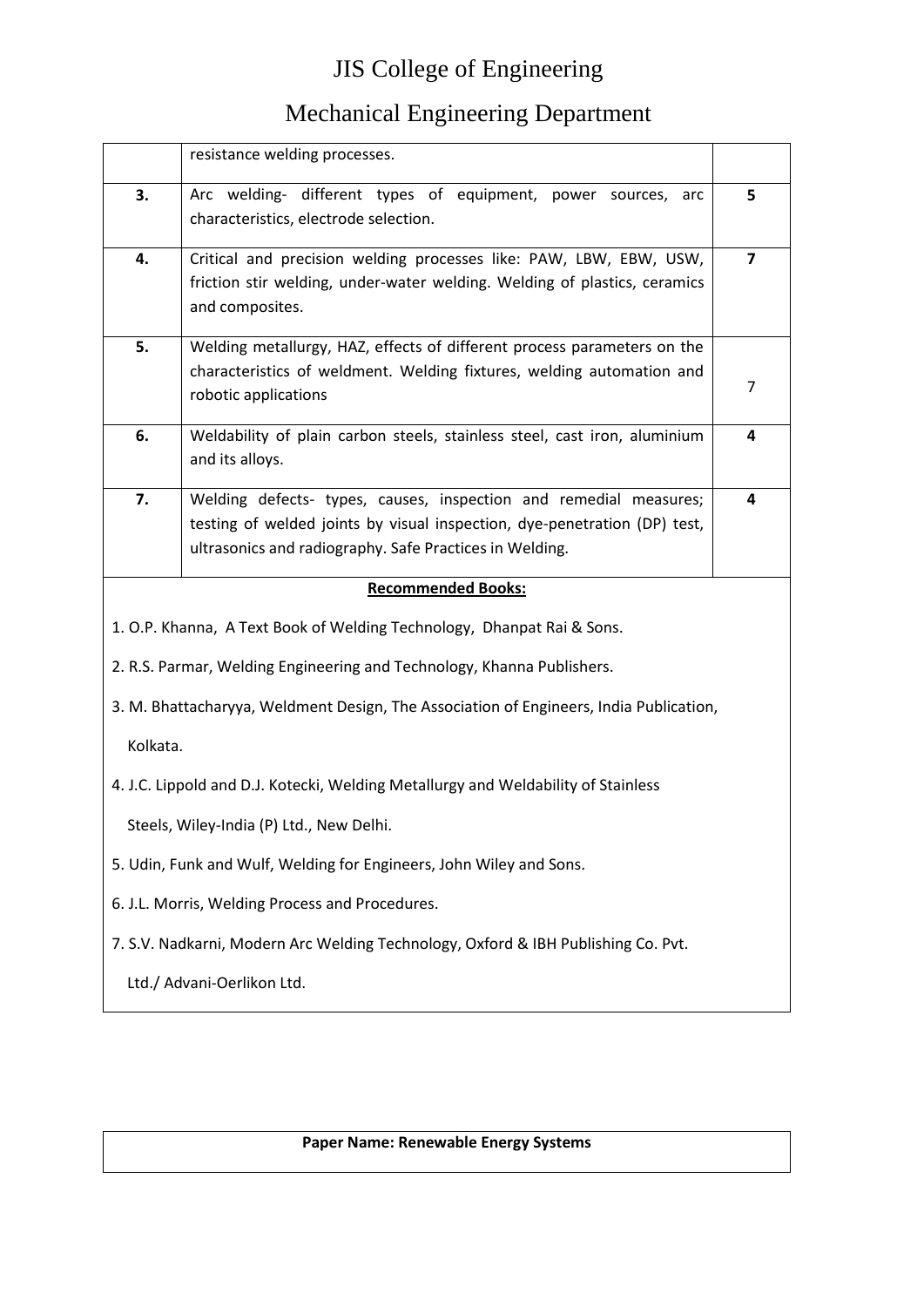# JIS College of Engineering

## Mechanical Engineering Department

| | | |
|---|---|---|
| | resistance welding processes. | |
| **3.** | Arc welding- different types of equipment, power sources, arc characteristics, electrode selection. | **5** |
| **4.** | Critical and precision welding processes like: PAW, LBW, EBW, USW, friction stir welding, under-water welding. Welding of plastics, ceramics and composites. | **7** |
| **5.** | Welding metallurgy, HAZ, effects of different process parameters on the characteristics of weldment. Welding fixtures, welding automation and robotic applications | 7 |
| **6.** | Weldability of plain carbon steels, stainless steel, cast iron, aluminium and its alloys. | **4** |
| **7.** | Welding defects- types, causes, inspection and remedial measures; testing of welded joints by visual inspection, dye-penetration (DP) test, ultrasonics and radiography. Safe Practices in Welding. | **4** |

**Recommended Books:**

1. O.P. Khanna, A Text Book of Welding Technology, Dhanpat Rai & Sons.
2. R.S. Parmar, Welding Engineering and Technology, Khanna Publishers.
3. M. Bhattacharyya, Weldment Design, The Association of Engineers, India Publication, Kolkata.
4. J.C. Lippold and D.J. Kotecki, Welding Metallurgy and Weldability of Stainless Steels, Wiley-India (P) Ltd., New Delhi.
5. Udin, Funk and Wulf, Welding for Engineers, John Wiley and Sons.
6. J.L. Morris, Welding Process and Procedures.
7. S.V. Nadkarni, Modern Arc Welding Technology, Oxford & IBH Publishing Co. Pvt. Ltd./ Advani-Oerlikon Ltd.

**Paper Name: Renewable Energy Systems**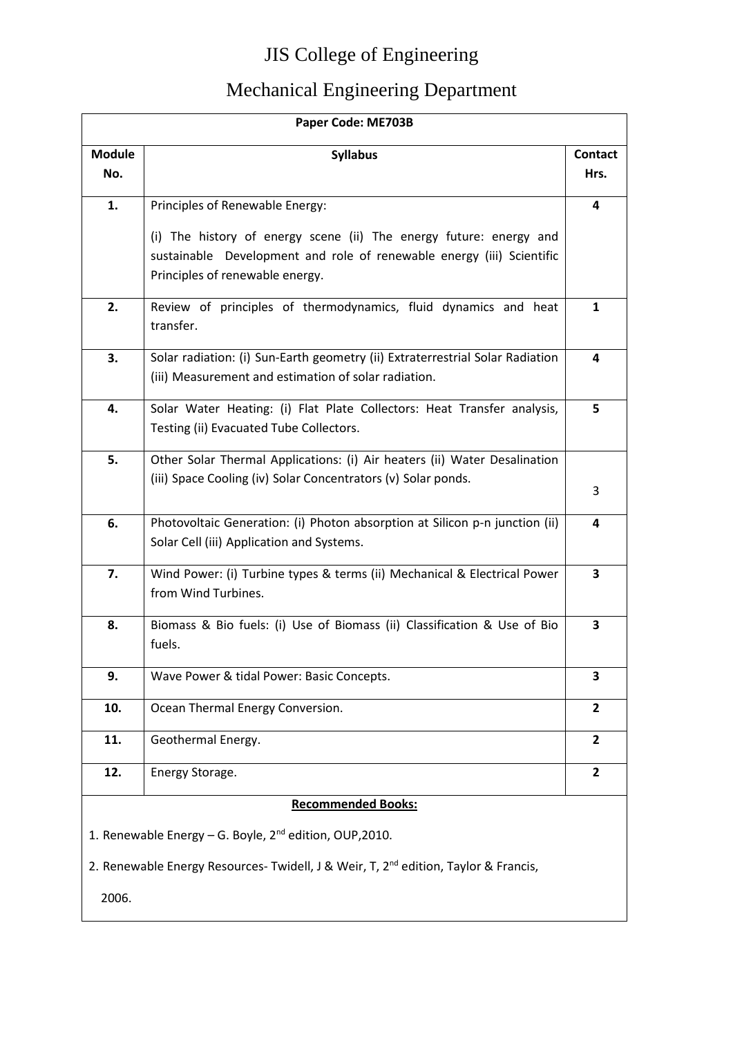# JIS College of Engineering

## Mechanical Engineering Department

**Paper Code: ME703B**

| Module No. | Syllabus | Contact Hrs. |
|---|---|---|
| **1.** | Principles of Renewable Energy:<br><br>(i) The history of energy scene (ii) The energy future: energy and sustainable Development and role of renewable energy (iii) Scientific Principles of renewable energy. | **4** |
| **2.** | Review of principles of thermodynamics, fluid dynamics and heat transfer. | **1** |
| **3.** | Solar radiation: (i) Sun-Earth geometry (ii) Extraterrestrial Solar Radiation (iii) Measurement and estimation of solar radiation. | **4** |
| **4.** | Solar Water Heating: (i) Flat Plate Collectors: Heat Transfer analysis, Testing (ii) Evacuated Tube Collectors. | **5** |
| **5.** | Other Solar Thermal Applications: (i) Air heaters (ii) Water Desalination (iii) Space Cooling (iv) Solar Concentrators (v) Solar ponds. | 3 |
| **6.** | Photovoltaic Generation: (i) Photon absorption at Silicon p-n junction (ii) Solar Cell (iii) Application and Systems. | **4** |
| **7.** | Wind Power: (i) Turbine types & terms (ii) Mechanical & Electrical Power from Wind Turbines. | **3** |
| **8.** | Biomass & Bio fuels: (i) Use of Biomass (ii) Classification & Use of Bio fuels. | **3** |
| **9.** | Wave Power & tidal Power: Basic Concepts. | **3** |
| **10.** | Ocean Thermal Energy Conversion. | **2** |
| **11.** | Geothermal Energy. | **2** |
| **12.** | Energy Storage. | **2** |

**Recommended Books:**

1. Renewable Energy – G. Boyle, 2nd edition, OUP,2010.
2. Renewable Energy Resources- Twidell, J & Weir, T, 2nd edition, Taylor & Francis, 2006.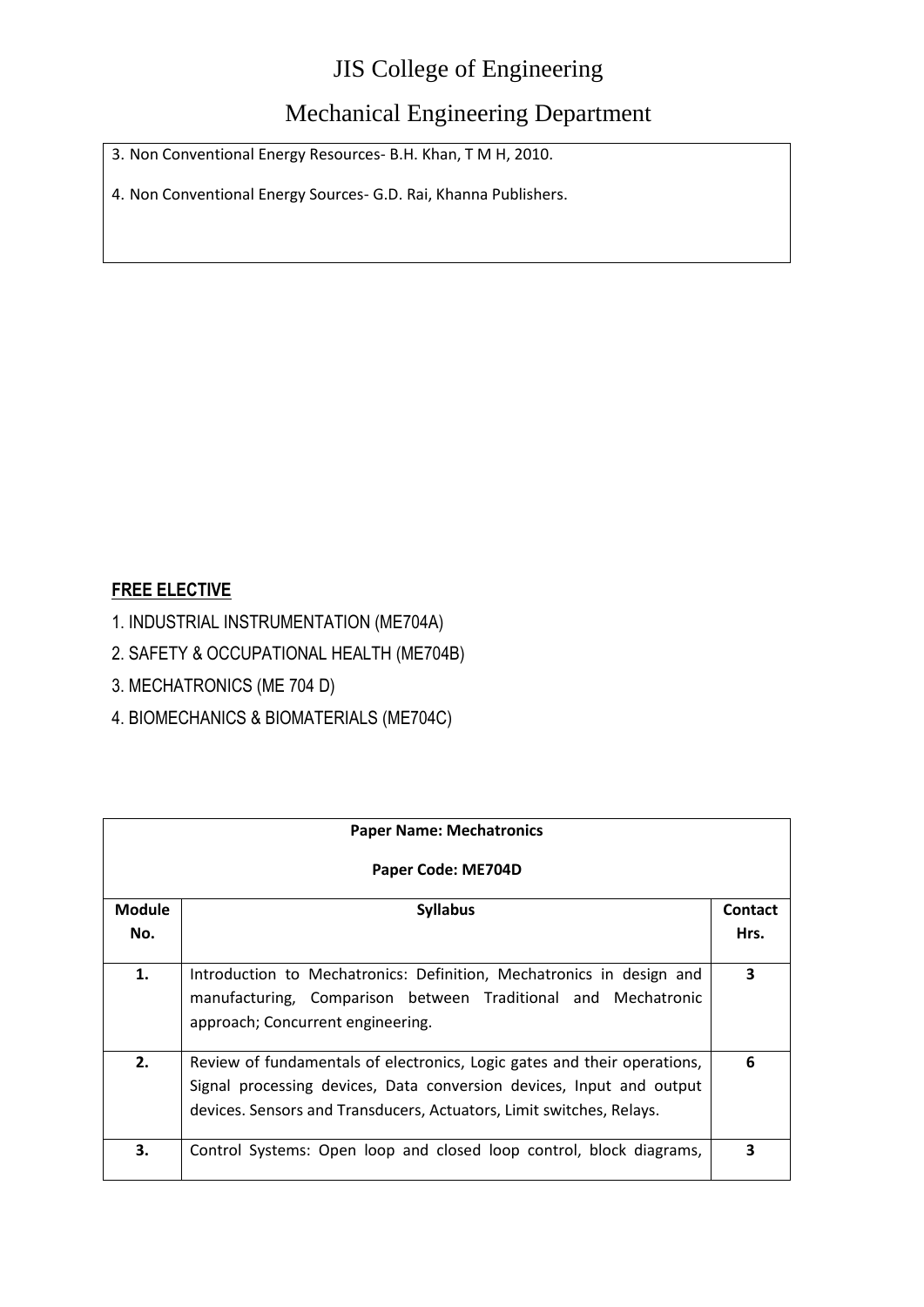3. Non Conventional Energy Resources- B.H. Khan, T M H, 2010.

4. Non Conventional Energy Sources- G.D. Rai, Khanna Publishers.

**FREE ELECTIVE**

1. INDUSTRIAL INSTRUMENTATION (ME704A)
2. SAFETY & OCCUPATIONAL HEALTH (ME704B)
3. MECHATRONICS (ME 704 D)
4. BIOMECHANICS & BIOMATERIALS (ME704C)

**Paper Name: Mechatronics**

**Paper Code: ME704D**

| Module No. | Syllabus | Contact Hrs. |
|---|---|---|
| **1.** | Introduction to Mechatronics: Definition, Mechatronics in design and manufacturing, Comparison between Traditional and Mechatronic approach; Concurrent engineering. | **3** |
| **2.** | Review of fundamentals of electronics, Logic gates and their operations, Signal processing devices, Data conversion devices, Input and output devices. Sensors and Transducers, Actuators, Limit switches, Relays. | **6** |
| **3.** | Control Systems: Open loop and closed loop control, block diagrams, | **3** |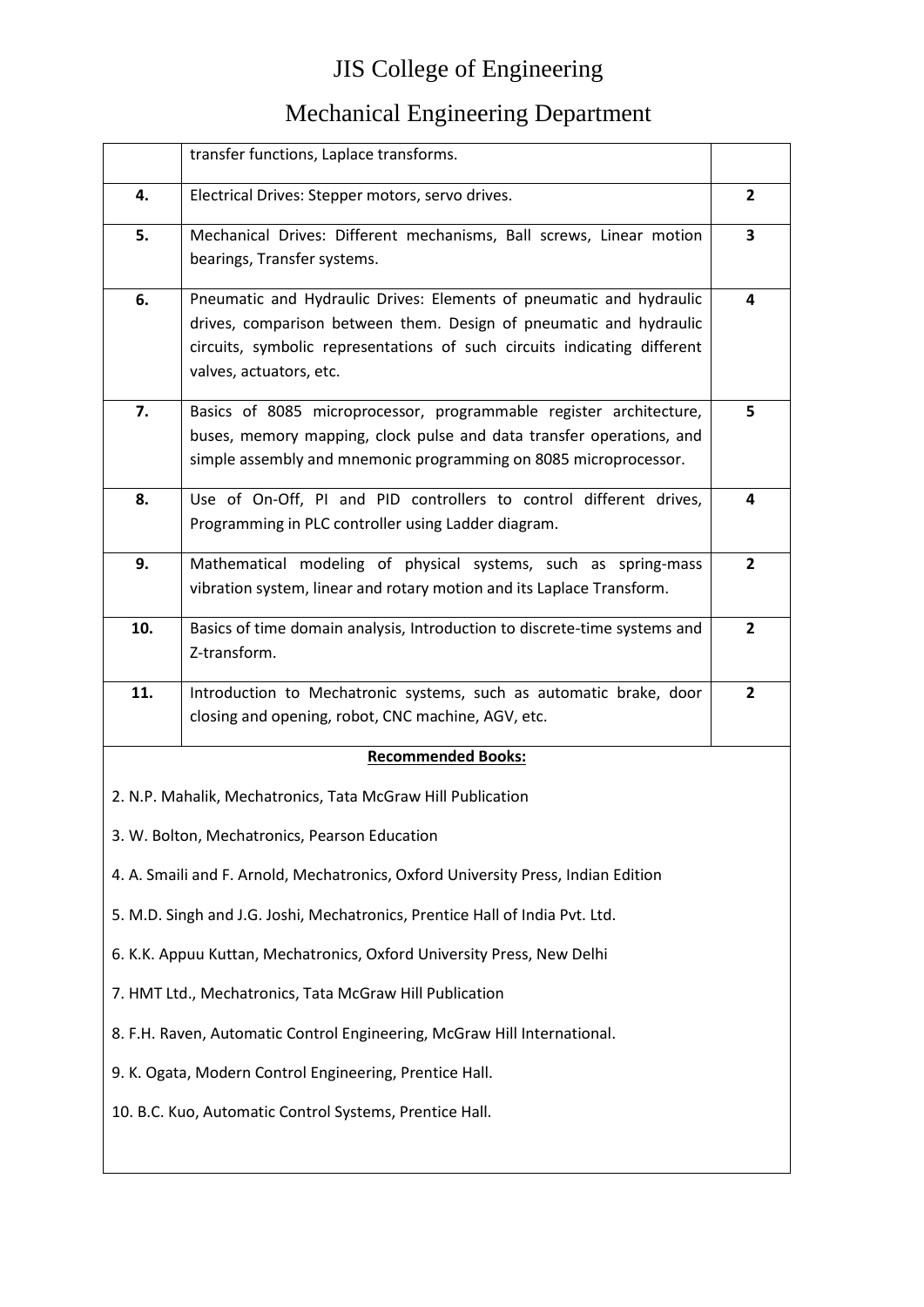# JIS College of Engineering

## Mechanical Engineering Department

| | | |
|---|---|---|
| | transfer functions, Laplace transforms. | |
| **4.** | Electrical Drives: Stepper motors, servo drives. | **2** |
| **5.** | Mechanical Drives: Different mechanisms, Ball screws, Linear motion bearings, Transfer systems. | **3** |
| **6.** | Pneumatic and Hydraulic Drives: Elements of pneumatic and hydraulic drives, comparison between them. Design of pneumatic and hydraulic circuits, symbolic representations of such circuits indicating different valves, actuators, etc. | **4** |
| **7.** | Basics of 8085 microprocessor, programmable register architecture, buses, memory mapping, clock pulse and data transfer operations, and simple assembly and mnemonic programming on 8085 microprocessor. | **5** |
| **8.** | Use of On-Off, PI and PID controllers to control different drives, Programming in PLC controller using Ladder diagram. | **4** |
| **9.** | Mathematical modeling of physical systems, such as spring-mass vibration system, linear and rotary motion and its Laplace Transform. | **2** |
| **10.** | Basics of time domain analysis, Introduction to discrete-time systems and Z-transform. | **2** |
| **11.** | Introduction to Mechatronic systems, such as automatic brake, door closing and opening, robot, CNC machine, AGV, etc. | **2** |

**Recommended Books:**

2. N.P. Mahalik, Mechatronics, Tata McGraw Hill Publication
3. W. Bolton, Mechatronics, Pearson Education
4. A. Smaili and F. Arnold, Mechatronics, Oxford University Press, Indian Edition
5. M.D. Singh and J.G. Joshi, Mechatronics, Prentice Hall of India Pvt. Ltd.
6. K.K. Appuu Kuttan, Mechatronics, Oxford University Press, New Delhi
7. HMT Ltd., Mechatronics, Tata McGraw Hill Publication
8. F.H. Raven, Automatic Control Engineering, McGraw Hill International.
9. K. Ogata, Modern Control Engineering, Prentice Hall.
10. B.C. Kuo, Automatic Control Systems, Prentice Hall.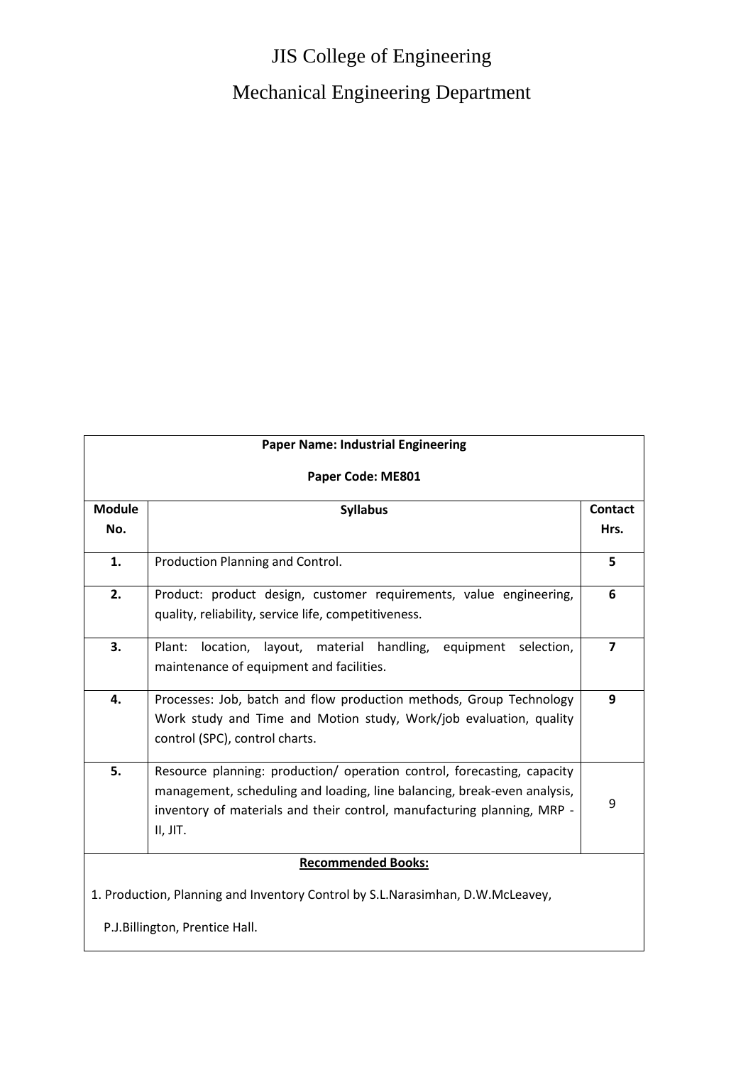# JIS College of Engineering

## Mechanical Engineering Department

**Paper Name: Industrial Engineering**

**Paper Code: ME801**

| Module No. | Syllabus | Contact Hrs. |
|---|---|---|
| **1.** | Production Planning and Control. | **5** |
| **2.** | Product: product design, customer requirements, value engineering, quality, reliability, service life, competitiveness. | **6** |
| **3.** | Plant: location, layout, material handling, equipment selection, maintenance of equipment and facilities. | **7** |
| **4.** | Processes: Job, batch and flow production methods, Group Technology Work study and Time and Motion study, Work/job evaluation, quality control (SPC), control charts. | **9** |
| **5.** | Resource planning: production/ operation control, forecasting, capacity management, scheduling and loading, line balancing, break-even analysis, inventory of materials and their control, manufacturing planning, MRP - II, JIT. | 9 |

**Recommended Books:**

1. Production, Planning and Inventory Control by S.L.Narasimhan, D.W.McLeavey, P.J.Billington, Prentice Hall.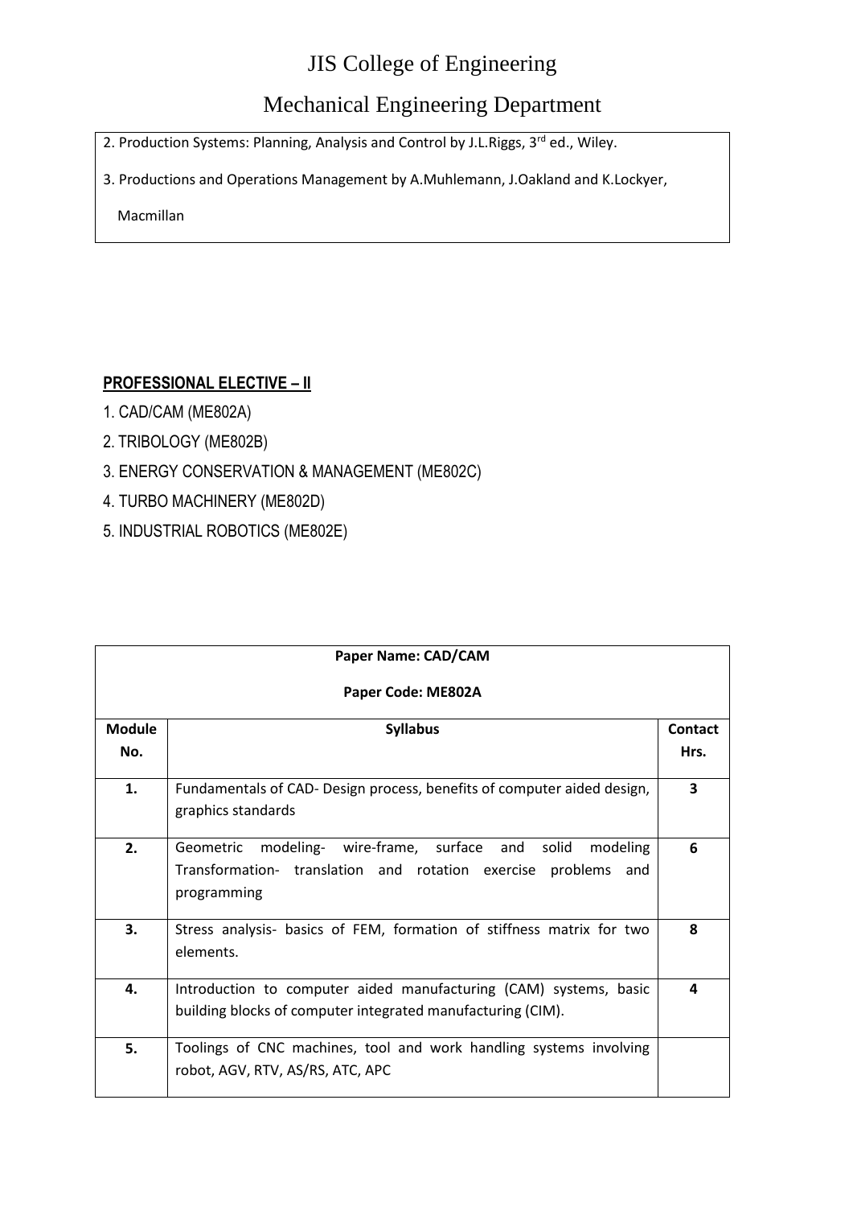2. Production Systems: Planning, Analysis and Control by J.L.Riggs, 3rd ed., Wiley.

3. Productions and Operations Management by A.Muhlemann, J.Oakland and K.Lockyer, Macmillan

## PROFESSIONAL ELECTIVE – II

1. CAD/CAM (ME802A)
2. TRIBOLOGY (ME802B)
3. ENERGY CONSERVATION & MANAGEMENT (ME802C)
4. TURBO MACHINERY (ME802D)
5. INDUSTRIAL ROBOTICS (ME802E)

**Paper Name: CAD/CAM**

**Paper Code: ME802A**

| Module No. | Syllabus | Contact Hrs. |
|---|---|---|
| **1.** | Fundamentals of CAD- Design process, benefits of computer aided design, graphics standards | **3** |
| **2.** | Geometric modeling- wire-frame, surface and solid modeling Transformation- translation and rotation exercise problems and programming | **6** |
| **3.** | Stress analysis- basics of FEM, formation of stiffness matrix for two elements. | **8** |
| **4.** | Introduction to computer aided manufacturing (CAM) systems, basic building blocks of computer integrated manufacturing (CIM). | **4** |
| **5.** | Toolings of CNC machines, tool and work handling systems involving robot, AGV, RTV, AS/RS, ATC, APC | |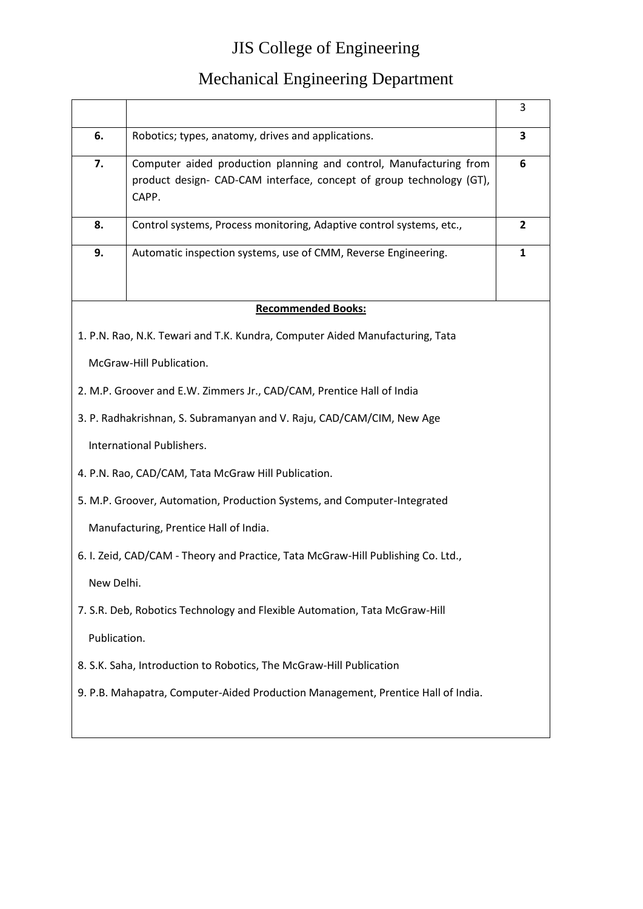# JIS College of Engineering

## Mechanical Engineering Department

| | | |
|---|---|---|
| | | 3 |
| **6.** | Robotics; types, anatomy, drives and applications. | **3** |
| **7.** | Computer aided production planning and control, Manufacturing from product design- CAD-CAM interface, concept of group technology (GT), CAPP. | **6** |
| **8.** | Control systems, Process monitoring, Adaptive control systems, etc., | **2** |
| **9.** | Automatic inspection systems, use of CMM, Reverse Engineering. | **1** |

**Recommended Books:**

1. P.N. Rao, N.K. Tewari and T.K. Kundra, Computer Aided Manufacturing, Tata McGraw-Hill Publication.
2. M.P. Groover and E.W. Zimmers Jr., CAD/CAM, Prentice Hall of India
3. P. Radhakrishnan, S. Subramanyan and V. Raju, CAD/CAM/CIM, New Age International Publishers.
4. P.N. Rao, CAD/CAM, Tata McGraw Hill Publication.
5. M.P. Groover, Automation, Production Systems, and Computer-Integrated Manufacturing, Prentice Hall of India.
6. I. Zeid, CAD/CAM - Theory and Practice, Tata McGraw-Hill Publishing Co. Ltd., New Delhi.
7. S.R. Deb, Robotics Technology and Flexible Automation, Tata McGraw-Hill Publication.
8. S.K. Saha, Introduction to Robotics, The McGraw-Hill Publication
9. P.B. Mahapatra, Computer-Aided Production Management, Prentice Hall of India.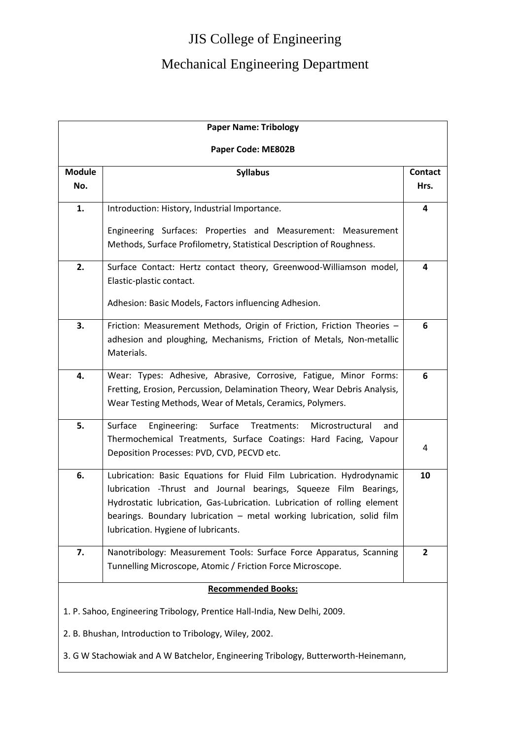# JIS College of Engineering

## Mechanical Engineering Department

**Paper Name: Tribology**

**Paper Code: ME802B**

| Module No. | Syllabus | Contact Hrs. |
|---|---|---|
| 1. | Introduction: History, Industrial Importance.<br><br>Engineering Surfaces: Properties and Measurement: Measurement Methods, Surface Profilometry, Statistical Description of Roughness. | 4 |
| 2. | Surface Contact: Hertz contact theory, Greenwood-Williamson model, Elastic-plastic contact.<br><br>Adhesion: Basic Models, Factors influencing Adhesion. | 4 |
| 3. | Friction: Measurement Methods, Origin of Friction, Friction Theories – adhesion and ploughing, Mechanisms, Friction of Metals, Non-metallic Materials. | 6 |
| 4. | Wear: Types: Adhesive, Abrasive, Corrosive, Fatigue, Minor Forms: Fretting, Erosion, Percussion, Delamination Theory, Wear Debris Analysis, Wear Testing Methods, Wear of Metals, Ceramics, Polymers. | 6 |
| 5. | Surface Engineering: Surface Treatments: Microstructural and Thermochemical Treatments, Surface Coatings: Hard Facing, Vapour Deposition Processes: PVD, CVD, PECVD etc. | 4 |
| 6. | Lubrication: Basic Equations for Fluid Film Lubrication. Hydrodynamic lubrication -Thrust and Journal bearings, Squeeze Film Bearings, Hydrostatic lubrication, Gas-Lubrication. Lubrication of rolling element bearings. Boundary lubrication – metal working lubrication, solid film lubrication. Hygiene of lubricants. | 10 |
| 7. | Nanotribology: Measurement Tools: Surface Force Apparatus, Scanning Tunnelling Microscope, Atomic / Friction Force Microscope. | 2 |

**Recommended Books:**

1. P. Sahoo, Engineering Tribology, Prentice Hall-India, New Delhi, 2009.

2. B. Bhushan, Introduction to Tribology, Wiley, 2002.

3. G W Stachowiak and A W Batchelor, Engineering Tribology, Butterworth-Heinemann,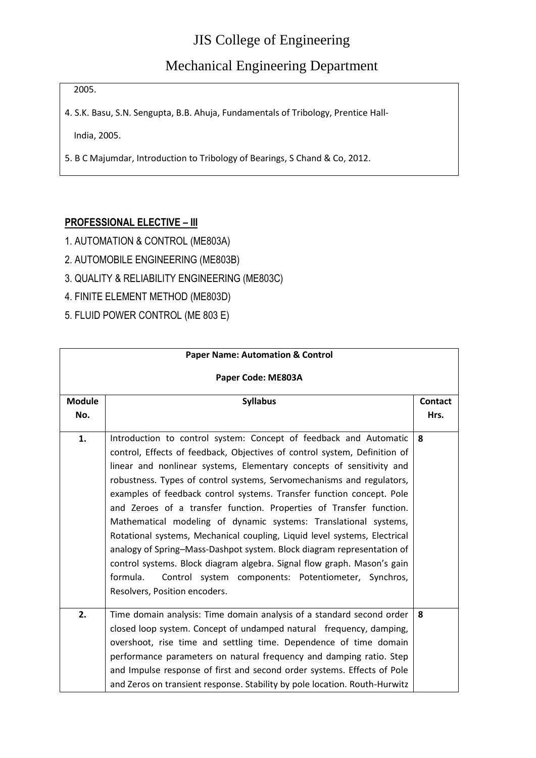2005.

4. S.K. Basu, S.N. Sengupta, B.B. Ahuja, Fundamentals of Tribology, Prentice Hall-India, 2005.

5. B C Majumdar, Introduction to Tribology of Bearings, S Chand & Co, 2012.

**PROFESSIONAL ELECTIVE – III**

1. AUTOMATION & CONTROL (ME803A)
2. AUTOMOBILE ENGINEERING (ME803B)
3. QUALITY & RELIABILITY ENGINEERING (ME803C)
4. FINITE ELEMENT METHOD (ME803D)
5. FLUID POWER CONTROL (ME 803 E)

| **Paper Name: Automation & Control**<br>**Paper Code: ME803A** | | |
|---|---|---|
| **Module No.** | **Syllabus** | **Contact Hrs.** |
| **1.** | Introduction to control system: Concept of feedback and Automatic control, Effects of feedback, Objectives of control system, Definition of linear and nonlinear systems, Elementary concepts of sensitivity and robustness. Types of control systems, Servomechanisms and regulators, examples of feedback control systems. Transfer function concept. Pole and Zeroes of a transfer function. Properties of Transfer function. Mathematical modeling of dynamic systems: Translational systems, Rotational systems, Mechanical coupling, Liquid level systems, Electrical analogy of Spring–Mass-Dashpot system. Block diagram representation of control systems. Block diagram algebra. Signal flow graph. Mason's gain formula. Control system components: Potentiometer, Synchros, Resolvers, Position encoders. | **8** |
| **2.** | Time domain analysis: Time domain analysis of a standard second order closed loop system. Concept of undamped natural frequency, damping, overshoot, rise time and settling time. Dependence of time domain performance parameters on natural frequency and damping ratio. Step and Impulse response of first and second order systems. Effects of Pole and Zeros on transient response. Stability by pole location. Routh-Hurwitz | **8** |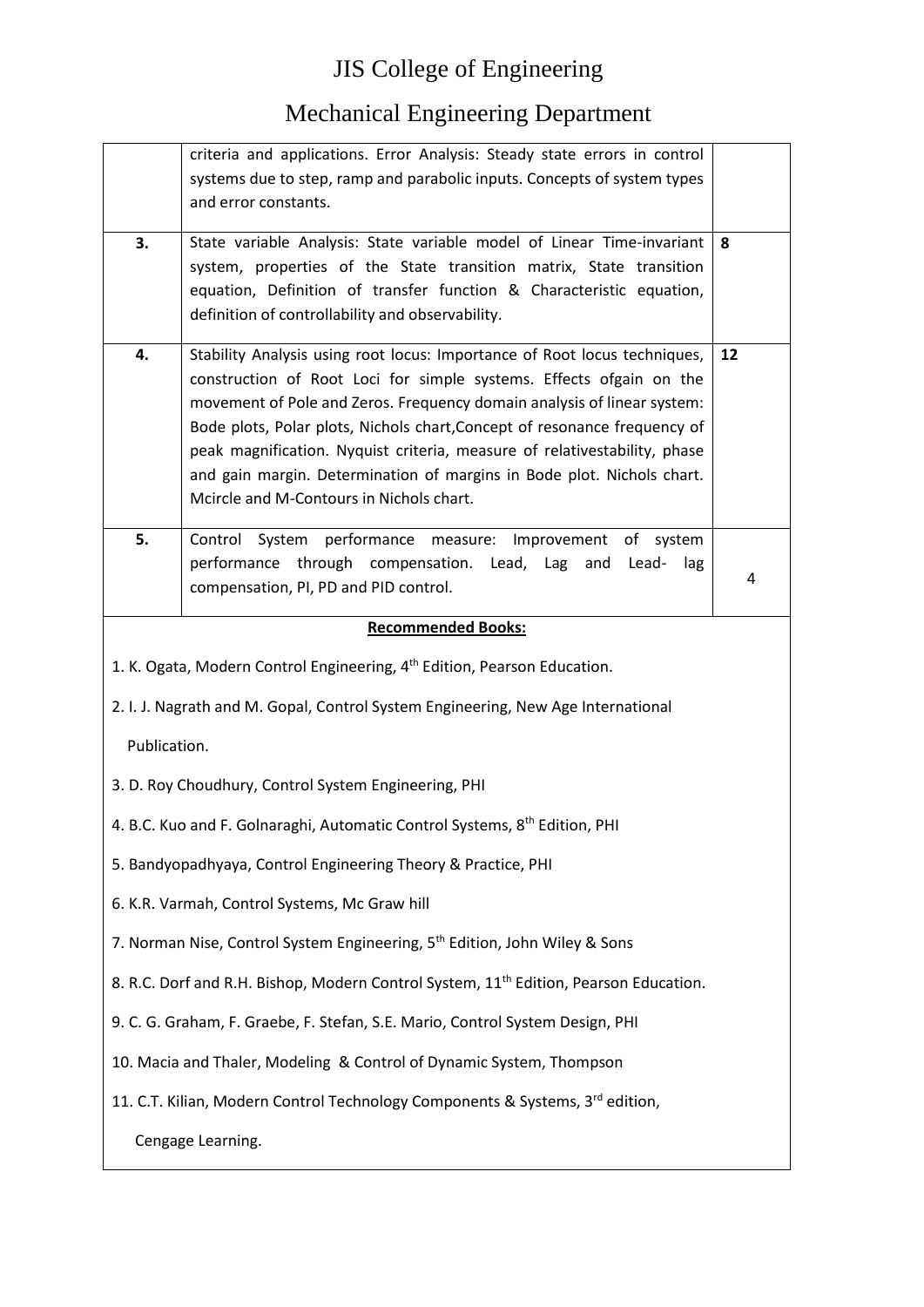# JIS College of Engineering

## Mechanical Engineering Department

| | | |
|---|---|---|
| | criteria and applications. Error Analysis: Steady state errors in control systems due to step, ramp and parabolic inputs. Concepts of system types and error constants. | |
| **3.** | State variable Analysis: State variable model of Linear Time-invariant system, properties of the State transition matrix, State transition equation, Definition of transfer function & Characteristic equation, definition of controllability and observability. | **8** |
| **4.** | Stability Analysis using root locus: Importance of Root locus techniques, construction of Root Loci for simple systems. Effects ofgain on the movement of Pole and Zeros. Frequency domain analysis of linear system: Bode plots, Polar plots, Nichols chart,Concept of resonance frequency of peak magnification. Nyquist criteria, measure of relativestability, phase and gain margin. Determination of margins in Bode plot. Nichols chart. Mcircle and M-Contours in Nichols chart. | **12** |
| **5.** | Control System performance measure: Improvement of system performance through compensation. Lead, Lag and Lead- lag compensation, PI, PD and PID control. | 4 |

**Recommended Books:**

1. K. Ogata, Modern Control Engineering, 4th Edition, Pearson Education.
2. I. J. Nagrath and M. Gopal, Control System Engineering, New Age International Publication.
3. D. Roy Choudhury, Control System Engineering, PHI
4. B.C. Kuo and F. Golnaraghi, Automatic Control Systems, 8th Edition, PHI
5. Bandyopadhyaya, Control Engineering Theory & Practice, PHI
6. K.R. Varmah, Control Systems, Mc Graw hill
7. Norman Nise, Control System Engineering, 5th Edition, John Wiley & Sons
8. R.C. Dorf and R.H. Bishop, Modern Control System, 11th Edition, Pearson Education.
9. C. G. Graham, F. Graebe, F. Stefan, S.E. Mario, Control System Design, PHI
10. Macia and Thaler, Modeling & Control of Dynamic System, Thompson
11. C.T. Kilian, Modern Control Technology Components & Systems, 3rd edition, Cengage Learning.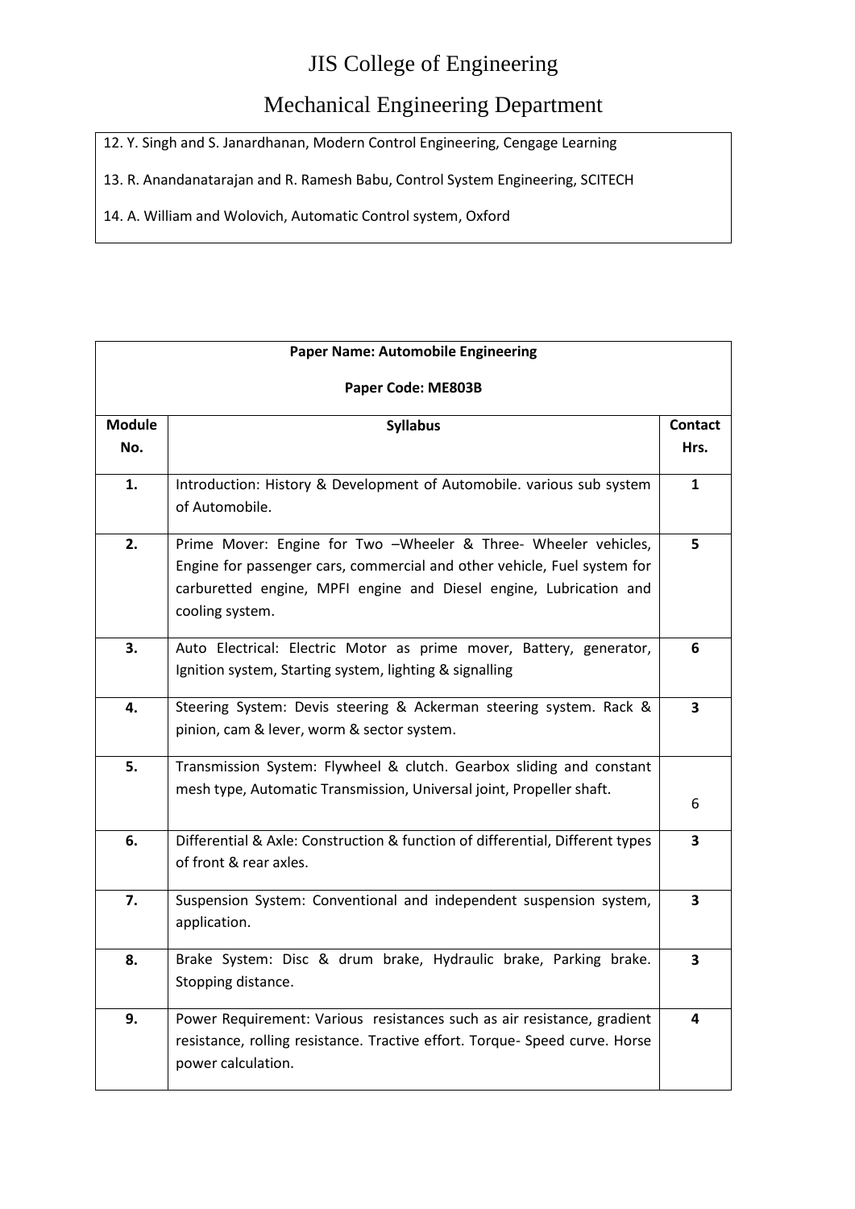12. Y. Singh and S. Janardhanan, Modern Control Engineering, Cengage Learning

13. R. Anandanatarajan and R. Ramesh Babu, Control System Engineering, SCITECH

14. A. William and Wolovich, Automatic Control system, Oxford

**Paper Name: Automobile Engineering**

**Paper Code: ME803B**

| Module No. | Syllabus | Contact Hrs. |
|---|---|---|
| **1.** | Introduction: History & Development of Automobile. various sub system of Automobile. | **1** |
| **2.** | Prime Mover: Engine for Two –Wheeler & Three- Wheeler vehicles, Engine for passenger cars, commercial and other vehicle, Fuel system for carburetted engine, MPFI engine and Diesel engine, Lubrication and cooling system. | **5** |
| **3.** | Auto Electrical: Electric Motor as prime mover, Battery, generator, Ignition system, Starting system, lighting & signalling | **6** |
| **4.** | Steering System: Devis steering & Ackerman steering system. Rack & pinion, cam & lever, worm & sector system. | **3** |
| **5.** | Transmission System: Flywheel & clutch. Gearbox sliding and constant mesh type, Automatic Transmission, Universal joint, Propeller shaft. | 6 |
| **6.** | Differential & Axle: Construction & function of differential, Different types of front & rear axles. | **3** |
| **7.** | Suspension System: Conventional and independent suspension system, application. | **3** |
| **8.** | Brake System: Disc & drum brake, Hydraulic brake, Parking brake. Stopping distance. | **3** |
| **9.** | Power Requirement: Various resistances such as air resistance, gradient resistance, rolling resistance. Tractive effort. Torque- Speed curve. Horse power calculation. | **4** |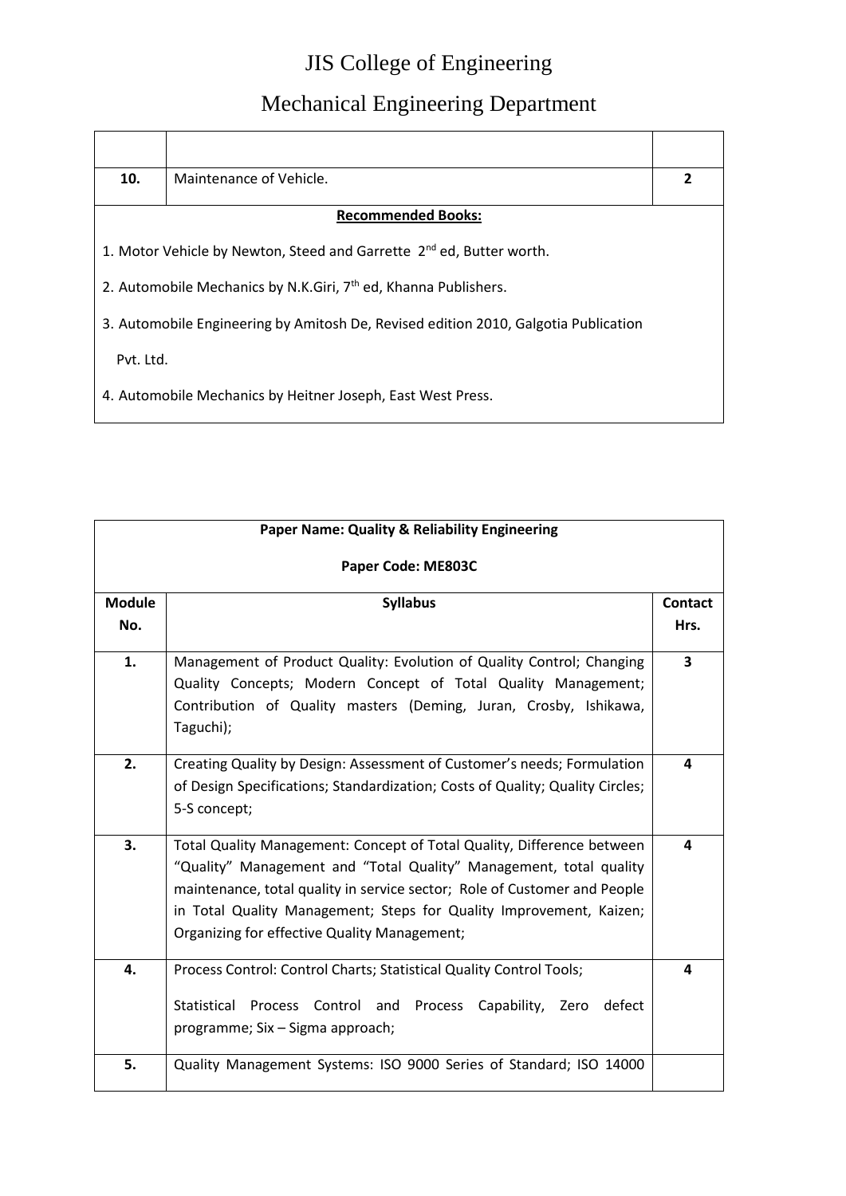JIS College of Engineering

Mechanical Engineering Department

| | | |
|---|---|---|
| **10.** | Maintenance of Vehicle. | **2** |

**Recommended Books:**

1. Motor Vehicle by Newton, Steed and Garrette 2nd ed, Butter worth.
2. Automobile Mechanics by N.K.Giri, 7th ed, Khanna Publishers.
3. Automobile Engineering by Amitosh De, Revised edition 2010, Galgotia Publication Pvt. Ltd.
4. Automobile Mechanics by Heitner Joseph, East West Press.

**Paper Name: Quality & Reliability Engineering**

**Paper Code: ME803C**

| Module No. | Syllabus | Contact Hrs. |
|---|---|---|
| **1.** | Management of Product Quality: Evolution of Quality Control; Changing Quality Concepts; Modern Concept of Total Quality Management; Contribution of Quality masters (Deming, Juran, Crosby, Ishikawa, Taguchi); | **3** |
| **2.** | Creating Quality by Design: Assessment of Customer's needs; Formulation of Design Specifications; Standardization; Costs of Quality; Quality Circles; 5-S concept; | **4** |
| **3.** | Total Quality Management: Concept of Total Quality, Difference between "Quality" Management and "Total Quality" Management, total quality maintenance, total quality in service sector; Role of Customer and People in Total Quality Management; Steps for Quality Improvement, Kaizen; Organizing for effective Quality Management; | **4** |
| **4.** | Process Control: Control Charts; Statistical Quality Control Tools; Statistical Process Control and Process Capability, Zero defect programme; Six – Sigma approach; | **4** |
| **5.** | Quality Management Systems: ISO 9000 Series of Standard; ISO 14000 | |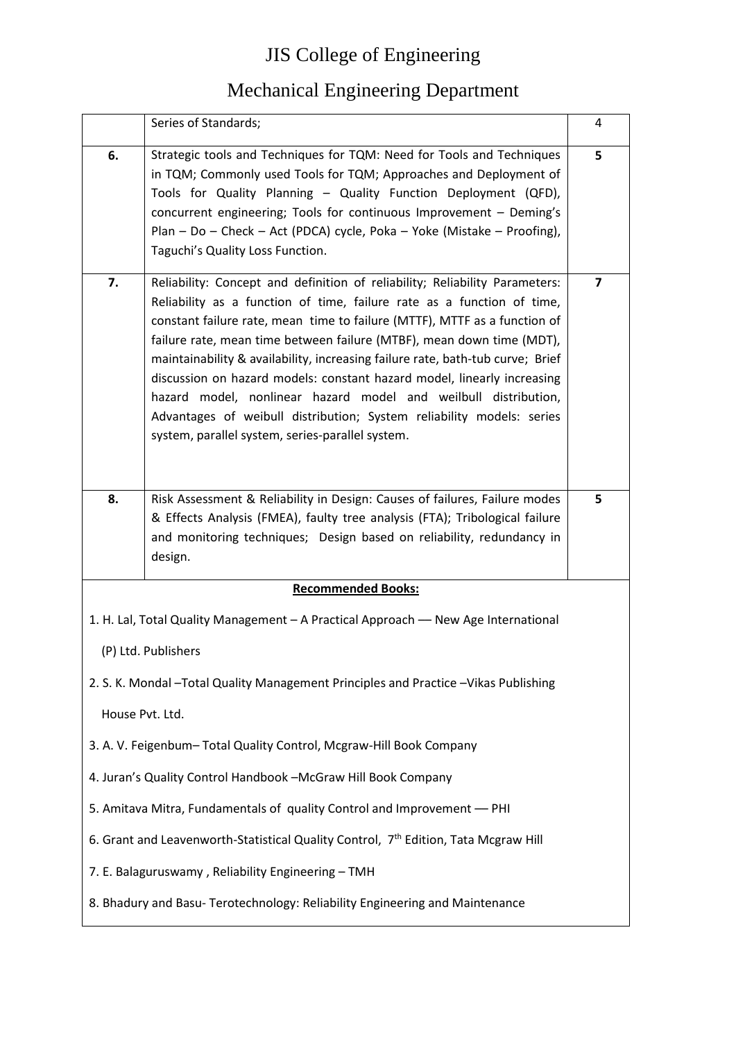# JIS College of Engineering

## Mechanical Engineering Department

| | | |
|---|---|---|
| | Series of Standards; | 4 |
| **6.** | Strategic tools and Techniques for TQM: Need for Tools and Techniques in TQM; Commonly used Tools for TQM; Approaches and Deployment of Tools for Quality Planning – Quality Function Deployment (QFD), concurrent engineering; Tools for continuous Improvement – Deming's Plan – Do – Check – Act (PDCA) cycle, Poka – Yoke (Mistake – Proofing), Taguchi's Quality Loss Function. | **5** |
| **7.** | Reliability: Concept and definition of reliability; Reliability Parameters: Reliability as a function of time, failure rate as a function of time, constant failure rate, mean time to failure (MTTF), MTTF as a function of failure rate, mean time between failure (MTBF), mean down time (MDT), maintainability & availability, increasing failure rate, bath-tub curve; Brief discussion on hazard models: constant hazard model, linearly increasing hazard model, nonlinear hazard model and weilbull distribution, Advantages of weibull distribution; System reliability models: series system, parallel system, series-parallel system. | **7** |
| **8.** | Risk Assessment & Reliability in Design: Causes of failures, Failure modes & Effects Analysis (FMEA), faulty tree analysis (FTA); Tribological failure and monitoring techniques; Design based on reliability, redundancy in design. | **5** |

**Recommended Books:**

1. H. Lal, Total Quality Management – A Practical Approach –– New Age International (P) Ltd. Publishers
2. S. K. Mondal –Total Quality Management Principles and Practice –Vikas Publishing House Pvt. Ltd.
3. A. V. Feigenbum– Total Quality Control, Mcgraw-Hill Book Company
4. Juran's Quality Control Handbook –McGraw Hill Book Company
5. Amitava Mitra, Fundamentals of quality Control and Improvement –– PHI
6. Grant and Leavenworth-Statistical Quality Control, 7th Edition, Tata Mcgraw Hill
7. E. Balaguruswamy , Reliability Engineering – TMH
8. Bhadury and Basu- Terotechnology: Reliability Engineering and Maintenance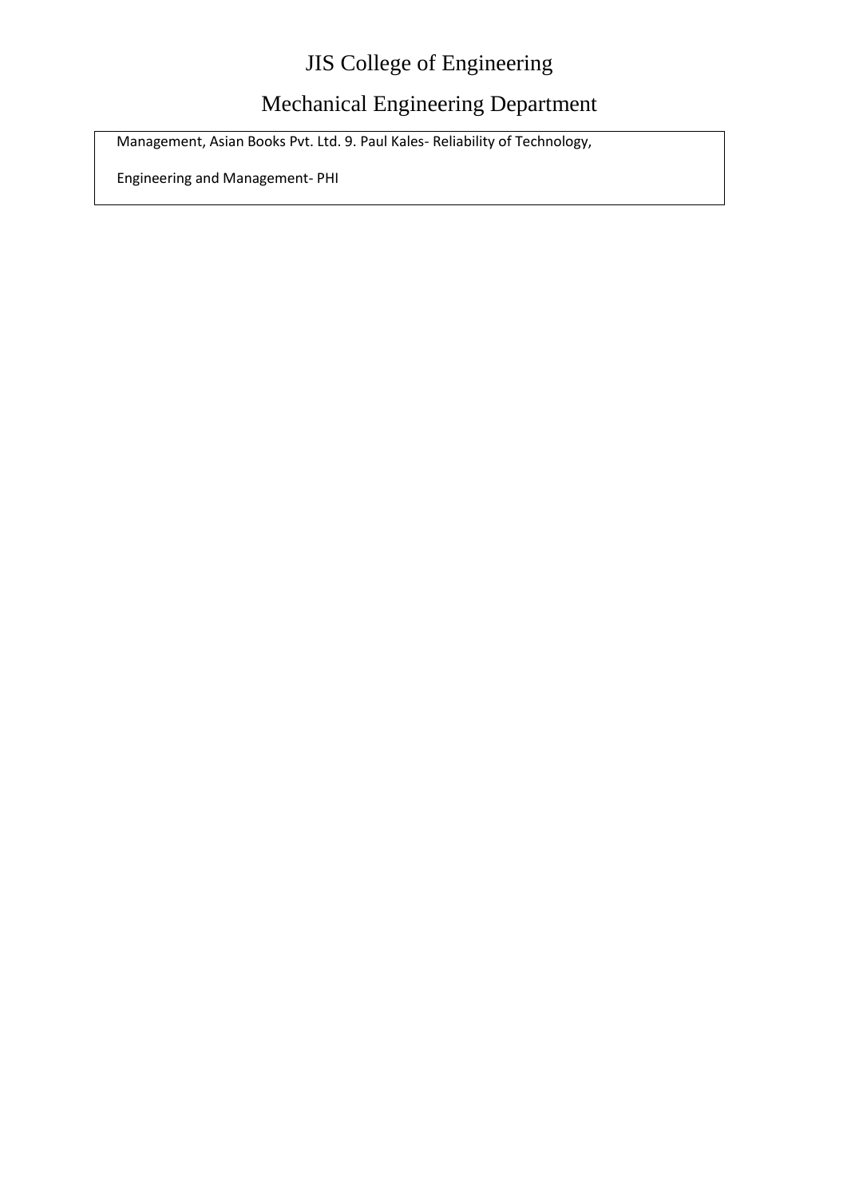Management, Asian Books Pvt. Ltd. 9. Paul Kales- Reliability of Technology,

Engineering and Management- PHI